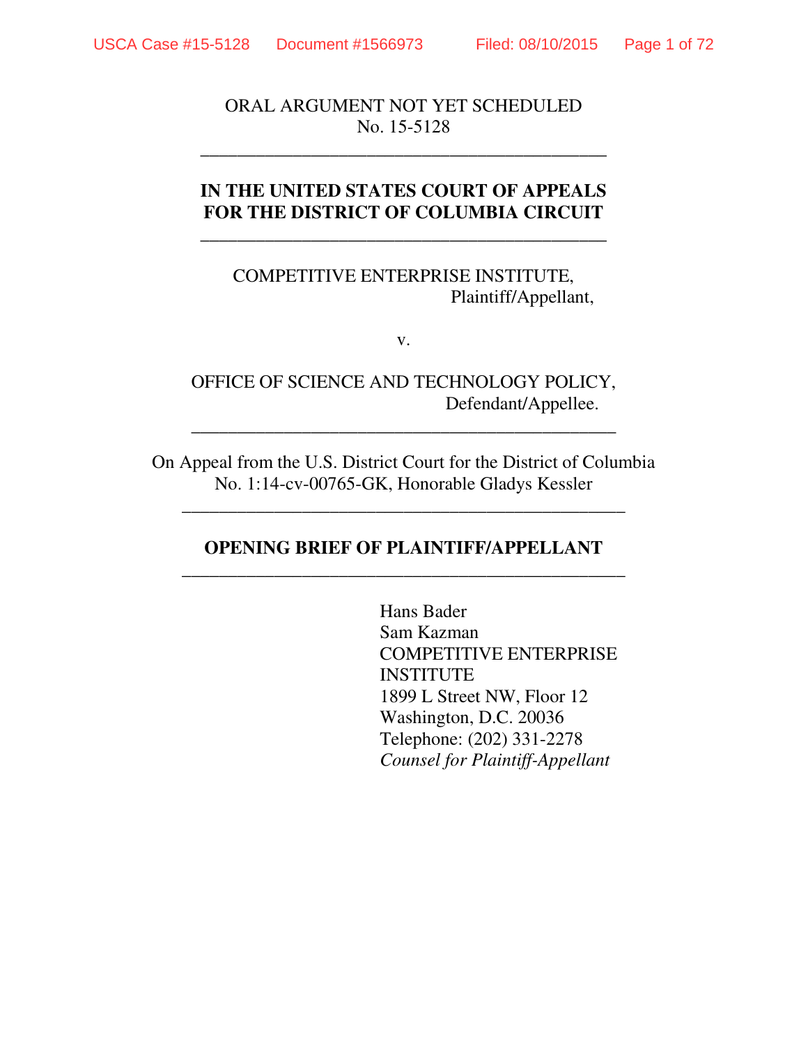ORAL ARGUMENT NOT YET SCHEDULED
No. 15-5128

---

**IN THE UNITED STATES COURT OF APPEALS**
**FOR THE DISTRICT OF COLUMBIA CIRCUIT**

---

COMPETITIVE ENTERPRISE INSTITUTE,
Plaintiff/Appellant,

v.

OFFICE OF SCIENCE AND TECHNOLOGY POLICY,
Defendant/Appellee.

---

On Appeal from the U.S. District Court for the District of Columbia
No. 1:14-cv-00765-GK, Honorable Gladys Kessler

---

**OPENING BRIEF OF PLAINTIFF/APPELLANT**

---

Hans Bader
Sam Kazman
COMPETITIVE ENTERPRISE INSTITUTE
1899 L Street NW, Floor 12
Washington, D.C. 20036
Telephone: (202) 331-2278
*Counsel for Plaintiff-Appellant*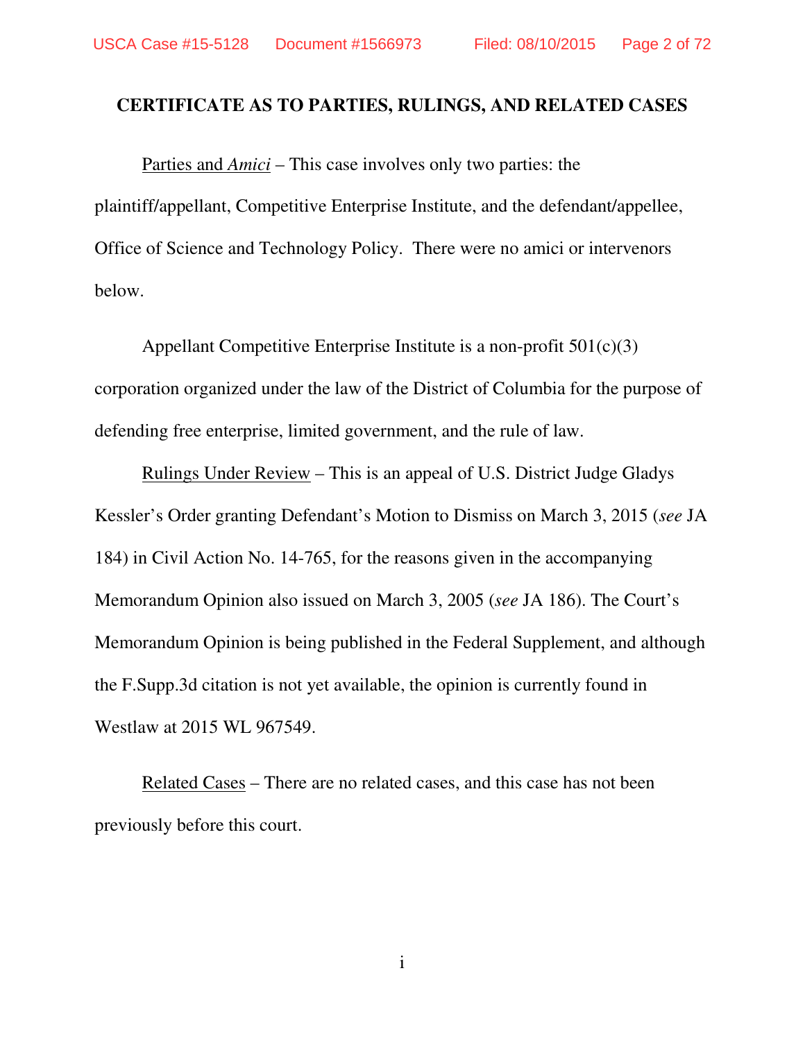## CERTIFICATE AS TO PARTIES, RULINGS, AND RELATED CASES

Parties and *Amici* – This case involves only two parties: the plaintiff/appellant, Competitive Enterprise Institute, and the defendant/appellee, Office of Science and Technology Policy. There were no amici or intervenors below.

Appellant Competitive Enterprise Institute is a non-profit 501(c)(3) corporation organized under the law of the District of Columbia for the purpose of defending free enterprise, limited government, and the rule of law.

Rulings Under Review – This is an appeal of U.S. District Judge Gladys Kessler's Order granting Defendant's Motion to Dismiss on March 3, 2015 (*see* JA 184) in Civil Action No. 14-765, for the reasons given in the accompanying Memorandum Opinion also issued on March 3, 2005 (*see* JA 186). The Court's Memorandum Opinion is being published in the Federal Supplement, and although the F.Supp.3d citation is not yet available, the opinion is currently found in Westlaw at 2015 WL 967549.

Related Cases – There are no related cases, and this case has not been previously before this court.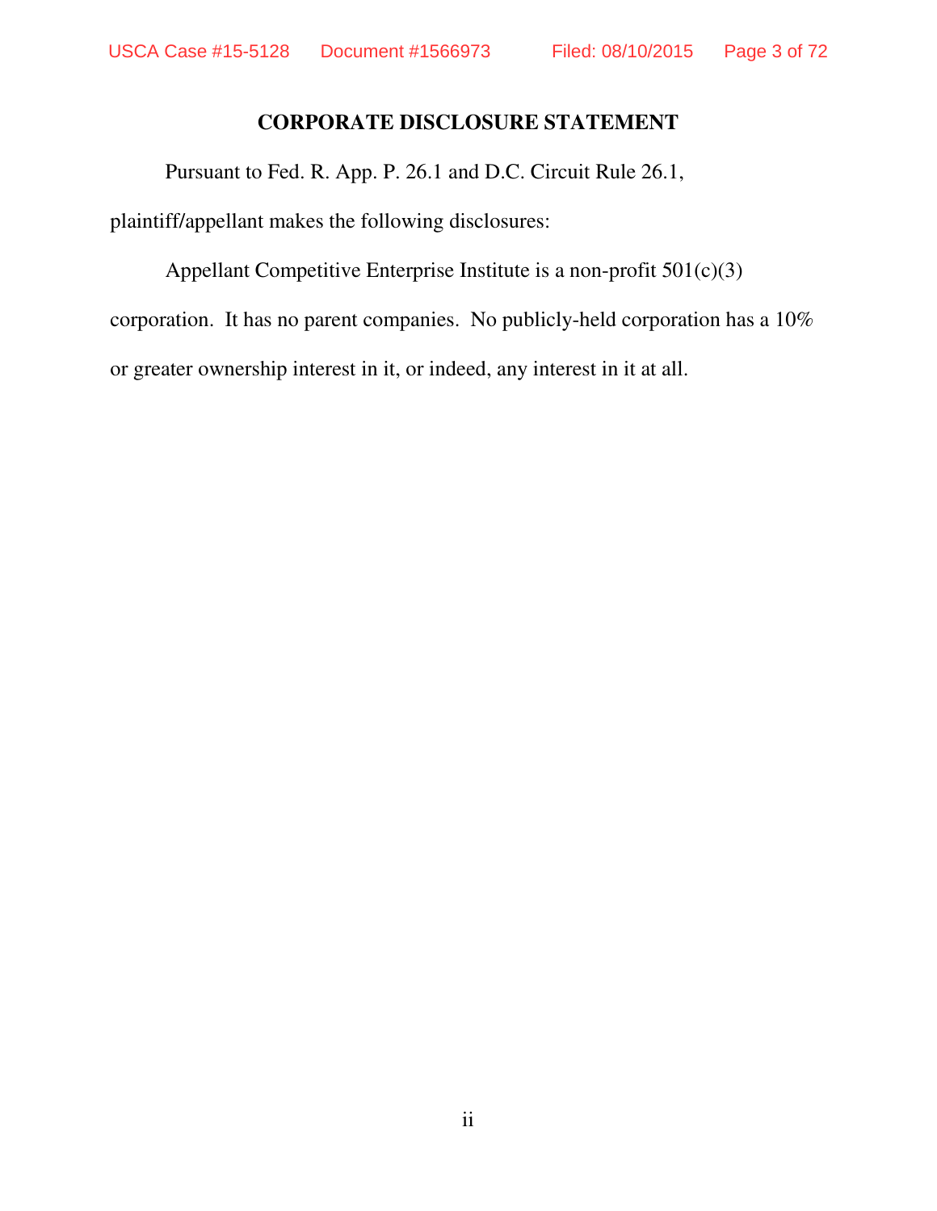## CORPORATE DISCLOSURE STATEMENT

Pursuant to Fed. R. App. P. 26.1 and D.C. Circuit Rule 26.1, plaintiff/appellant makes the following disclosures:

Appellant Competitive Enterprise Institute is a non-profit 501(c)(3) corporation. It has no parent companies. No publicly-held corporation has a 10% or greater ownership interest in it, or indeed, any interest in it at all.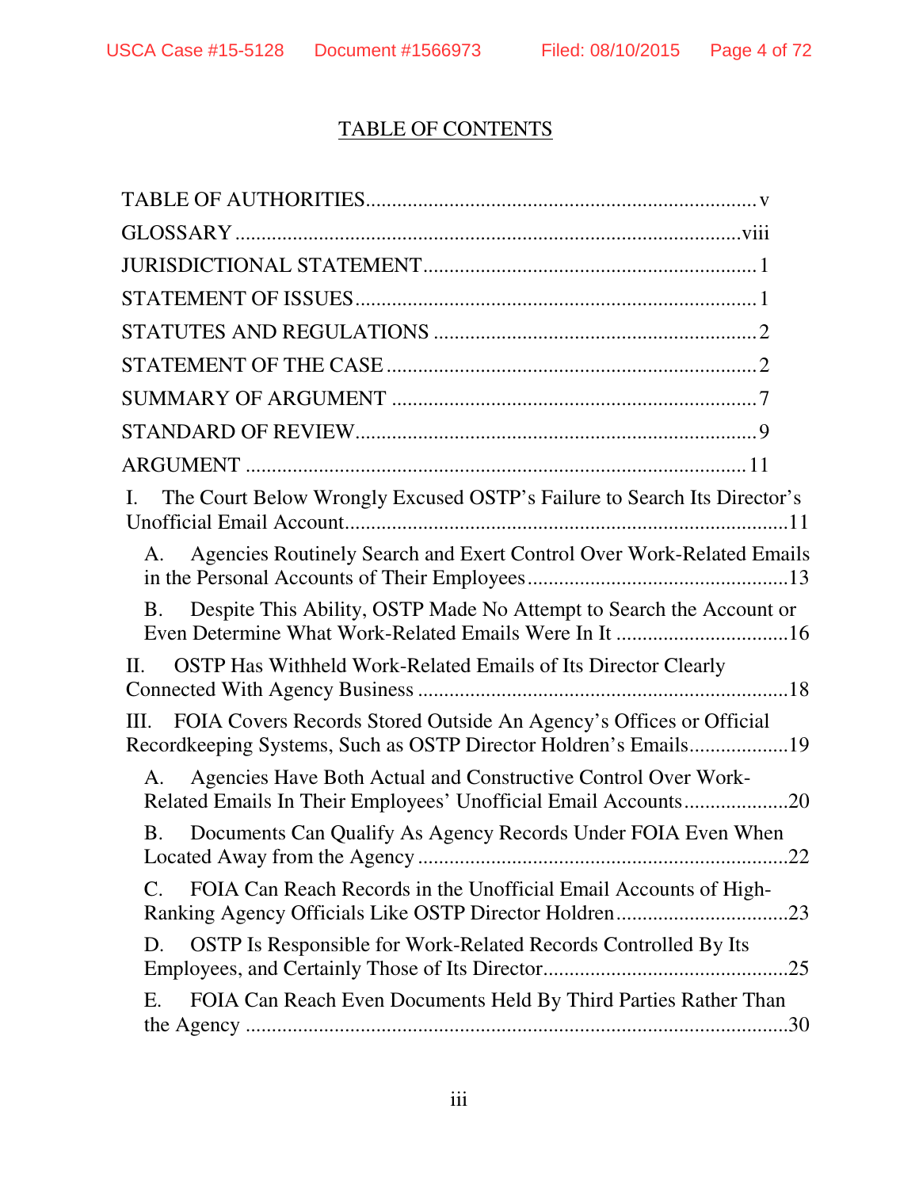## TABLE OF CONTENTS

TABLE OF AUTHORITIES .......................................................................... v

GLOSSARY ............................................................................................ viii

JURISDICTIONAL STATEMENT .............................................................. 1

STATEMENT OF ISSUES .......................................................................... 1

STATUTES AND REGULATIONS .............................................................. 2

STATEMENT OF THE CASE ...................................................................... 2

SUMMARY OF ARGUMENT ...................................................................... 7

STANDARD OF REVIEW ............................................................................ 9

ARGUMENT ............................................................................................. 11

I. The Court Below Wrongly Excused OSTP's Failure to Search Its Director's Unofficial Email Account ........................................................................ 11

A. Agencies Routinely Search and Exert Control Over Work-Related Emails in the Personal Accounts of Their Employees ........................................ 13

B. Despite This Ability, OSTP Made No Attempt to Search the Account or Even Determine What Work-Related Emails Were In It ............................ 16

II. OSTP Has Withheld Work-Related Emails of Its Director Clearly Connected With Agency Business .................................................................. 18

III. FOIA Covers Records Stored Outside An Agency's Offices or Official Recordkeeping Systems, Such as OSTP Director Holdren's Emails .................. 19

A. Agencies Have Both Actual and Constructive Control Over Work-Related Emails In Their Employees' Unofficial Email Accounts .................... 20

B. Documents Can Qualify As Agency Records Under FOIA Even When Located Away from the Agency ........................................................... 22

C. FOIA Can Reach Records in the Unofficial Email Accounts of High-Ranking Agency Officials Like OSTP Director Holdren ................................ 23

D. OSTP Is Responsible for Work-Related Records Controlled By Its Employees, and Certainly Those of Its Director ............................................ 25

E. FOIA Can Reach Even Documents Held By Third Parties Rather Than the Agency ............................................................................................ 30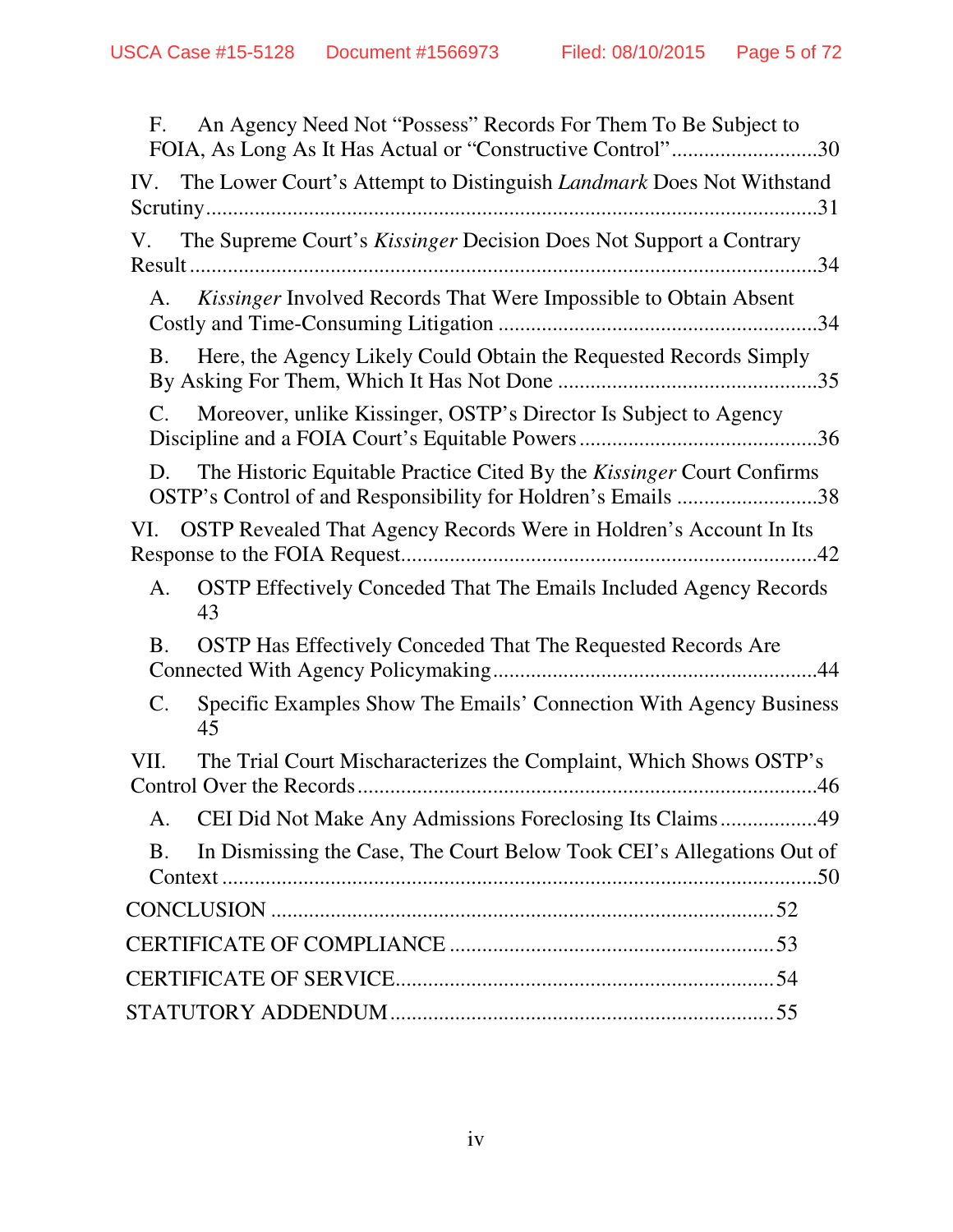F. An Agency Need Not "Possess" Records For Them To Be Subject to FOIA, As Long As It Has Actual or "Constructive Control" ........................... 30

IV. The Lower Court's Attempt to Distinguish *Landmark* Does Not Withstand Scrutiny ........................................................................................................... 31

V. The Supreme Court's *Kissinger* Decision Does Not Support a Contrary Result ................................................................................................................ 34

A. *Kissinger* Involved Records That Were Impossible to Obtain Absent Costly and Time-Consuming Litigation .......................................................... 34

B. Here, the Agency Likely Could Obtain the Requested Records Simply By Asking For Them, Which It Has Not Done ................................................ 35

C. Moreover, unlike Kissinger, OSTP's Director Is Subject to Agency Discipline and a FOIA Court's Equitable Powers ............................................ 36

D. The Historic Equitable Practice Cited By the *Kissinger* Court Confirms OSTP's Control of and Responsibility for Holdren's Emails .......................... 38

VI. OSTP Revealed That Agency Records Were in Holdren's Account In Its Response to the FOIA Request........................................................................... 42

A. OSTP Effectively Conceded That The Emails Included Agency Records 43

B. OSTP Has Effectively Conceded That The Requested Records Are Connected With Agency Policymaking............................................................ 44

C. Specific Examples Show The Emails' Connection With Agency Business 45

VII. The Trial Court Mischaracterizes the Complaint, Which Shows OSTP's Control Over the Records .................................................................................... 46

A. CEI Did Not Make Any Admissions Foreclosing Its Claims .................. 49

B. In Dismissing the Case, The Court Below Took CEI's Allegations Out of Context ............................................................................................................. 50

CONCLUSION ........................................................................................... 52

CERTIFICATE OF COMPLIANCE ........................................................... 53

CERTIFICATE OF SERVICE..................................................................... 54

STATUTORY ADDENDUM ...................................................................... 55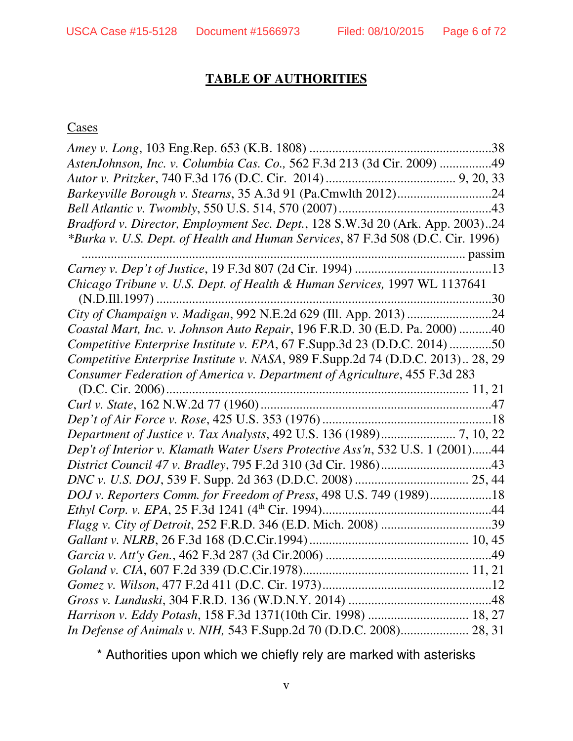# **TABLE OF AUTHORITIES**

Cases

*Amey v. Long*, 103 Eng.Rep. 653 (K.B. 1808) .......................................................38
*AstenJohnson, Inc. v. Columbia Cas. Co.,* 562 F.3d 213 (3d Cir. 2009) ................49
*Autor v. Pritzker*, 740 F.3d 176 (D.C. Cir. 2014) ....................................... 9, 20, 33
*Barkeyville Borough v. Stearns*, 35 A.3d 91 (Pa.Cmwlth 2012).............................24
*Bell Atlantic v. Twombly*, 550 U.S. 514, 570 (2007) ...............................................43
*Bradford v. Director, Employment Sec. Dept.*, 128 S.W.3d 20 (Ark. App. 2003)..24
\**Burka v. U.S. Dept. of Health and Human Services*, 87 F.3d 508 (D.C. Cir. 1996) ........................................................................................................................ passim
*Carney v. Dep't of Justice*, 19 F.3d 807 (2d Cir. 1994) ..........................................13
*Chicago Tribune v. U.S. Dept. of Health & Human Services,* 1997 WL 1137641 (N.D.Ill.1997) .........................................................................................................30
*City of Champaign v. Madigan*, 992 N.E.2d 629 (Ill. App. 2013) ..........................24
*Coastal Mart, Inc. v. Johnson Auto Repair*, 196 F.R.D. 30 (E.D. Pa. 2000) ..........40
*Competitive Enterprise Institute v. EPA*, 67 F.Supp.3d 23 (D.D.C. 2014) .............50
*Competitive Enterprise Institute v. NASA*, 989 F.Supp.2d 74 (D.D.C. 2013).. 28, 29
*Consumer Federation of America v. Department of Agriculture*, 455 F.3d 283 (D.C. Cir. 2006)............................................................................................. 11, 21
*Curl v. State*, 162 N.W.2d 77 (1960) .......................................................................47
*Dep't of Air Force v. Rose*, 425 U.S. 353 (1976) ....................................................18
*Department of Justice v. Tax Analysts*, 492 U.S. 136 (1989)...................... 7, 10, 22
*Dep't of Interior v. Klamath Water Users Protective Ass'n*, 532 U.S. 1 (2001)......44
*District Council 47 v. Bradley*, 795 F.2d 310 (3d Cir. 1986).................................43
*DNC v. U.S. DOJ*, 539 F. Supp. 2d 363 (D.D.C. 2008) .................................. 25, 44
*DOJ v. Reporters Comm. for Freedom of Press*, 498 U.S. 749 (1989)..................18
*Ethyl Corp. v. EPA*, 25 F.3d 1241 (4th Cir. 1994)...................................................44
*Flagg v. City of Detroit*, 252 F.R.D. 346 (E.D. Mich. 2008) ..................................39
*Gallant v. NLRB*, 26 F.3d 168 (D.C.Cir.1994) ................................................ 10, 45
*Garcia v. Att'y Gen.*, 462 F.3d 287 (3d Cir.2006) ..................................................49
*Goland v. CIA*, 607 F.2d 339 (D.C.Cir.1978).................................................. 11, 21
*Gomez v. Wilson*, 477 F.2d 411 (D.C. Cir. 1973)....................................................12
*Gross v. Lunduski*, 304 F.R.D. 136 (W.D.N.Y. 2014) ............................................48
*Harrison v. Eddy Potash*, 158 F.3d 1371(10th Cir. 1998) ............................... 18, 27
*In Defense of Animals v. NIH,* 543 F.Supp.2d 70 (D.D.C. 2008)..................... 28, 31

\* Authorities upon which we chiefly rely are marked with asterisks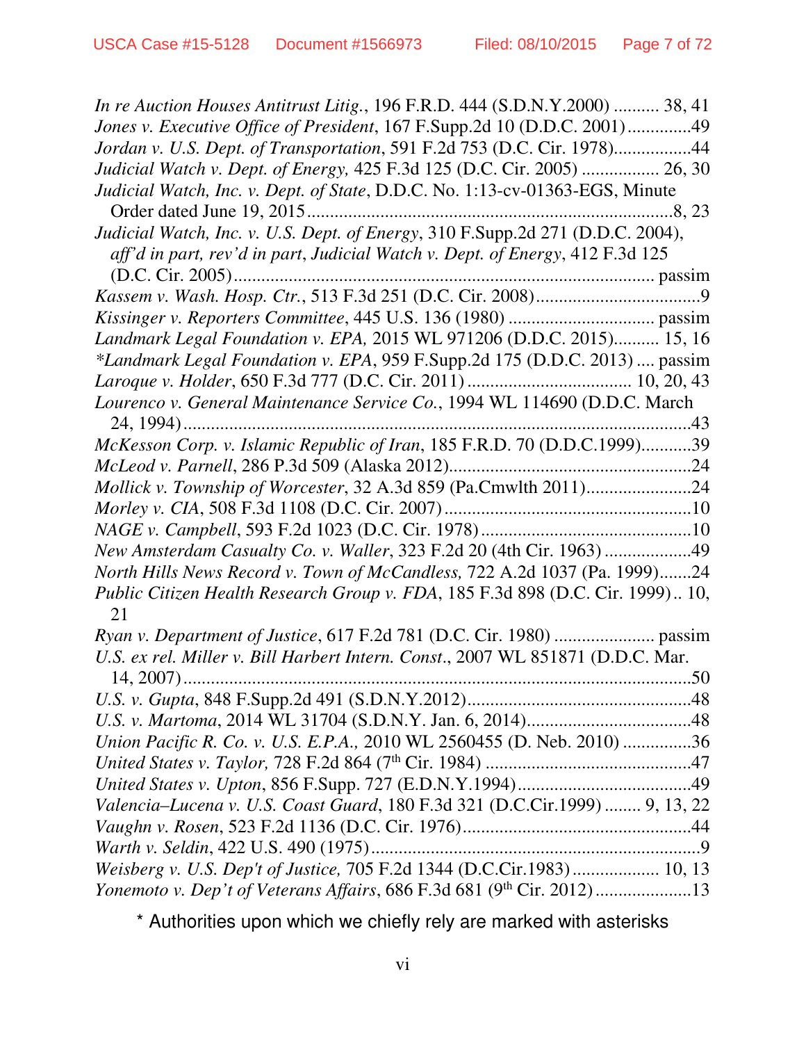*In re Auction Houses Antitrust Litig.*, 196 F.R.D. 444 (S.D.N.Y.2000) .......... 38, 41

*Jones v. Executive Office of President*, 167 F.Supp.2d 10 (D.D.C. 2001) ..............49

*Jordan v. U.S. Dept. of Transportation*, 591 F.2d 753 (D.C. Cir. 1978)................44

*Judicial Watch v. Dept. of Energy,* 425 F.3d 125 (D.C. Cir. 2005) ................. 26, 30

*Judicial Watch, Inc. v. Dept. of State*, D.D.C. No. 1:13-cv-01363-EGS, Minute Order dated June 19, 2015................................................................................8, 23

*Judicial Watch, Inc. v. U.S. Dept. of Energy*, 310 F.Supp.2d 271 (D.D.C. 2004), *aff'd in part, rev'd in part*, *Judicial Watch v. Dept. of Energy*, 412 F.3d 125 (D.C. Cir. 2005)........................................................................................... passim

*Kassem v. Wash. Hosp. Ctr.*, 513 F.3d 251 (D.C. Cir. 2008)....................................9

*Kissinger v. Reporters Committee*, 445 U.S. 136 (1980) ................................ passim

*Landmark Legal Foundation v. EPA,* 2015 WL 971206 (D.D.C. 2015).......... 15, 16

**Landmark Legal Foundation v. EPA*, 959 F.Supp.2d 175 (D.D.C. 2013) .... passim

*Laroque v. Holder*, 650 F.3d 777 (D.C. Cir. 2011) .................................... 10, 20, 43

*Lourenco v. General Maintenance Service Co.*, 1994 WL 114690 (D.D.C. March 24, 1994).................................................................................................43

*McKesson Corp. v. Islamic Republic of Iran*, 185 F.R.D. 70 (D.D.C.1999)...........39

*McLeod v. Parnell*, 286 P.3d 509 (Alaska 2012)......................................................24

*Mollick v. Township of Worcester*, 32 A.3d 859 (Pa.Cmwlth 2011).......................24

*Morley v. CIA*, 508 F.3d 1108 (D.C. Cir. 2007) ......................................................10

*NAGE v. Campbell*, 593 F.2d 1023 (D.C. Cir. 1978) ..............................................10

*New Amsterdam Casualty Co. v. Waller*, 323 F.2d 20 (4th Cir. 1963) ...................49

*North Hills News Record v. Town of McCandless,* 722 A.2d 1037 (Pa. 1999).......24

*Public Citizen Health Research Group v. FDA*, 185 F.3d 898 (D.C. Cir. 1999).. 10, 21

*Ryan v. Department of Justice*, 617 F.2d 781 (D.C. Cir. 1980) ...................... passim

*U.S. ex rel. Miller v. Bill Harbert Intern. Const*., 2007 WL 851871 (D.D.C. Mar. 14, 2007)................................................................................................50

*U.S. v. Gupta*, 848 F.Supp.2d 491 (S.D.N.Y.2012).................................................48

*U.S. v. Martoma*, 2014 WL 31704 (S.D.N.Y. Jan. 6, 2014)....................................48

*Union Pacific R. Co. v. U.S. E.P.A.,* 2010 WL 2560455 (D. Neb. 2010) ...............36

*United States v. Taylor,* 728 F.2d 864 (7th Cir. 1984) .............................................47

*United States v. Upton*, 856 F.Supp. 727 (E.D.N.Y.1994)......................................49

*Valencia–Lucena v. U.S. Coast Guard*, 180 F.3d 321 (D.C.Cir.1999) ........ 9, 13, 22

*Vaughn v. Rosen*, 523 F.2d 1136 (D.C. Cir. 1976)..................................................44

*Warth v. Seldin*, 422 U.S. 490 (1975) .......................................................................9

*Weisberg v. U.S. Dep't of Justice,* 705 F.2d 1344 (D.C.Cir.1983) ................... 10, 13

*Yonemoto v. Dep't of Veterans Affairs*, 686 F.3d 681 (9th Cir. 2012) .....................13

\* Authorities upon which we chiefly rely are marked with asterisks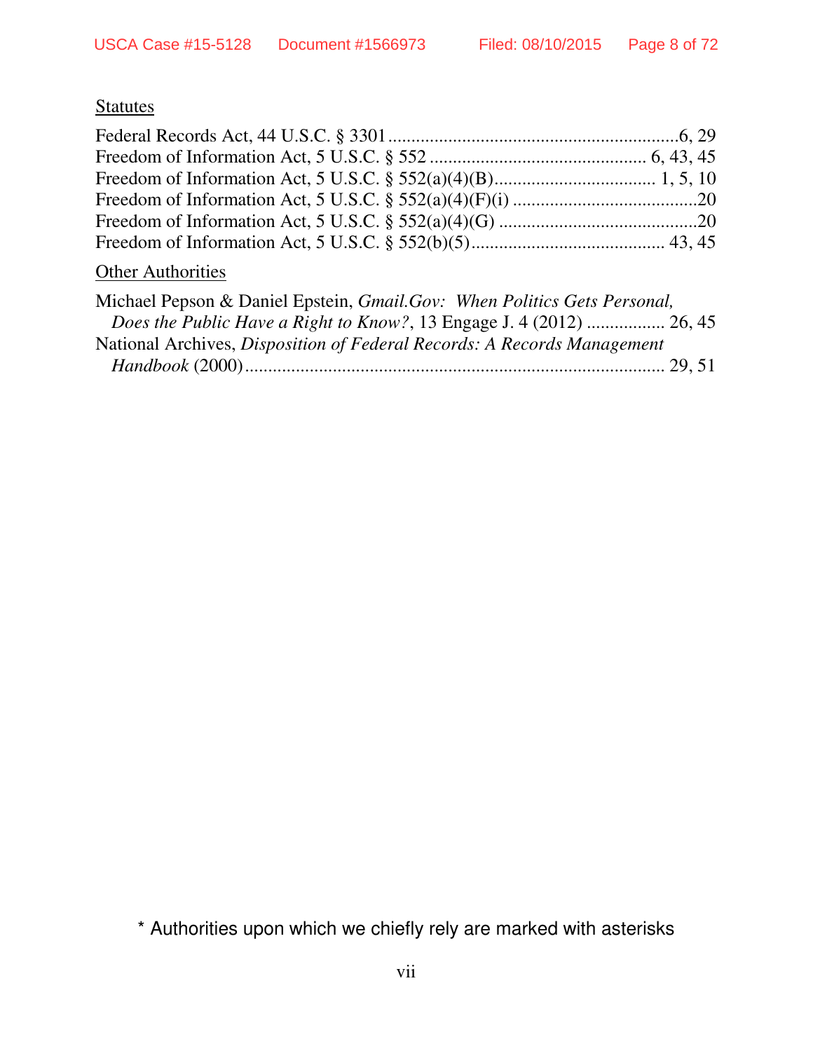Statutes

Federal Records Act, 44 U.S.C. § 3301 ............................................................6, 29
Freedom of Information Act, 5 U.S.C. § 552 ............................................ 6, 43, 45
Freedom of Information Act, 5 U.S.C. § 552(a)(4)(B)................................. 1, 5, 10
Freedom of Information Act, 5 U.S.C. § 552(a)(4)(F)(i) .......................................20
Freedom of Information Act, 5 U.S.C. § 552(a)(4)(G) ..........................................20
Freedom of Information Act, 5 U.S.C. § 552(b)(5)......................................... 43, 45

Other Authorities

Michael Pepson & Daniel Epstein, *Gmail.Gov: When Politics Gets Personal, Does the Public Have a Right to Know?*, 13 Engage J. 4 (2012) ................. 26, 45
National Archives, *Disposition of Federal Records: A Records Management Handbook* (2000)........................................................................................ 29, 51

\* Authorities upon which we chiefly rely are marked with asterisks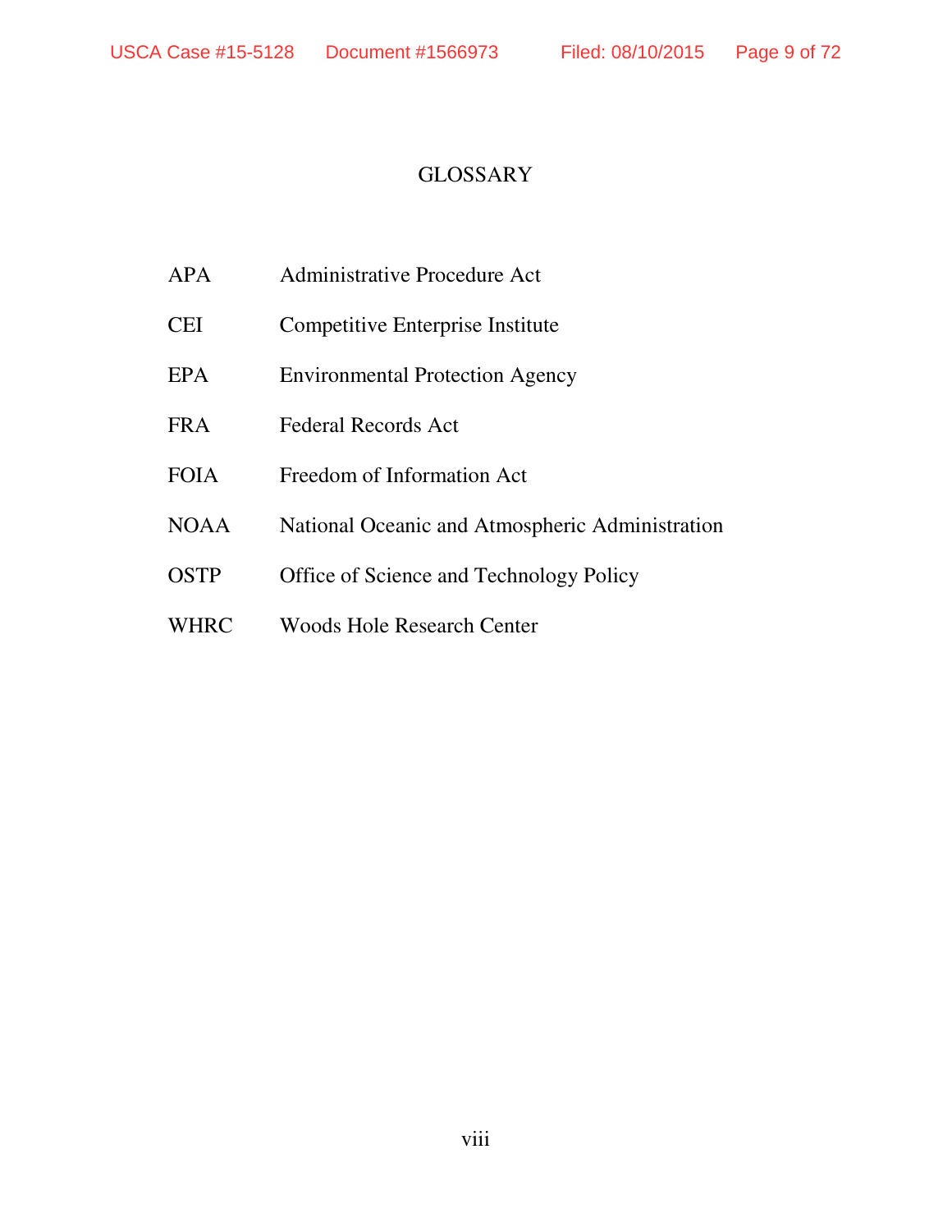# GLOSSARY

| | |
|---|---|
| APA | Administrative Procedure Act |
| CEI | Competitive Enterprise Institute |
| EPA | Environmental Protection Agency |
| FRA | Federal Records Act |
| FOIA | Freedom of Information Act |
| NOAA | National Oceanic and Atmospheric Administration |
| OSTP | Office of Science and Technology Policy |
| WHRC | Woods Hole Research Center |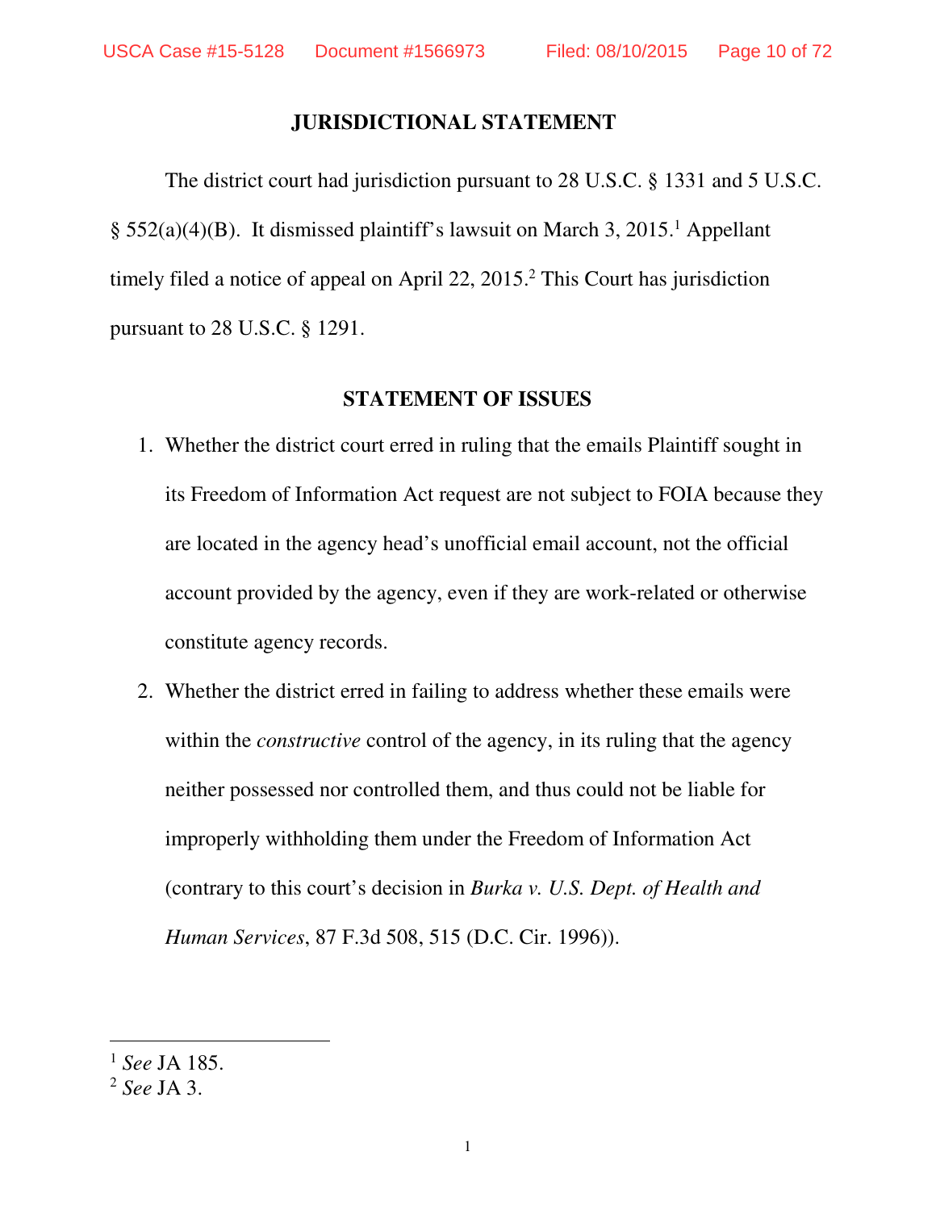## JURISDICTIONAL STATEMENT

The district court had jurisdiction pursuant to 28 U.S.C. § 1331 and 5 U.S.C. § 552(a)(4)(B). It dismissed plaintiff's lawsuit on March 3, 2015.[1] Appellant timely filed a notice of appeal on April 22, 2015.[2] This Court has jurisdiction pursuant to 28 U.S.C. § 1291.

## STATEMENT OF ISSUES

1. Whether the district court erred in ruling that the emails Plaintiff sought in its Freedom of Information Act request are not subject to FOIA because they are located in the agency head's unofficial email account, not the official account provided by the agency, even if they are work-related or otherwise constitute agency records.

2. Whether the district erred in failing to address whether these emails were within the *constructive* control of the agency, in its ruling that the agency neither possessed nor controlled them, and thus could not be liable for improperly withholding them under the Freedom of Information Act (contrary to this court's decision in *Burka v. U.S. Dept. of Health and Human Services*, 87 F.3d 508, 515 (D.C. Cir. 1996)).

---

[1] *See* JA 185.

[2] *See* JA 3.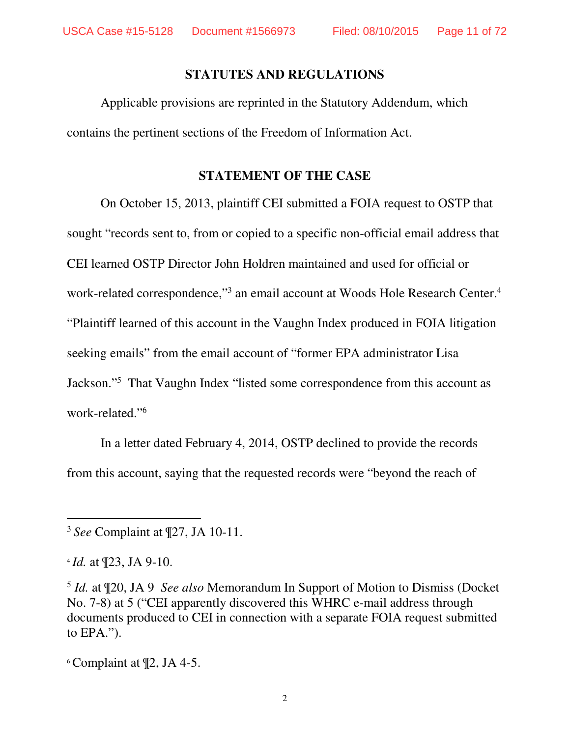## STATUTES AND REGULATIONS

Applicable provisions are reprinted in the Statutory Addendum, which contains the pertinent sections of the Freedom of Information Act.

## STATEMENT OF THE CASE

On October 15, 2013, plaintiff CEI submitted a FOIA request to OSTP that sought "records sent to, from or copied to a specific non-official email address that CEI learned OSTP Director John Holdren maintained and used for official or work-related correspondence,"[3] an email account at Woods Hole Research Center.[4] "Plaintiff learned of this account in the Vaughn Index produced in FOIA litigation seeking emails" from the email account of "former EPA administrator Lisa Jackson."[5] That Vaughn Index "listed some correspondence from this account as work-related."[6]

In a letter dated February 4, 2014, OSTP declined to provide the records from this account, saying that the requested records were "beyond the reach of

---

[3] *See* Complaint at ¶27, JA 10-11.

[4] *Id.* at ¶23, JA 9-10.

[5] *Id.* at ¶20, JA 9 *See also* Memorandum In Support of Motion to Dismiss (Docket No. 7-8) at 5 ("CEI apparently discovered this WHRC e-mail address through documents produced to CEI in connection with a separate FOIA request submitted to EPA.").

[6] Complaint at ¶2, JA 4-5.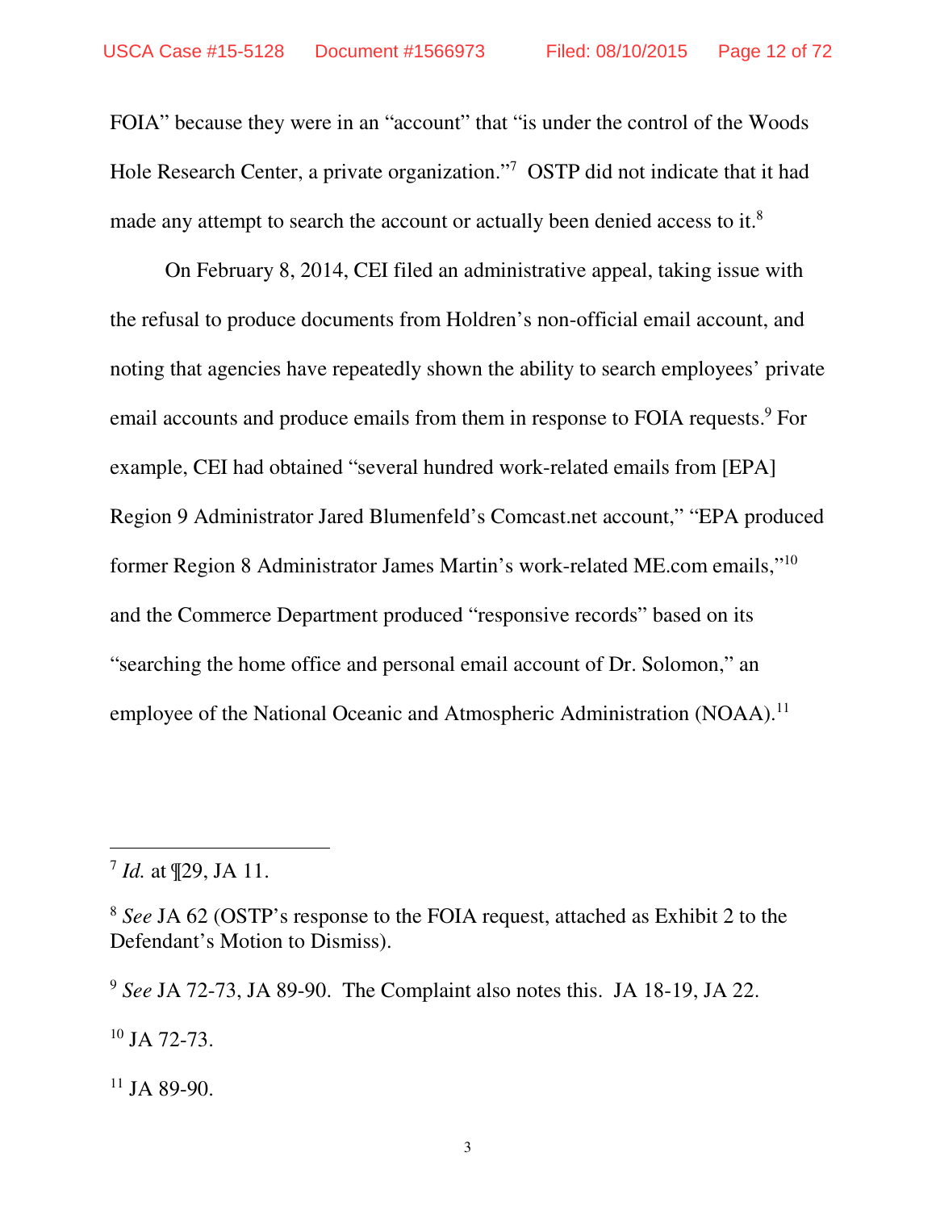FOIA" because they were in an "account" that "is under the control of the Woods Hole Research Center, a private organization."[7] OSTP did not indicate that it had made any attempt to search the account or actually been denied access to it.[8]

On February 8, 2014, CEI filed an administrative appeal, taking issue with the refusal to produce documents from Holdren's non-official email account, and noting that agencies have repeatedly shown the ability to search employees' private email accounts and produce emails from them in response to FOIA requests.[9] For example, CEI had obtained "several hundred work-related emails from [EPA] Region 9 Administrator Jared Blumenfeld's Comcast.net account," "EPA produced former Region 8 Administrator James Martin's work-related ME.com emails,"[10] and the Commerce Department produced "responsive records" based on its "searching the home office and personal email account of Dr. Solomon," an employee of the National Oceanic and Atmospheric Administration (NOAA).[11]

---

[7] *Id.* at ¶29, JA 11.

[8] *See* JA 62 (OSTP's response to the FOIA request, attached as Exhibit 2 to the Defendant's Motion to Dismiss).

[9] *See* JA 72-73, JA 89-90. The Complaint also notes this. JA 18-19, JA 22.

[10] JA 72-73.

[11] JA 89-90.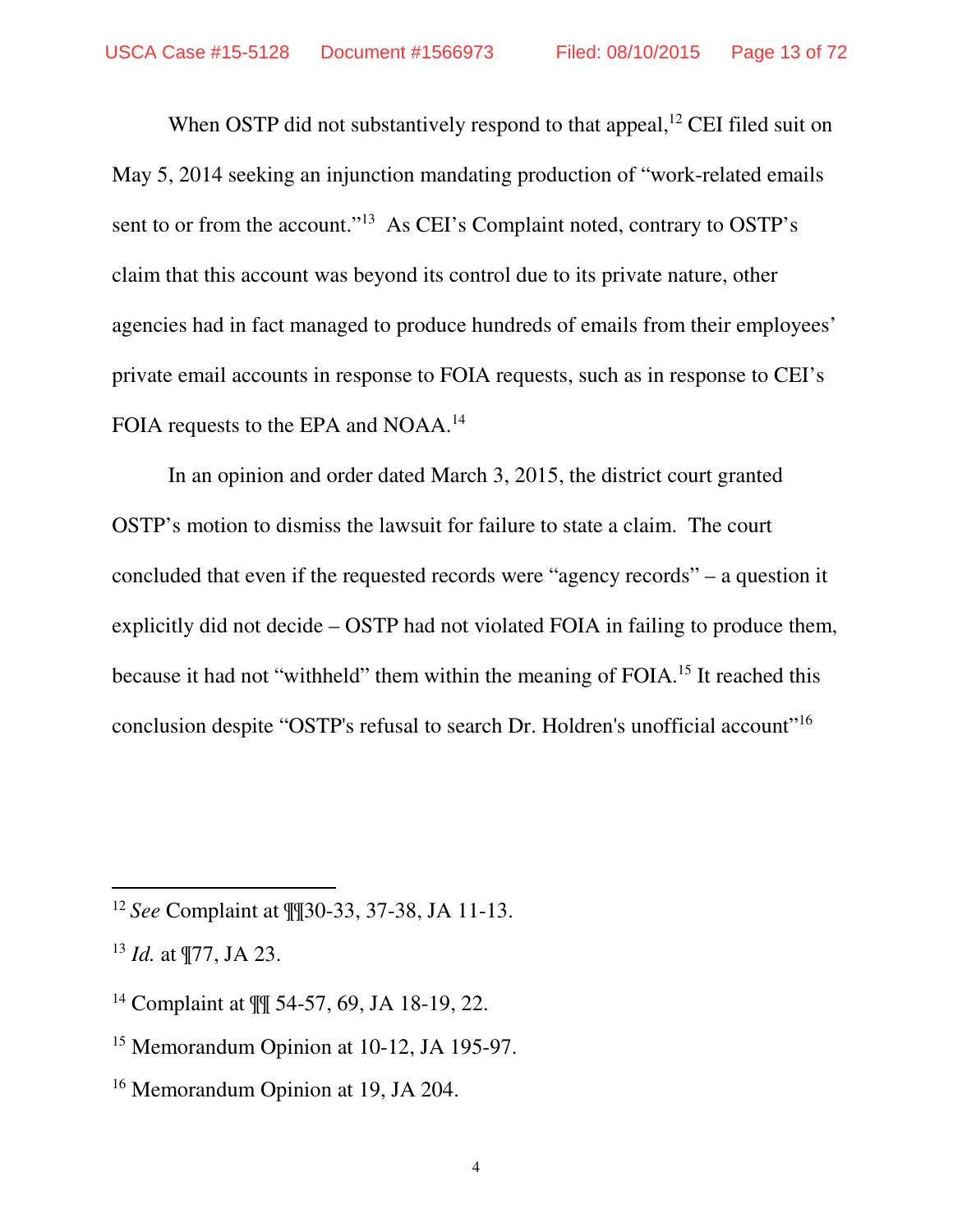When OSTP did not substantively respond to that appeal,[12] CEI filed suit on May 5, 2014 seeking an injunction mandating production of "work-related emails sent to or from the account."[13] As CEI's Complaint noted, contrary to OSTP's claim that this account was beyond its control due to its private nature, other agencies had in fact managed to produce hundreds of emails from their employees' private email accounts in response to FOIA requests, such as in response to CEI's FOIA requests to the EPA and NOAA.[14]

In an opinion and order dated March 3, 2015, the district court granted OSTP's motion to dismiss the lawsuit for failure to state a claim. The court concluded that even if the requested records were "agency records" – a question it explicitly did not decide – OSTP had not violated FOIA in failing to produce them, because it had not "withheld" them within the meaning of FOIA.[15] It reached this conclusion despite "OSTP's refusal to search Dr. Holdren's unofficial account"[16]

---

[12] *See* Complaint at ¶¶30-33, 37-38, JA 11-13.

[13] *Id.* at ¶77, JA 23.

[14] Complaint at ¶¶ 54-57, 69, JA 18-19, 22.

[15] Memorandum Opinion at 10-12, JA 195-97.

[16] Memorandum Opinion at 19, JA 204.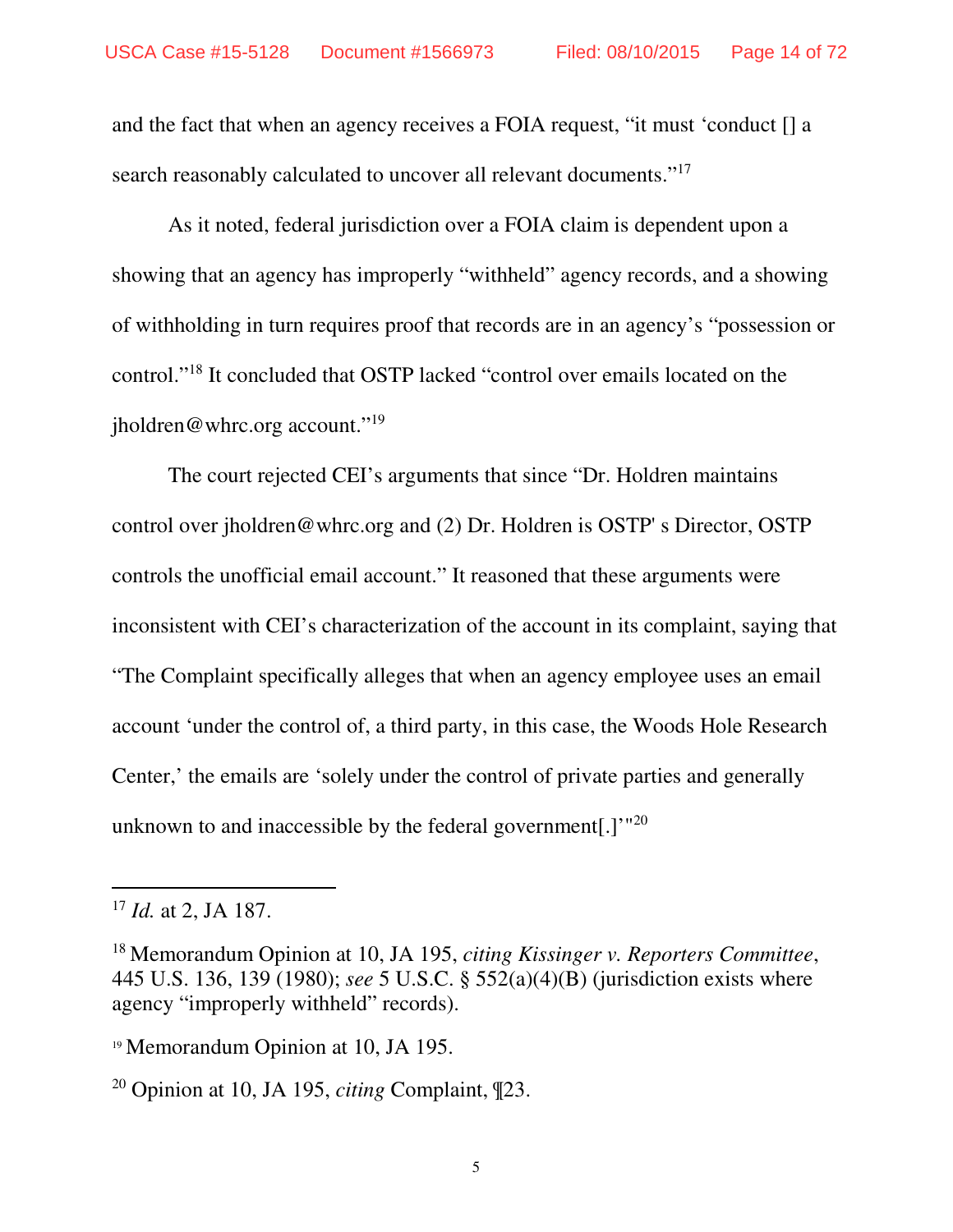and the fact that when an agency receives a FOIA request, "it must 'conduct [] a search reasonably calculated to uncover all relevant documents."[17]

As it noted, federal jurisdiction over a FOIA claim is dependent upon a showing that an agency has improperly "withheld" agency records, and a showing of withholding in turn requires proof that records are in an agency's "possession or control."[18] It concluded that OSTP lacked "control over emails located on the jholdren@whrc.org account."[19]

The court rejected CEI's arguments that since "Dr. Holdren maintains control over jholdren@whrc.org and (2) Dr. Holdren is OSTP' s Director, OSTP controls the unofficial email account." It reasoned that these arguments were inconsistent with CEI's characterization of the account in its complaint, saying that "The Complaint specifically alleges that when an agency employee uses an email account 'under the control of, a third party, in this case, the Woods Hole Research Center,' the emails are 'solely under the control of private parties and generally unknown to and inaccessible by the federal government[.]'"[20]

---

[17] *Id.* at 2, JA 187.

[18] Memorandum Opinion at 10, JA 195, *citing Kissinger v. Reporters Committee*, 445 U.S. 136, 139 (1980); *see* 5 U.S.C. § 552(a)(4)(B) (jurisdiction exists where agency "improperly withheld" records).

[19] Memorandum Opinion at 10, JA 195.

[20] Opinion at 10, JA 195, *citing* Complaint, ¶23.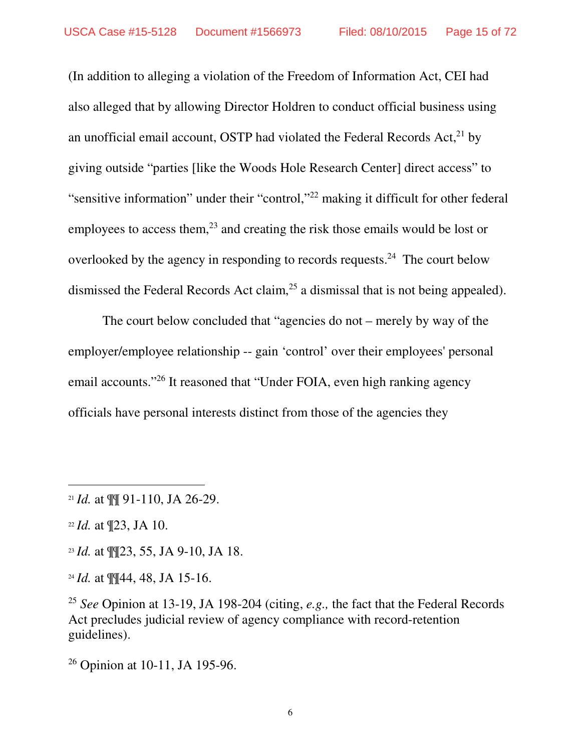(In addition to alleging a violation of the Freedom of Information Act, CEI had also alleged that by allowing Director Holdren to conduct official business using an unofficial email account, OSTP had violated the Federal Records Act,[21] by giving outside "parties [like the Woods Hole Research Center] direct access" to "sensitive information" under their "control,"[22] making it difficult for other federal employees to access them,[23] and creating the risk those emails would be lost or overlooked by the agency in responding to records requests.[24] The court below dismissed the Federal Records Act claim,[25] a dismissal that is not being appealed).

The court below concluded that "agencies do not – merely by way of the employer/employee relationship -- gain 'control' over their employees' personal email accounts."[26] It reasoned that "Under FOIA, even high ranking agency officials have personal interests distinct from those of the agencies they

---

[21] *Id.* at ¶¶ 91-110, JA 26-29.

[22] *Id.* at ¶23, JA 10.

[23] *Id.* at ¶¶23, 55, JA 9-10, JA 18.

[24] *Id.* at ¶¶44, 48, JA 15-16.

[25] *See* Opinion at 13-19, JA 198-204 (citing, *e.g.,* the fact that the Federal Records Act precludes judicial review of agency compliance with record-retention guidelines).

[26] Opinion at 10-11, JA 195-96.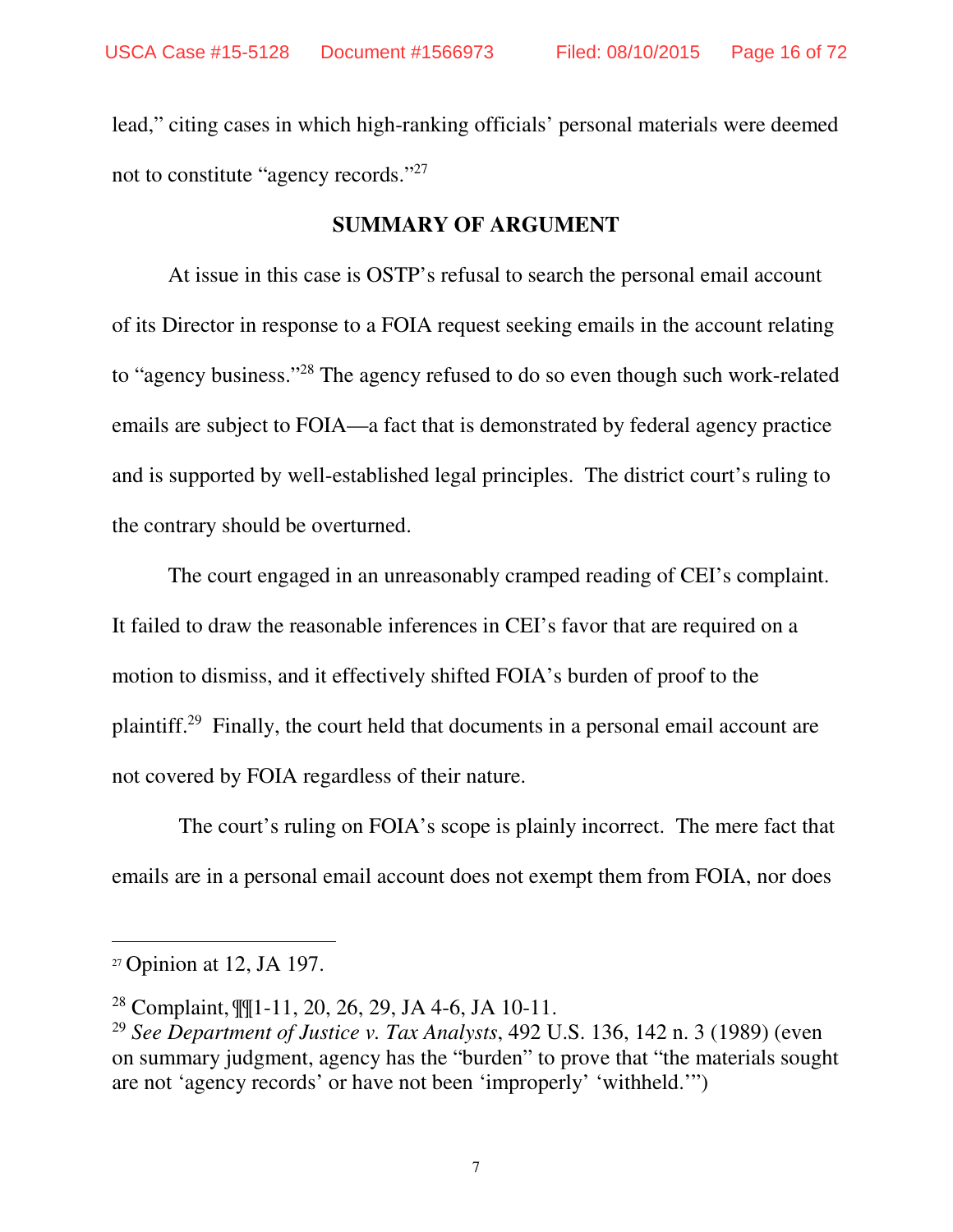lead," citing cases in which high-ranking officials' personal materials were deemed not to constitute "agency records."[27]

## SUMMARY OF ARGUMENT

At issue in this case is OSTP's refusal to search the personal email account of its Director in response to a FOIA request seeking emails in the account relating to "agency business."[28] The agency refused to do so even though such work-related emails are subject to FOIA—a fact that is demonstrated by federal agency practice and is supported by well-established legal principles. The district court's ruling to the contrary should be overturned.

The court engaged in an unreasonably cramped reading of CEI's complaint. It failed to draw the reasonable inferences in CEI's favor that are required on a motion to dismiss, and it effectively shifted FOIA's burden of proof to the plaintiff.[29] Finally, the court held that documents in a personal email account are not covered by FOIA regardless of their nature.

The court's ruling on FOIA's scope is plainly incorrect. The mere fact that emails are in a personal email account does not exempt them from FOIA, nor does

---

[27] Opinion at 12, JA 197.

[28] Complaint, ¶¶1-11, 20, 26, 29, JA 4-6, JA 10-11.

[29] *See Department of Justice v. Tax Analysts*, 492 U.S. 136, 142 n. 3 (1989) (even on summary judgment, agency has the "burden" to prove that "the materials sought are not 'agency records' or have not been 'improperly' 'withheld.'")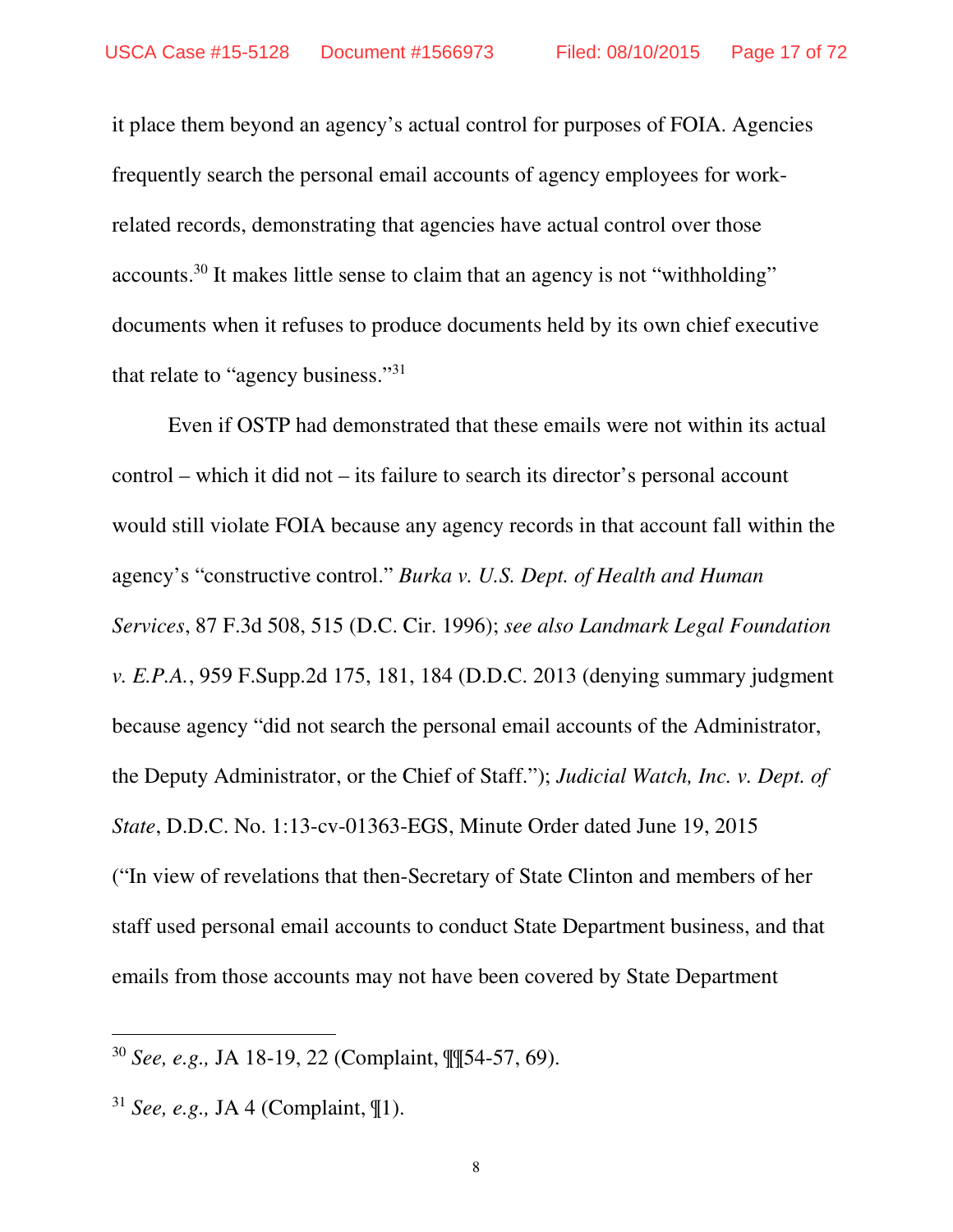it place them beyond an agency's actual control for purposes of FOIA. Agencies frequently search the personal email accounts of agency employees for work-related records, demonstrating that agencies have actual control over those accounts.[30] It makes little sense to claim that an agency is not "withholding" documents when it refuses to produce documents held by its own chief executive that relate to "agency business."[31]

Even if OSTP had demonstrated that these emails were not within its actual control – which it did not – its failure to search its director's personal account would still violate FOIA because any agency records in that account fall within the agency's "constructive control." *Burka v. U.S. Dept. of Health and Human Services*, 87 F.3d 508, 515 (D.C. Cir. 1996); *see also Landmark Legal Foundation v. E.P.A.*, 959 F.Supp.2d 175, 181, 184 (D.D.C. 2013 (denying summary judgment because agency "did not search the personal email accounts of the Administrator, the Deputy Administrator, or the Chief of Staff."); *Judicial Watch, Inc. v. Dept. of State*, D.D.C. No. 1:13-cv-01363-EGS, Minute Order dated June 19, 2015 ("In view of revelations that then-Secretary of State Clinton and members of her staff used personal email accounts to conduct State Department business, and that emails from those accounts may not have been covered by State Department

---

[30] *See, e.g.,* JA 18-19, 22 (Complaint, ¶¶54-57, 69).

[31] *See, e.g.,* JA 4 (Complaint, ¶1).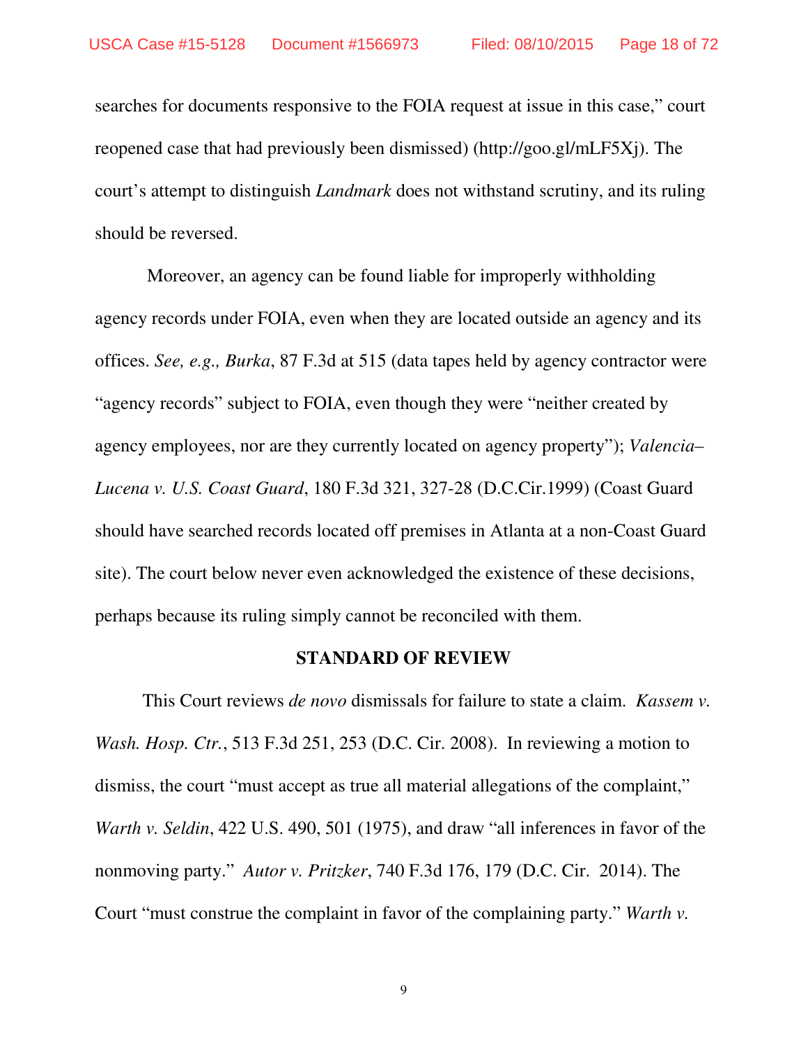searches for documents responsive to the FOIA request at issue in this case," court reopened case that had previously been dismissed) (http://goo.gl/mLF5Xj). The court's attempt to distinguish *Landmark* does not withstand scrutiny, and its ruling should be reversed.

Moreover, an agency can be found liable for improperly withholding agency records under FOIA, even when they are located outside an agency and its offices. *See, e.g., Burka*, 87 F.3d at 515 (data tapes held by agency contractor were "agency records" subject to FOIA, even though they were "neither created by agency employees, nor are they currently located on agency property"); *Valencia–Lucena v. U.S. Coast Guard*, 180 F.3d 321, 327-28 (D.C.Cir.1999) (Coast Guard should have searched records located off premises in Atlanta at a non-Coast Guard site). The court below never even acknowledged the existence of these decisions, perhaps because its ruling simply cannot be reconciled with them.

## STANDARD OF REVIEW

This Court reviews *de novo* dismissals for failure to state a claim. *Kassem v. Wash. Hosp. Ctr.*, 513 F.3d 251, 253 (D.C. Cir. 2008). In reviewing a motion to dismiss, the court "must accept as true all material allegations of the complaint," *Warth v. Seldin*, 422 U.S. 490, 501 (1975), and draw "all inferences in favor of the nonmoving party." *Autor v. Pritzker*, 740 F.3d 176, 179 (D.C. Cir. 2014). The Court "must construe the complaint in favor of the complaining party." *Warth v.*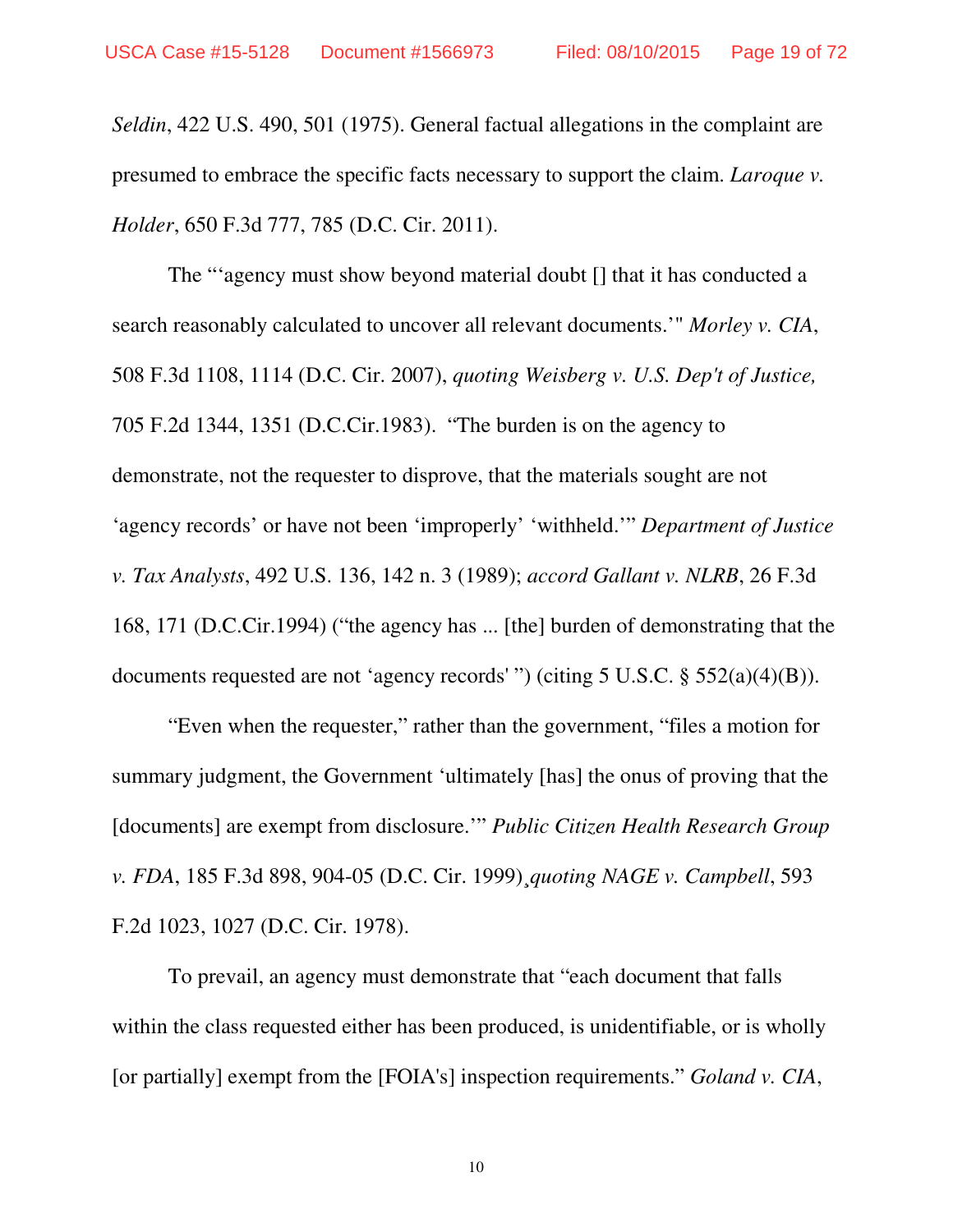*Seldin*, 422 U.S. 490, 501 (1975). General factual allegations in the complaint are presumed to embrace the specific facts necessary to support the claim. *Laroque v. Holder*, 650 F.3d 777, 785 (D.C. Cir. 2011).

The "'agency must show beyond material doubt [] that it has conducted a search reasonably calculated to uncover all relevant documents.'" *Morley v. CIA*, 508 F.3d 1108, 1114 (D.C. Cir. 2007), *quoting Weisberg v. U.S. Dep't of Justice,* 705 F.2d 1344, 1351 (D.C.Cir.1983). "The burden is on the agency to demonstrate, not the requester to disprove, that the materials sought are not 'agency records' or have not been 'improperly' 'withheld.'" *Department of Justice v. Tax Analysts*, 492 U.S. 136, 142 n. 3 (1989); *accord Gallant v. NLRB*, 26 F.3d 168, 171 (D.C.Cir.1994) ("the agency has ... [the] burden of demonstrating that the documents requested are not 'agency records' ") (citing 5 U.S.C. § 552(a)(4)(B)).

"Even when the requester," rather than the government, "files a motion for summary judgment, the Government 'ultimately [has] the onus of proving that the [documents] are exempt from disclosure.'" *Public Citizen Health Research Group v. FDA*, 185 F.3d 898, 904-05 (D.C. Cir. 1999)¸*quoting NAGE v. Campbell*, 593 F.2d 1023, 1027 (D.C. Cir. 1978).

To prevail, an agency must demonstrate that "each document that falls within the class requested either has been produced, is unidentifiable, or is wholly [or partially] exempt from the [FOIA's] inspection requirements." *Goland v. CIA*,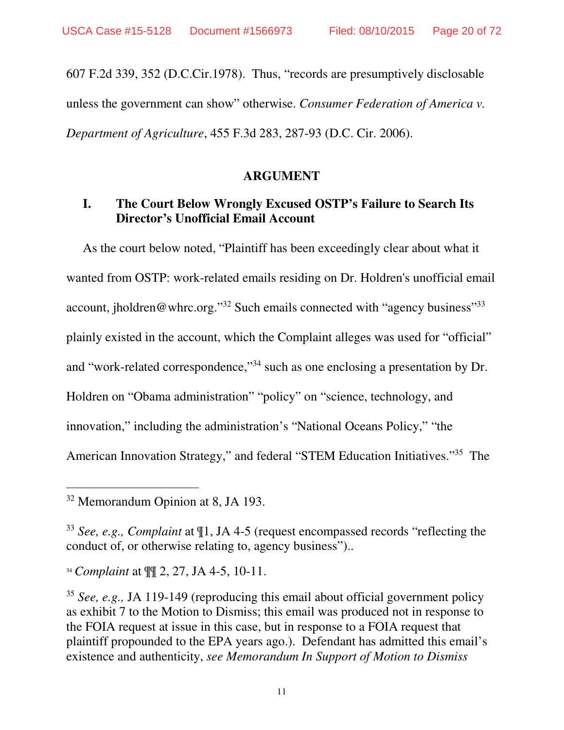607 F.2d 339, 352 (D.C.Cir.1978). Thus, "records are presumptively disclosable unless the government can show" otherwise. *Consumer Federation of America v. Department of Agriculture*, 455 F.3d 283, 287-93 (D.C. Cir. 2006).

## ARGUMENT

### I. The Court Below Wrongly Excused OSTP's Failure to Search Its Director's Unofficial Email Account

As the court below noted, "Plaintiff has been exceedingly clear about what it wanted from OSTP: work-related emails residing on Dr. Holdren's unofficial email account, jholdren@whrc.org."[32] Such emails connected with "agency business"[33] plainly existed in the account, which the Complaint alleges was used for "official" and "work-related correspondence,"[34] such as one enclosing a presentation by Dr. Holdren on "Obama administration" "policy" on "science, technology, and innovation," including the administration's "National Oceans Policy," "the American Innovation Strategy," and federal "STEM Education Initiatives."[35] The

---

[32] Memorandum Opinion at 8, JA 193.

[33] *See, e.g., Complaint* at ¶1, JA 4-5 (request encompassed records "reflecting the conduct of, or otherwise relating to, agency business")..

[34] *Complaint* at ¶¶ 2, 27, JA 4-5, 10-11.

[35] *See, e.g.,* JA 119-149 (reproducing this email about official government policy as exhibit 7 to the Motion to Dismiss; this email was produced not in response to the FOIA request at issue in this case, but in response to a FOIA request that plaintiff propounded to the EPA years ago.). Defendant has admitted this email's existence and authenticity, *see Memorandum In Support of Motion to Dismiss*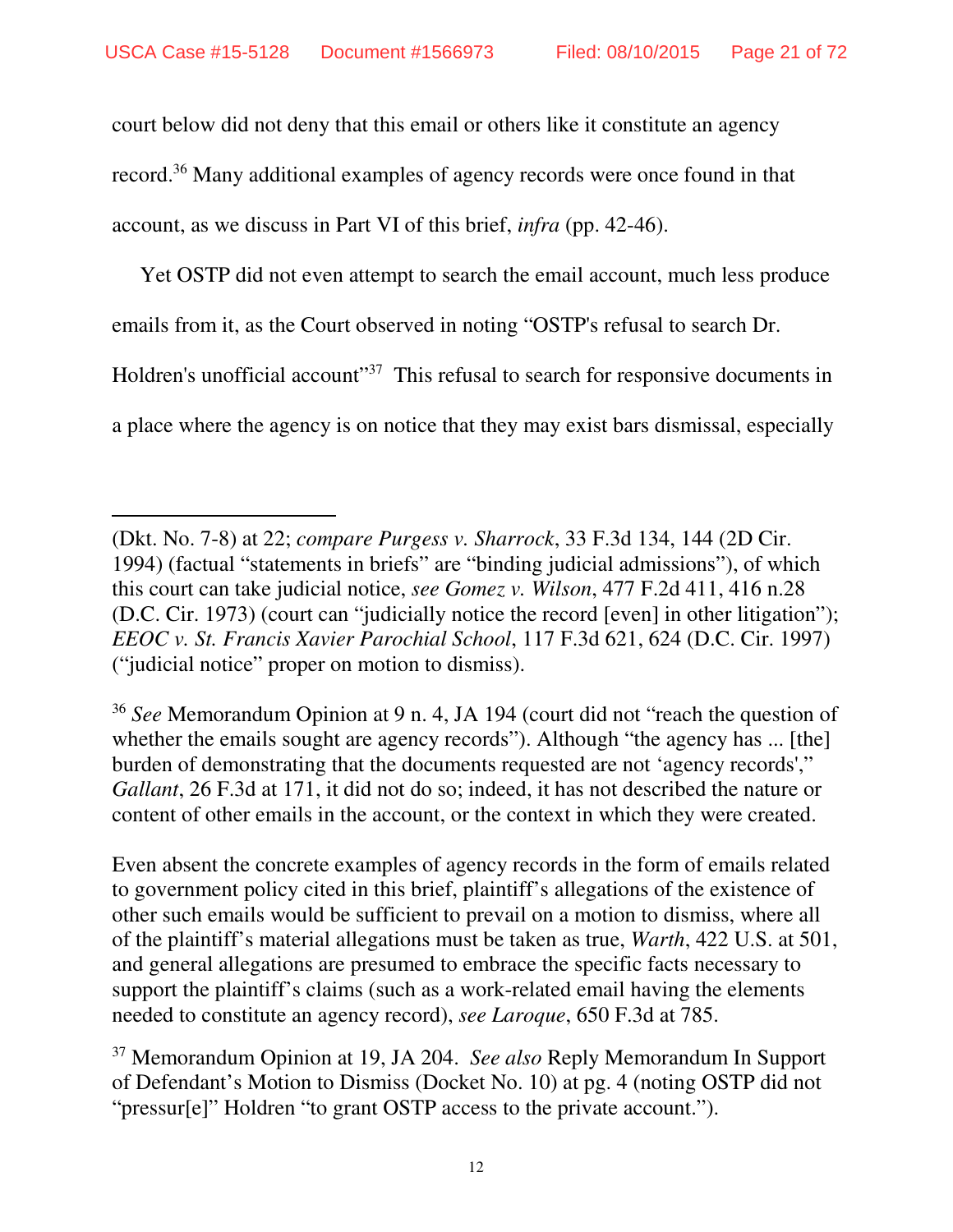court below did not deny that this email or others like it constitute an agency record.[36] Many additional examples of agency records were once found in that account, as we discuss in Part VI of this brief, *infra* (pp. 42-46).

Yet OSTP did not even attempt to search the email account, much less produce emails from it, as the Court observed in noting "OSTP's refusal to search Dr. Holdren's unofficial account"[37] This refusal to search for responsive documents in a place where the agency is on notice that they may exist bars dismissal, especially

---

(Dkt. No. 7-8) at 22; *compare Purgess v. Sharrock*, 33 F.3d 134, 144 (2D Cir. 1994) (factual "statements in briefs" are "binding judicial admissions"), of which this court can take judicial notice, *see Gomez v. Wilson*, 477 F.2d 411, 416 n.28 (D.C. Cir. 1973) (court can "judicially notice the record [even] in other litigation"); *EEOC v. St. Francis Xavier Parochial School*, 117 F.3d 621, 624 (D.C. Cir. 1997) ("judicial notice" proper on motion to dismiss).

[36] *See* Memorandum Opinion at 9 n. 4, JA 194 (court did not "reach the question of whether the emails sought are agency records"). Although "the agency has ... [the] burden of demonstrating that the documents requested are not 'agency records'," *Gallant*, 26 F.3d at 171, it did not do so; indeed, it has not described the nature or content of other emails in the account, or the context in which they were created.

Even absent the concrete examples of agency records in the form of emails related to government policy cited in this brief, plaintiff's allegations of the existence of other such emails would be sufficient to prevail on a motion to dismiss, where all of the plaintiff's material allegations must be taken as true, *Warth*, 422 U.S. at 501, and general allegations are presumed to embrace the specific facts necessary to support the plaintiff's claims (such as a work-related email having the elements needed to constitute an agency record), *see Laroque*, 650 F.3d at 785.

[37] Memorandum Opinion at 19, JA 204. *See also* Reply Memorandum In Support of Defendant's Motion to Dismiss (Docket No. 10) at pg. 4 (noting OSTP did not "pressur[e]" Holdren "to grant OSTP access to the private account.").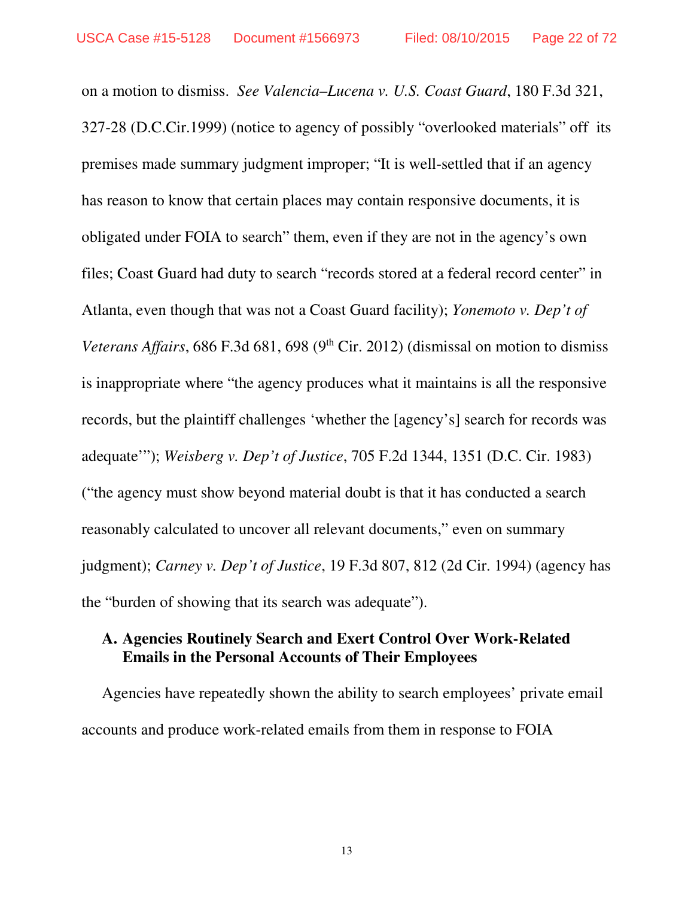on a motion to dismiss. *See Valencia–Lucena v. U.S. Coast Guard*, 180 F.3d 321, 327-28 (D.C.Cir.1999) (notice to agency of possibly "overlooked materials" off its premises made summary judgment improper; "It is well-settled that if an agency has reason to know that certain places may contain responsive documents, it is obligated under FOIA to search" them, even if they are not in the agency's own files; Coast Guard had duty to search "records stored at a federal record center" in Atlanta, even though that was not a Coast Guard facility); *Yonemoto v. Dep't of Veterans Affairs*, 686 F.3d 681, 698 (9th Cir. 2012) (dismissal on motion to dismiss is inappropriate where "the agency produces what it maintains is all the responsive records, but the plaintiff challenges 'whether the [agency's] search for records was adequate'"); *Weisberg v. Dep't of Justice*, 705 F.2d 1344, 1351 (D.C. Cir. 1983) ("the agency must show beyond material doubt is that it has conducted a search reasonably calculated to uncover all relevant documents," even on summary judgment); *Carney v. Dep't of Justice*, 19 F.3d 807, 812 (2d Cir. 1994) (agency has the "burden of showing that its search was adequate").

### A. Agencies Routinely Search and Exert Control Over Work-Related Emails in the Personal Accounts of Their Employees

Agencies have repeatedly shown the ability to search employees' private email accounts and produce work-related emails from them in response to FOIA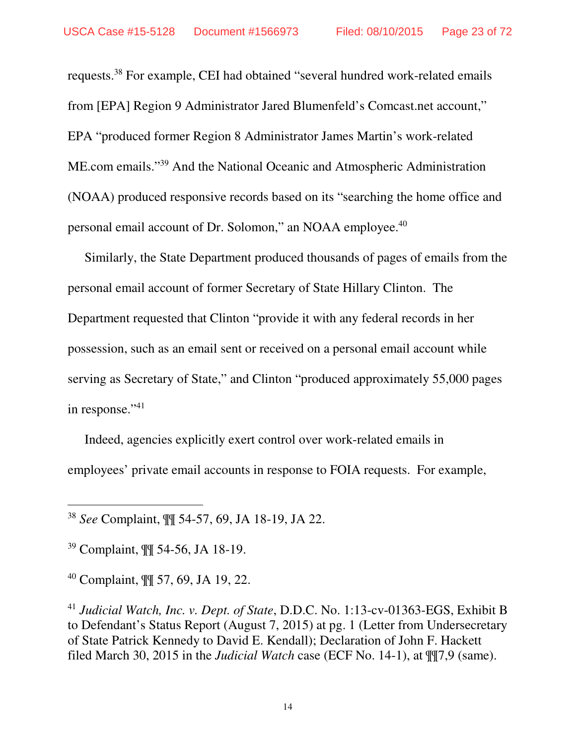requests.[38] For example, CEI had obtained "several hundred work-related emails from [EPA] Region 9 Administrator Jared Blumenfeld's Comcast.net account," EPA "produced former Region 8 Administrator James Martin's work-related ME.com emails."[39] And the National Oceanic and Atmospheric Administration (NOAA) produced responsive records based on its "searching the home office and personal email account of Dr. Solomon," an NOAA employee.[40]

Similarly, the State Department produced thousands of pages of emails from the personal email account of former Secretary of State Hillary Clinton. The Department requested that Clinton "provide it with any federal records in her possession, such as an email sent or received on a personal email account while serving as Secretary of State," and Clinton "produced approximately 55,000 pages in response."[41]

Indeed, agencies explicitly exert control over work-related emails in employees' private email accounts in response to FOIA requests. For example,

---

[38] *See* Complaint, ¶¶ 54-57, 69, JA 18-19, JA 22.

[39] Complaint, ¶¶ 54-56, JA 18-19.

[40] Complaint, ¶¶ 57, 69, JA 19, 22.

[41] *Judicial Watch, Inc. v. Dept. of State*, D.D.C. No. 1:13-cv-01363-EGS, Exhibit B to Defendant's Status Report (August 7, 2015) at pg. 1 (Letter from Undersecretary of State Patrick Kennedy to David E. Kendall); Declaration of John F. Hackett filed March 30, 2015 in the *Judicial Watch* case (ECF No. 14-1), at ¶¶7,9 (same).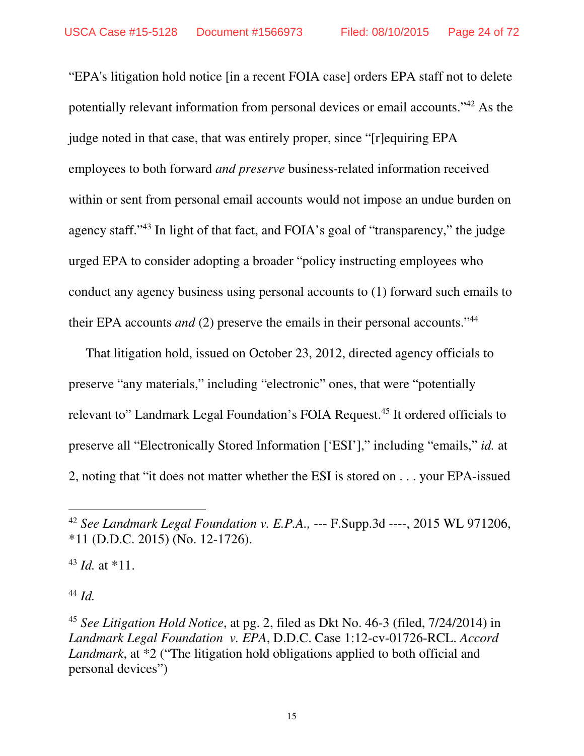"EPA's litigation hold notice [in a recent FOIA case] orders EPA staff not to delete potentially relevant information from personal devices or email accounts."[42] As the judge noted in that case, that was entirely proper, since "[r]equiring EPA employees to both forward *and preserve* business-related information received within or sent from personal email accounts would not impose an undue burden on agency staff."[43] In light of that fact, and FOIA's goal of "transparency," the judge urged EPA to consider adopting a broader "policy instructing employees who conduct any agency business using personal accounts to (1) forward such emails to their EPA accounts *and* (2) preserve the emails in their personal accounts."[44]

That litigation hold, issued on October 23, 2012, directed agency officials to preserve "any materials," including "electronic" ones, that were "potentially relevant to" Landmark Legal Foundation's FOIA Request.[45] It ordered officials to preserve all "Electronically Stored Information ['ESI']," including "emails," *id.* at 2, noting that "it does not matter whether the ESI is stored on . . . your EPA-issued

---

[42] *See Landmark Legal Foundation v. E.P.A.,* --- F.Supp.3d ----, 2015 WL 971206, *11 (D.D.C. 2015) (No. 12-1726).

[43] *Id.* at *11.

[44] *Id.*

[45] *See Litigation Hold Notice*, at pg. 2, filed as Dkt No. 46-3 (filed, 7/24/2014) in *Landmark Legal Foundation v. EPA*, D.D.C. Case 1:12-cv-01726-RCL. *Accord Landmark*, at *2 ("The litigation hold obligations applied to both official and personal devices")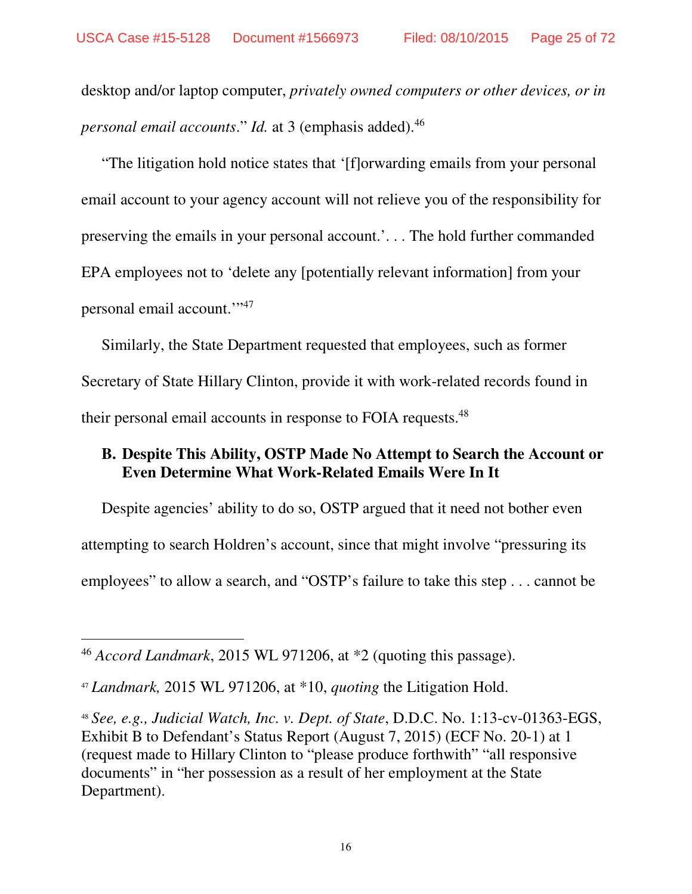desktop and/or laptop computer, *privately owned computers or other devices, or in personal email accounts*." *Id.* at 3 (emphasis added).[46]

"The litigation hold notice states that '[f]orwarding emails from your personal email account to your agency account will not relieve you of the responsibility for preserving the emails in your personal account.'. . . The hold further commanded EPA employees not to 'delete any [potentially relevant information] from your personal email account.'"[47]

Similarly, the State Department requested that employees, such as former Secretary of State Hillary Clinton, provide it with work-related records found in their personal email accounts in response to FOIA requests.[48]

### B. Despite This Ability, OSTP Made No Attempt to Search the Account or Even Determine What Work-Related Emails Were In It

Despite agencies' ability to do so, OSTP argued that it need not bother even attempting to search Holdren's account, since that might involve "pressuring its employees" to allow a search, and "OSTP's failure to take this step . . . cannot be

---

[46] *Accord Landmark*, 2015 WL 971206, at *2 (quoting this passage).

[47] *Landmark,* 2015 WL 971206, at *10, *quoting* the Litigation Hold.

[48] *See, e.g., Judicial Watch, Inc. v. Dept. of State*, D.D.C. No. 1:13-cv-01363-EGS, Exhibit B to Defendant's Status Report (August 7, 2015) (ECF No. 20-1) at 1 (request made to Hillary Clinton to "please produce forthwith" "all responsive documents" in "her possession as a result of her employment at the State Department).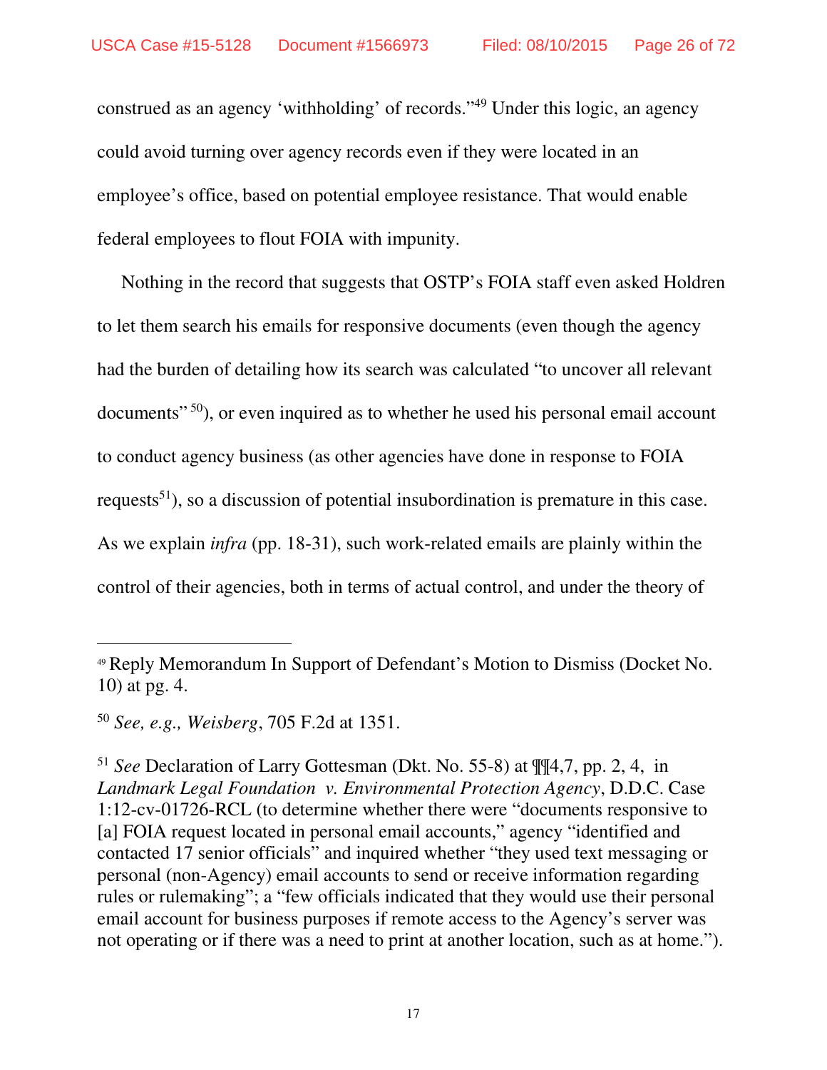construed as an agency 'withholding' of records."[49] Under this logic, an agency could avoid turning over agency records even if they were located in an employee's office, based on potential employee resistance. That would enable federal employees to flout FOIA with impunity.

Nothing in the record that suggests that OSTP's FOIA staff even asked Holdren to let them search his emails for responsive documents (even though the agency had the burden of detailing how its search was calculated "to uncover all relevant documents" [50]), or even inquired as to whether he used his personal email account to conduct agency business (as other agencies have done in response to FOIA requests[51]), so a discussion of potential insubordination is premature in this case. As we explain *infra* (pp. 18-31), such work-related emails are plainly within the control of their agencies, both in terms of actual control, and under the theory of

---

[49] Reply Memorandum In Support of Defendant's Motion to Dismiss (Docket No. 10) at pg. 4.

[50] *See, e.g., Weisberg*, 705 F.2d at 1351.

[51] *See* Declaration of Larry Gottesman (Dkt. No. 55-8) at ¶¶4,7, pp. 2, 4, in *Landmark Legal Foundation v. Environmental Protection Agency*, D.D.C. Case 1:12-cv-01726-RCL (to determine whether there were "documents responsive to [a] FOIA request located in personal email accounts," agency "identified and contacted 17 senior officials" and inquired whether "they used text messaging or personal (non-Agency) email accounts to send or receive information regarding rules or rulemaking"; a "few officials indicated that they would use their personal email account for business purposes if remote access to the Agency's server was not operating or if there was a need to print at another location, such as at home.").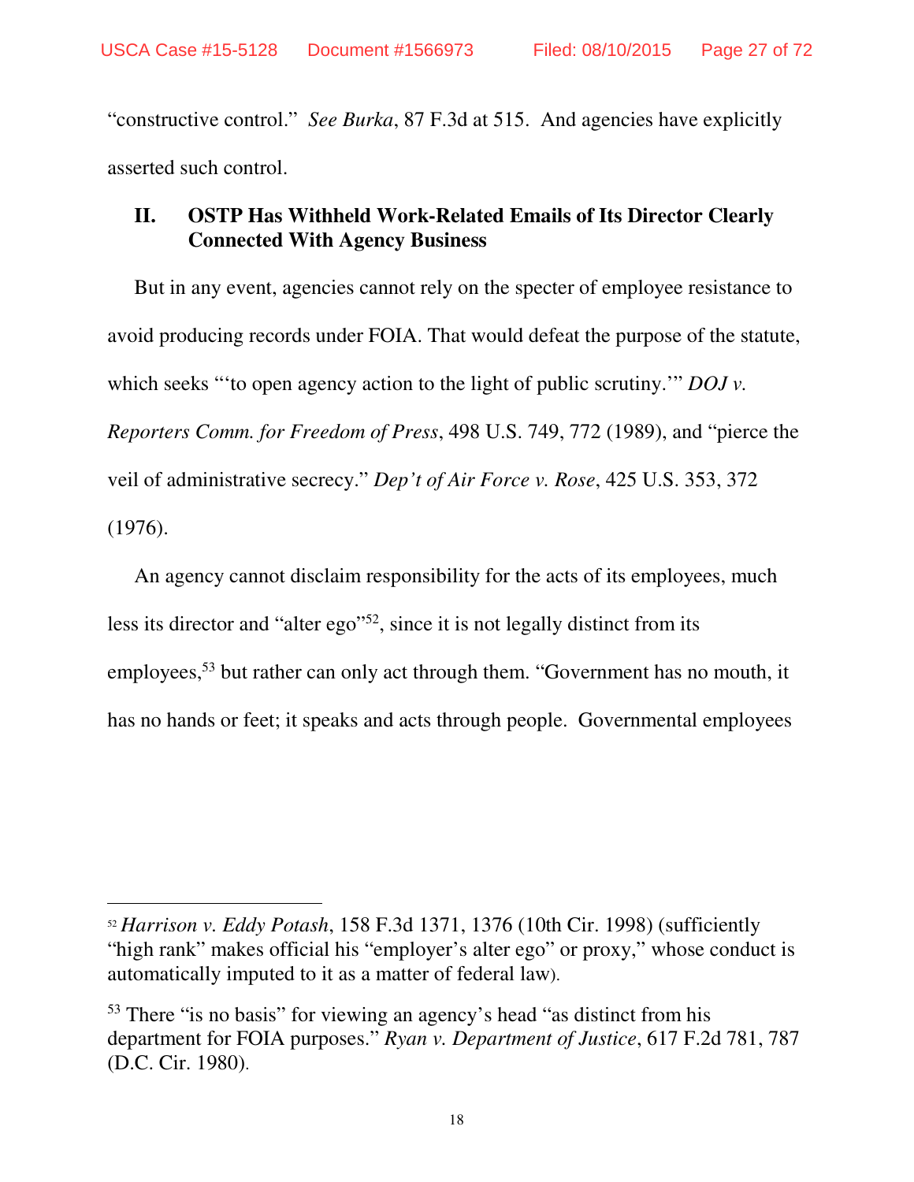"constructive control." *See Burka*, 87 F.3d at 515. And agencies have explicitly asserted such control.

## II. OSTP Has Withheld Work-Related Emails of Its Director Clearly Connected With Agency Business

But in any event, agencies cannot rely on the specter of employee resistance to avoid producing records under FOIA. That would defeat the purpose of the statute, which seeks "'to open agency action to the light of public scrutiny.'" *DOJ v. Reporters Comm. for Freedom of Press*, 498 U.S. 749, 772 (1989), and "pierce the veil of administrative secrecy." *Dep't of Air Force v. Rose*, 425 U.S. 353, 372 (1976).

An agency cannot disclaim responsibility for the acts of its employees, much less its director and "alter ego"[52], since it is not legally distinct from its employees,[53] but rather can only act through them. "Government has no mouth, it has no hands or feet; it speaks and acts through people. Governmental employees

---

[52] *Harrison v. Eddy Potash*, 158 F.3d 1371, 1376 (10th Cir. 1998) (sufficiently "high rank" makes official his "employer's alter ego" or proxy," whose conduct is automatically imputed to it as a matter of federal law).

[53] There "is no basis" for viewing an agency's head "as distinct from his department for FOIA purposes." *Ryan v. Department of Justice*, 617 F.2d 781, 787 (D.C. Cir. 1980).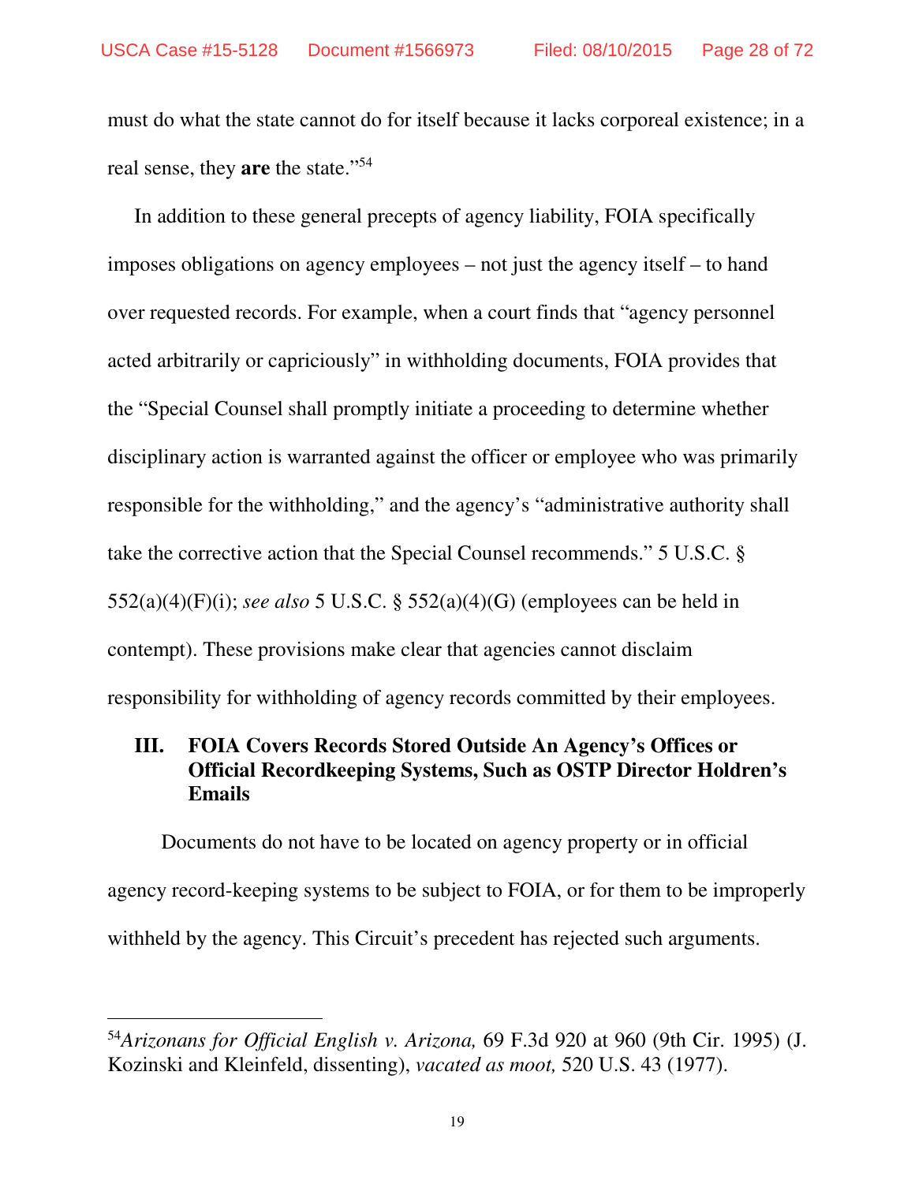must do what the state cannot do for itself because it lacks corporeal existence; in a real sense, they **are** the state."[54]

In addition to these general precepts of agency liability, FOIA specifically imposes obligations on agency employees – not just the agency itself – to hand over requested records. For example, when a court finds that "agency personnel acted arbitrarily or capriciously" in withholding documents, FOIA provides that the "Special Counsel shall promptly initiate a proceeding to determine whether disciplinary action is warranted against the officer or employee who was primarily responsible for the withholding," and the agency's "administrative authority shall take the corrective action that the Special Counsel recommends." 5 U.S.C. § 552(a)(4)(F)(i); *see also* 5 U.S.C. § 552(a)(4)(G) (employees can be held in contempt). These provisions make clear that agencies cannot disclaim responsibility for withholding of agency records committed by their employees.

## III. FOIA Covers Records Stored Outside An Agency's Offices or Official Recordkeeping Systems, Such as OSTP Director Holdren's Emails

Documents do not have to be located on agency property or in official agency record-keeping systems to be subject to FOIA, or for them to be improperly withheld by the agency. This Circuit's precedent has rejected such arguments.

---

[54] *Arizonans for Official English v. Arizona,* 69 F.3d 920 at 960 (9th Cir. 1995) (J. Kozinski and Kleinfeld, dissenting), *vacated as moot,* 520 U.S. 43 (1977).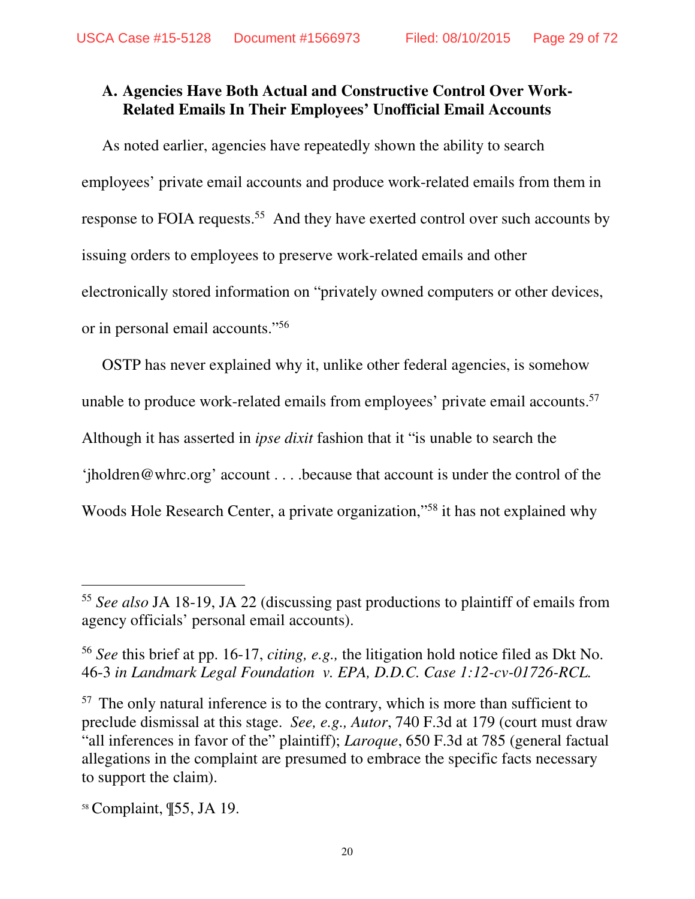### A. Agencies Have Both Actual and Constructive Control Over Work-Related Emails In Their Employees' Unofficial Email Accounts

As noted earlier, agencies have repeatedly shown the ability to search employees' private email accounts and produce work-related emails from them in response to FOIA requests.[55] And they have exerted control over such accounts by issuing orders to employees to preserve work-related emails and other electronically stored information on "privately owned computers or other devices, or in personal email accounts."[56]

OSTP has never explained why it, unlike other federal agencies, is somehow unable to produce work-related emails from employees' private email accounts.[57] Although it has asserted in *ipse dixit* fashion that it "is unable to search the 'jholdren@whrc.org' account . . . .because that account is under the control of the Woods Hole Research Center, a private organization,"[58] it has not explained why

---

[55] *See also* JA 18-19, JA 22 (discussing past productions to plaintiff of emails from agency officials' personal email accounts).

[56] *See* this brief at pp. 16-17, *citing, e.g.,* the litigation hold notice filed as Dkt No. 46-3 *in Landmark Legal Foundation v. EPA, D.D.C. Case 1:12-cv-01726-RCL.*

[57] The only natural inference is to the contrary, which is more than sufficient to preclude dismissal at this stage. *See, e.g., Autor*, 740 F.3d at 179 (court must draw "all inferences in favor of the" plaintiff); *Laroque*, 650 F.3d at 785 (general factual allegations in the complaint are presumed to embrace the specific facts necessary to support the claim).

[58] Complaint, ¶55, JA 19.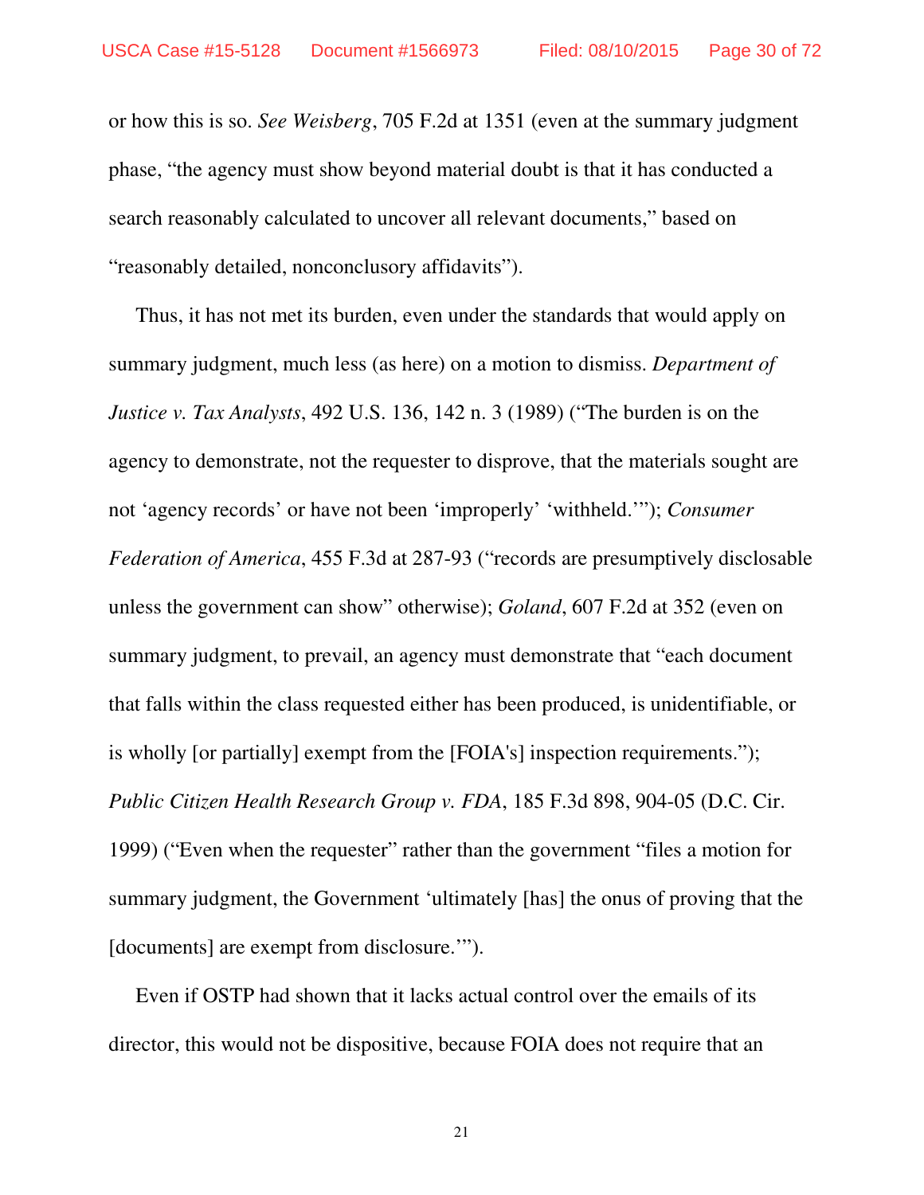or how this is so. *See Weisberg*, 705 F.2d at 1351 (even at the summary judgment phase, "the agency must show beyond material doubt is that it has conducted a search reasonably calculated to uncover all relevant documents," based on "reasonably detailed, nonconclusory affidavits").

Thus, it has not met its burden, even under the standards that would apply on summary judgment, much less (as here) on a motion to dismiss. *Department of Justice v. Tax Analysts*, 492 U.S. 136, 142 n. 3 (1989) ("The burden is on the agency to demonstrate, not the requester to disprove, that the materials sought are not 'agency records' or have not been 'improperly' 'withheld.'"); *Consumer Federation of America*, 455 F.3d at 287-93 ("records are presumptively disclosable unless the government can show" otherwise); *Goland*, 607 F.2d at 352 (even on summary judgment, to prevail, an agency must demonstrate that "each document that falls within the class requested either has been produced, is unidentifiable, or is wholly [or partially] exempt from the [FOIA's] inspection requirements."); *Public Citizen Health Research Group v. FDA*, 185 F.3d 898, 904-05 (D.C. Cir. 1999) ("Even when the requester" rather than the government "files a motion for summary judgment, the Government 'ultimately [has] the onus of proving that the [documents] are exempt from disclosure.'").

Even if OSTP had shown that it lacks actual control over the emails of its director, this would not be dispositive, because FOIA does not require that an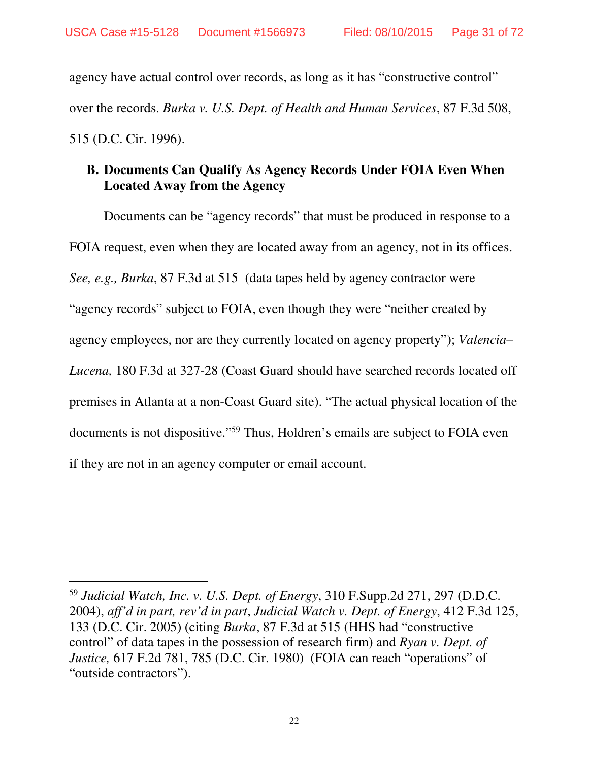agency have actual control over records, as long as it has "constructive control" over the records. *Burka v. U.S. Dept. of Health and Human Services*, 87 F.3d 508, 515 (D.C. Cir. 1996).

### B. Documents Can Qualify As Agency Records Under FOIA Even When Located Away from the Agency

Documents can be "agency records" that must be produced in response to a FOIA request, even when they are located away from an agency, not in its offices. *See, e.g., Burka*, 87 F.3d at 515 (data tapes held by agency contractor were "agency records" subject to FOIA, even though they were "neither created by agency employees, nor are they currently located on agency property"); *Valencia–Lucena,* 180 F.3d at 327-28 (Coast Guard should have searched records located off premises in Atlanta at a non-Coast Guard site). "The actual physical location of the documents is not dispositive."[59] Thus, Holdren's emails are subject to FOIA even if they are not in an agency computer or email account.

---

[59] *Judicial Watch, Inc. v. U.S. Dept. of Energy*, 310 F.Supp.2d 271, 297 (D.D.C. 2004), *aff'd in part, rev'd in part*, *Judicial Watch v. Dept. of Energy*, 412 F.3d 125, 133 (D.C. Cir. 2005) (citing *Burka*, 87 F.3d at 515 (HHS had "constructive control" of data tapes in the possession of research firm) and *Ryan v. Dept. of Justice,* 617 F.2d 781, 785 (D.C. Cir. 1980) (FOIA can reach "operations" of "outside contractors").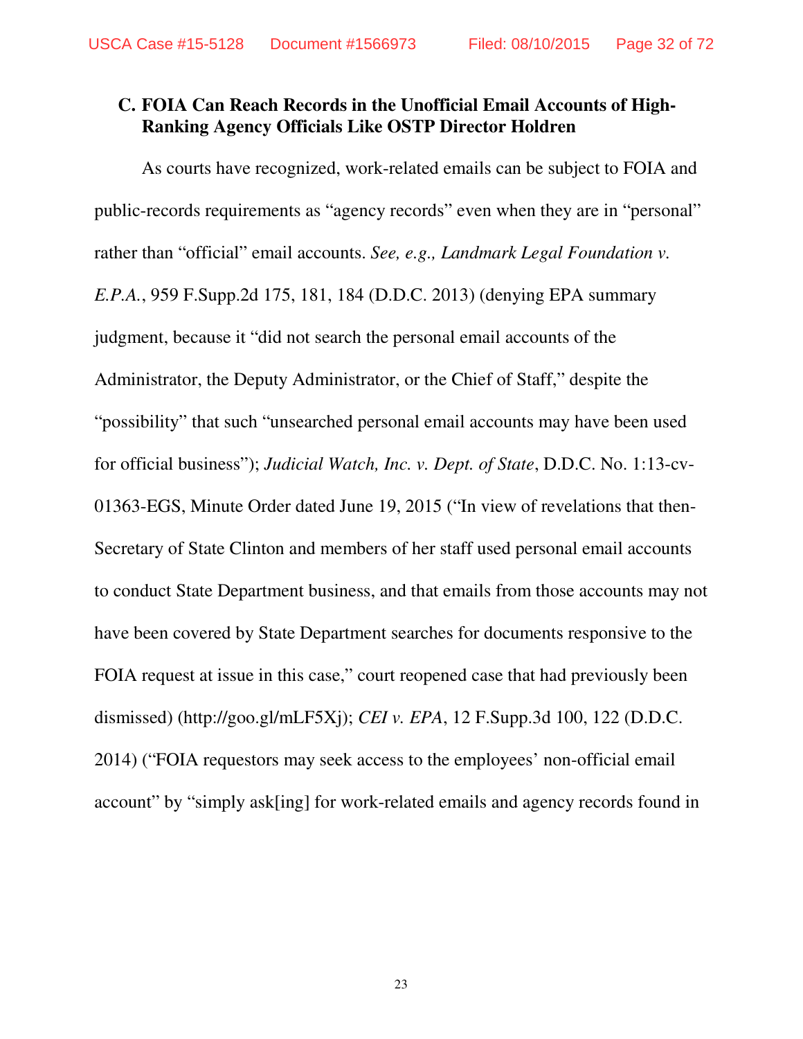### C. FOIA Can Reach Records in the Unofficial Email Accounts of High-Ranking Agency Officials Like OSTP Director Holdren

As courts have recognized, work-related emails can be subject to FOIA and public-records requirements as "agency records" even when they are in "personal" rather than "official" email accounts. *See, e.g., Landmark Legal Foundation v. E.P.A.*, 959 F.Supp.2d 175, 181, 184 (D.D.C. 2013) (denying EPA summary judgment, because it "did not search the personal email accounts of the Administrator, the Deputy Administrator, or the Chief of Staff," despite the "possibility" that such "unsearched personal email accounts may have been used for official business"); *Judicial Watch, Inc. v. Dept. of State*, D.D.C. No. 1:13-cv-01363-EGS, Minute Order dated June 19, 2015 ("In view of revelations that then-Secretary of State Clinton and members of her staff used personal email accounts to conduct State Department business, and that emails from those accounts may not have been covered by State Department searches for documents responsive to the FOIA request at issue in this case," court reopened case that had previously been dismissed) (http://goo.gl/mLF5Xj); *CEI v. EPA*, 12 F.Supp.3d 100, 122 (D.D.C. 2014) ("FOIA requestors may seek access to the employees' non-official email account" by "simply ask[ing] for work-related emails and agency records found in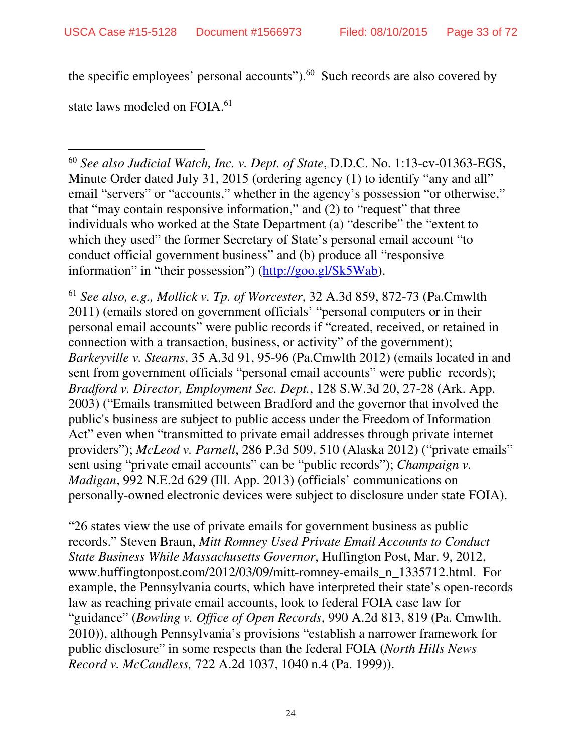the specific employees' personal accounts").[60] Such records are also covered by state laws modeled on FOIA.[61]

---

[60] *See also Judicial Watch, Inc. v. Dept. of State*, D.D.C. No. 1:13-cv-01363-EGS, Minute Order dated July 31, 2015 (ordering agency (1) to identify "any and all" email "servers" or "accounts," whether in the agency's possession "or otherwise," that "may contain responsive information," and (2) to "request" that three individuals who worked at the State Department (a) "describe" the "extent to which they used" the former Secretary of State's personal email account "to conduct official government business" and (b) produce all "responsive information" in "their possession") (http://goo.gl/Sk5Wab).

[61] *See also, e.g., Mollick v. Tp. of Worcester*, 32 A.3d 859, 872-73 (Pa.Cmwlth 2011) (emails stored on government officials' "personal computers or in their personal email accounts" were public records if "created, received, or retained in connection with a transaction, business, or activity" of the government); *Barkeyville v. Stearns*, 35 A.3d 91, 95-96 (Pa.Cmwlth 2012) (emails located in and sent from government officials "personal email accounts" were public records); *Bradford v. Director, Employment Sec. Dept.*, 128 S.W.3d 20, 27-28 (Ark. App. 2003) ("Emails transmitted between Bradford and the governor that involved the public's business are subject to public access under the Freedom of Information Act" even when "transmitted to private email addresses through private internet providers"); *McLeod v. Parnell*, 286 P.3d 509, 510 (Alaska 2012) ("private emails" sent using "private email accounts" can be "public records"); *Champaign v. Madigan*, 992 N.E.2d 629 (Ill. App. 2013) (officials' communications on personally-owned electronic devices were subject to disclosure under state FOIA).

"26 states view the use of private emails for government business as public records." Steven Braun, *Mitt Romney Used Private Email Accounts to Conduct State Business While Massachusetts Governor*, Huffington Post, Mar. 9, 2012, www.huffingtonpost.com/2012/03/09/mitt-romney-emails_n_1335712.html. For example, the Pennsylvania courts, which have interpreted their state's open-records law as reaching private email accounts, look to federal FOIA case law for "guidance" (*Bowling v. Office of Open Records*, 990 A.2d 813, 819 (Pa. Cmwlth. 2010)), although Pennsylvania's provisions "establish a narrower framework for public disclosure" in some respects than the federal FOIA (*North Hills News Record v. McCandless,* 722 A.2d 1037, 1040 n.4 (Pa. 1999)).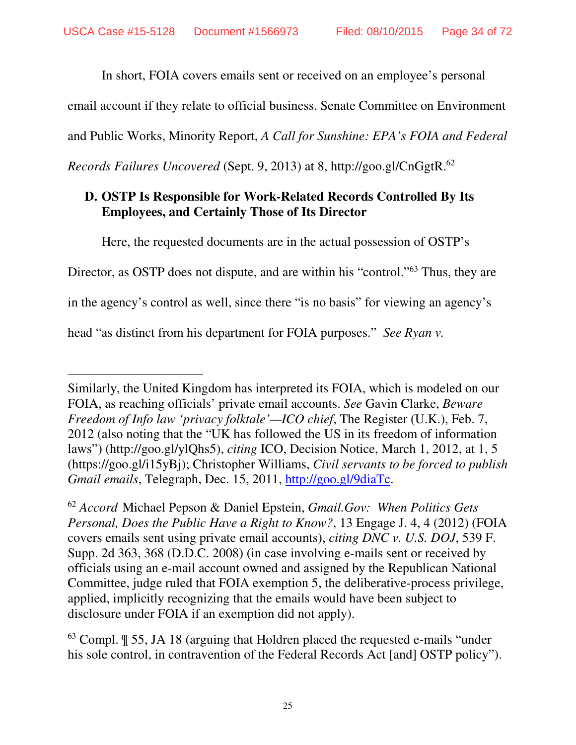In short, FOIA covers emails sent or received on an employee's personal email account if they relate to official business. Senate Committee on Environment and Public Works, Minority Report, *A Call for Sunshine: EPA's FOIA and Federal Records Failures Uncovered* (Sept. 9, 2013) at 8, http://goo.gl/CnGgtR.[62]

### D. OSTP Is Responsible for Work-Related Records Controlled By Its Employees, and Certainly Those of Its Director

Here, the requested documents are in the actual possession of OSTP's Director, as OSTP does not dispute, and are within his "control."[63] Thus, they are in the agency's control as well, since there "is no basis" for viewing an agency's head "as distinct from his department for FOIA purposes." *See Ryan v.*

---

Similarly, the United Kingdom has interpreted its FOIA, which is modeled on our FOIA, as reaching officials' private email accounts. *See* Gavin Clarke, *Beware Freedom of Info law 'privacy folktale'—ICO chief*, The Register (U.K.), Feb. 7, 2012 (also noting that the "UK has followed the US in its freedom of information laws") (http://goo.gl/ylQhs5), *citing* ICO, Decision Notice, March 1, 2012, at 1, 5 (https://goo.gl/i15yBj); Christopher Williams, *Civil servants to be forced to publish Gmail emails*, Telegraph, Dec. 15, 2011, http://goo.gl/9diaTc.

[62] *Accord* Michael Pepson & Daniel Epstein, *Gmail.Gov: When Politics Gets Personal, Does the Public Have a Right to Know?*, 13 Engage J. 4, 4 (2012) (FOIA covers emails sent using private email accounts), *citing DNC v. U.S. DOJ*, 539 F. Supp. 2d 363, 368 (D.D.C. 2008) (in case involving e-mails sent or received by officials using an e-mail account owned and assigned by the Republican National Committee, judge ruled that FOIA exemption 5, the deliberative-process privilege, applied, implicitly recognizing that the emails would have been subject to disclosure under FOIA if an exemption did not apply).

[63] Compl. ¶ 55, JA 18 (arguing that Holdren placed the requested e-mails "under his sole control, in contravention of the Federal Records Act [and] OSTP policy").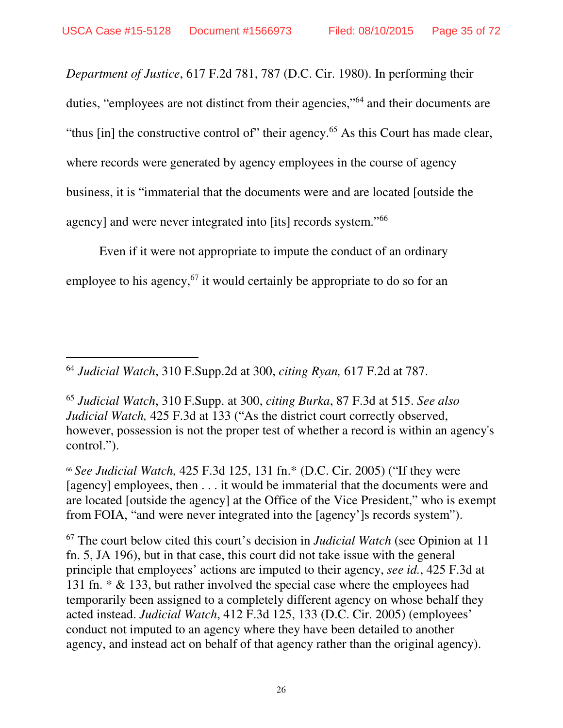*Department of Justice*, 617 F.2d 781, 787 (D.C. Cir. 1980). In performing their duties, "employees are not distinct from their agencies,"[64] and their documents are "thus [in] the constructive control of" their agency.[65] As this Court has made clear, where records were generated by agency employees in the course of agency business, it is "immaterial that the documents were and are located [outside the agency] and were never integrated into [its] records system."[66]

Even if it were not appropriate to impute the conduct of an ordinary employee to his agency,[67] it would certainly be appropriate to do so for an

---

[64] *Judicial Watch*, 310 F.Supp.2d at 300, *citing Ryan,* 617 F.2d at 787.

[65] *Judicial Watch*, 310 F.Supp. at 300, *citing Burka*, 87 F.3d at 515. *See also Judicial Watch,* 425 F.3d at 133 ("As the district court correctly observed, however, possession is not the proper test of whether a record is within an agency's control.").

[66] *See Judicial Watch,* 425 F.3d 125, 131 fn.* (D.C. Cir. 2005) ("If they were [agency] employees, then . . . it would be immaterial that the documents were and are located [outside the agency] at the Office of the Vice President," who is exempt from FOIA, "and were never integrated into the [agency']s records system").

[67] The court below cited this court's decision in *Judicial Watch* (see Opinion at 11 fn. 5, JA 196), but in that case, this court did not take issue with the general principle that employees' actions are imputed to their agency, *see id.*, 425 F.3d at 131 fn. * & 133, but rather involved the special case where the employees had temporarily been assigned to a completely different agency on whose behalf they acted instead. *Judicial Watch*, 412 F.3d 125, 133 (D.C. Cir. 2005) (employees' conduct not imputed to an agency where they have been detailed to another agency, and instead act on behalf of that agency rather than the original agency).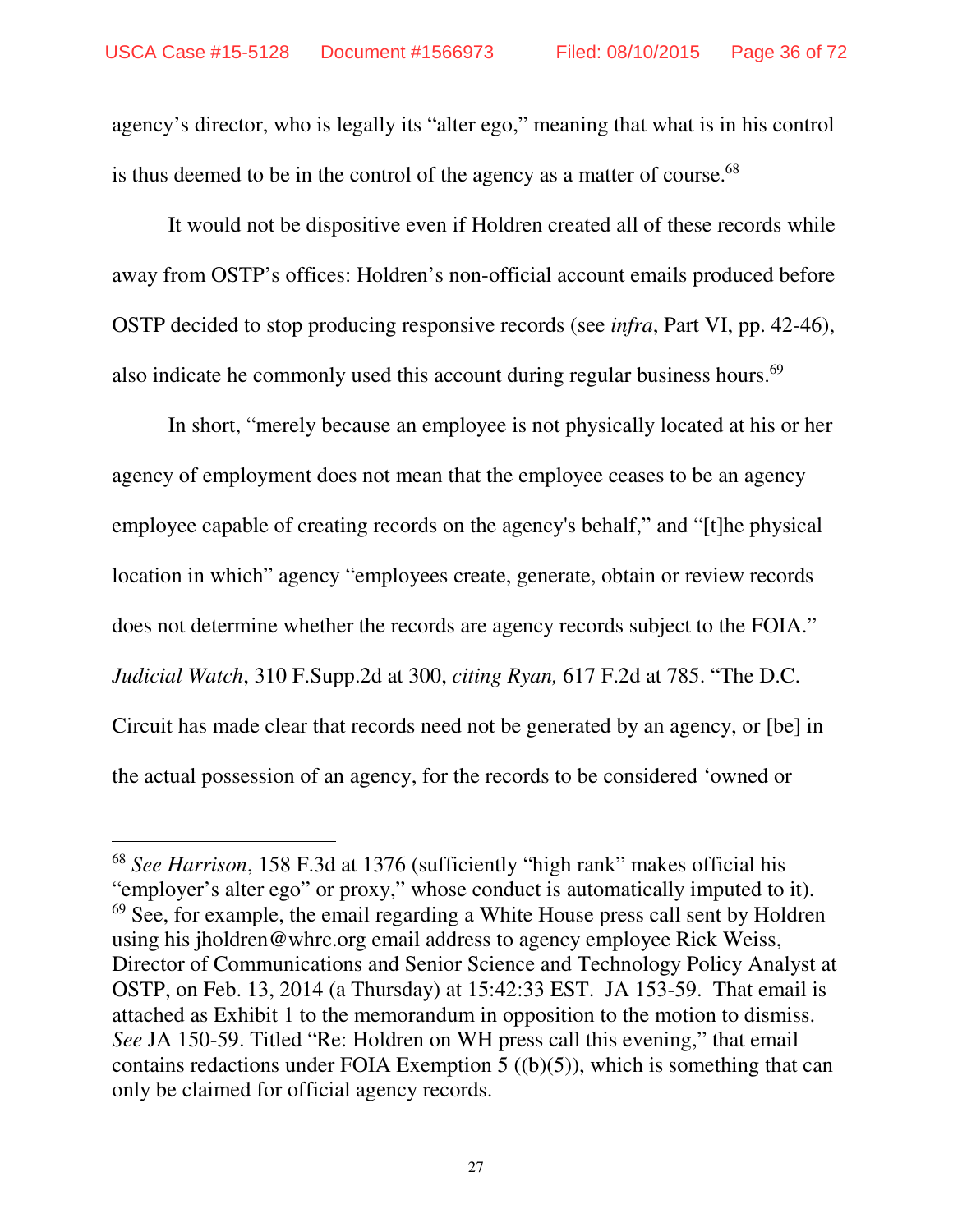agency's director, who is legally its "alter ego," meaning that what is in his control is thus deemed to be in the control of the agency as a matter of course.[68]

It would not be dispositive even if Holdren created all of these records while away from OSTP's offices: Holdren's non-official account emails produced before OSTP decided to stop producing responsive records (see *infra*, Part VI, pp. 42-46), also indicate he commonly used this account during regular business hours.[69]

In short, "merely because an employee is not physically located at his or her agency of employment does not mean that the employee ceases to be an agency employee capable of creating records on the agency's behalf," and "[t]he physical location in which" agency "employees create, generate, obtain or review records does not determine whether the records are agency records subject to the FOIA." *Judicial Watch*, 310 F.Supp.2d at 300, *citing Ryan,* 617 F.2d at 785. "The D.C. Circuit has made clear that records need not be generated by an agency, or [be] in the actual possession of an agency, for the records to be considered 'owned or

---

[68] *See Harrison*, 158 F.3d at 1376 (sufficiently "high rank" makes official his "employer's alter ego" or proxy," whose conduct is automatically imputed to it).

[69] See, for example, the email regarding a White House press call sent by Holdren using his jholdren@whrc.org email address to agency employee Rick Weiss, Director of Communications and Senior Science and Technology Policy Analyst at OSTP, on Feb. 13, 2014 (a Thursday) at 15:42:33 EST. JA 153-59. That email is attached as Exhibit 1 to the memorandum in opposition to the motion to dismiss. *See* JA 150-59. Titled "Re: Holdren on WH press call this evening," that email contains redactions under FOIA Exemption 5 ((b)(5)), which is something that can only be claimed for official agency records.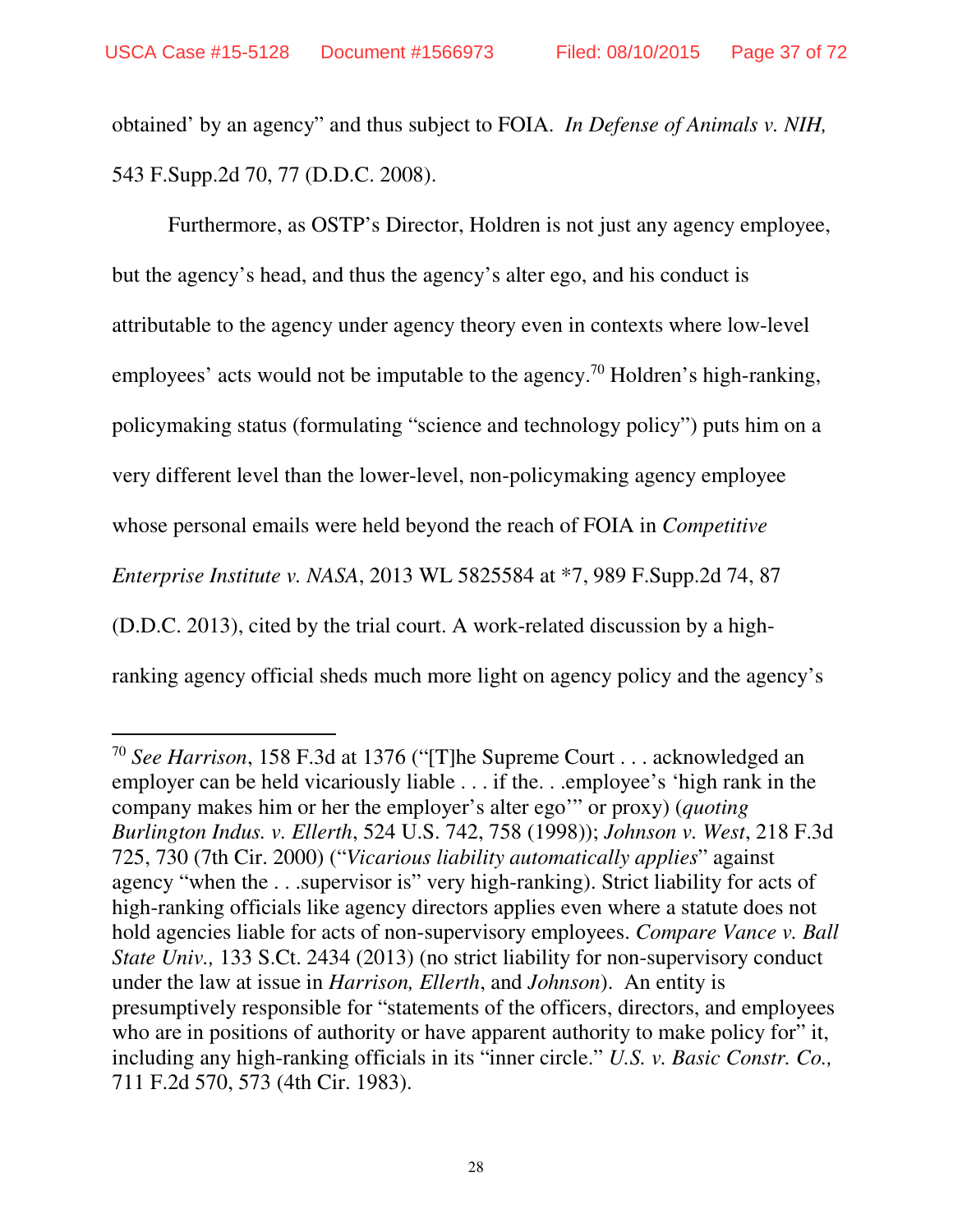obtained' by an agency" and thus subject to FOIA. *In Defense of Animals v. NIH,* 543 F.Supp.2d 70, 77 (D.D.C. 2008).

Furthermore, as OSTP's Director, Holdren is not just any agency employee, but the agency's head, and thus the agency's alter ego, and his conduct is attributable to the agency under agency theory even in contexts where low-level employees' acts would not be imputable to the agency.[70] Holdren's high-ranking, policymaking status (formulating "science and technology policy") puts him on a very different level than the lower-level, non-policymaking agency employee whose personal emails were held beyond the reach of FOIA in *Competitive Enterprise Institute v. NASA*, 2013 WL 5825584 at *7, 989 F.Supp.2d 74, 87 (D.D.C. 2013), cited by the trial court. A work-related discussion by a high-ranking agency official sheds much more light on agency policy and the agency's

---

[70] *See Harrison*, 158 F.3d at 1376 ("[T]he Supreme Court . . . acknowledged an employer can be held vicariously liable . . . if the. . .employee's 'high rank in the company makes him or her the employer's alter ego'" or proxy) (*quoting Burlington Indus. v. Ellerth*, 524 U.S. 742, 758 (1998)); *Johnson v. West*, 218 F.3d 725, 730 (7th Cir. 2000) ("*Vicarious liability automatically applies*" against agency "when the . . .supervisor is" very high-ranking). Strict liability for acts of high-ranking officials like agency directors applies even where a statute does not hold agencies liable for acts of non-supervisory employees. *Compare Vance v. Ball State Univ.,* 133 S.Ct. 2434 (2013) (no strict liability for non-supervisory conduct under the law at issue in *Harrison, Ellerth*, and *Johnson*). An entity is presumptively responsible for "statements of the officers, directors, and employees who are in positions of authority or have apparent authority to make policy for" it, including any high-ranking officials in its "inner circle." *U.S. v. Basic Constr. Co.,* 711 F.2d 570, 573 (4th Cir. 1983).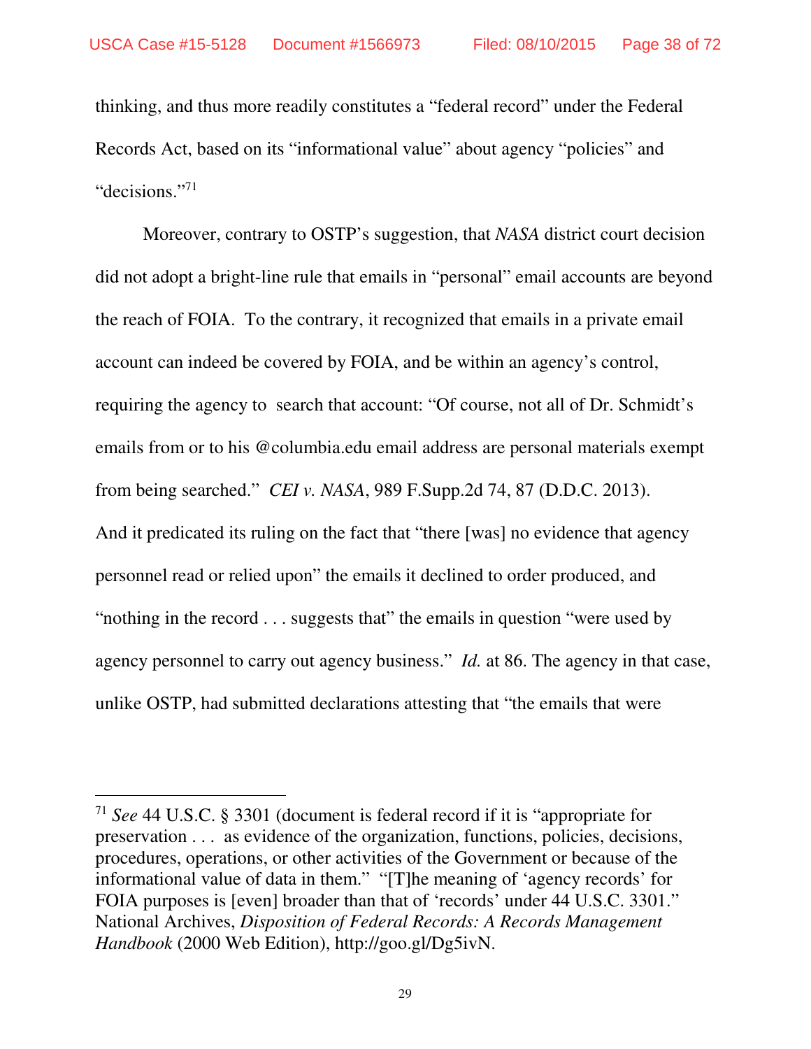thinking, and thus more readily constitutes a "federal record" under the Federal Records Act, based on its "informational value" about agency "policies" and "decisions."[71]

Moreover, contrary to OSTP's suggestion, that *NASA* district court decision did not adopt a bright-line rule that emails in "personal" email accounts are beyond the reach of FOIA. To the contrary, it recognized that emails in a private email account can indeed be covered by FOIA, and be within an agency's control, requiring the agency to search that account: "Of course, not all of Dr. Schmidt's emails from or to his @columbia.edu email address are personal materials exempt from being searched." *CEI v. NASA*, 989 F.Supp.2d 74, 87 (D.D.C. 2013). And it predicated its ruling on the fact that "there [was] no evidence that agency personnel read or relied upon" the emails it declined to order produced, and "nothing in the record . . . suggests that" the emails in question "were used by agency personnel to carry out agency business." *Id.* at 86. The agency in that case, unlike OSTP, had submitted declarations attesting that "the emails that were

---

[71] *See* 44 U.S.C. § 3301 (document is federal record if it is "appropriate for preservation . . . as evidence of the organization, functions, policies, decisions, procedures, operations, or other activities of the Government or because of the informational value of data in them." "[T]he meaning of 'agency records' for FOIA purposes is [even] broader than that of 'records' under 44 U.S.C. 3301." National Archives, *Disposition of Federal Records: A Records Management Handbook* (2000 Web Edition), http://goo.gl/Dg5ivN.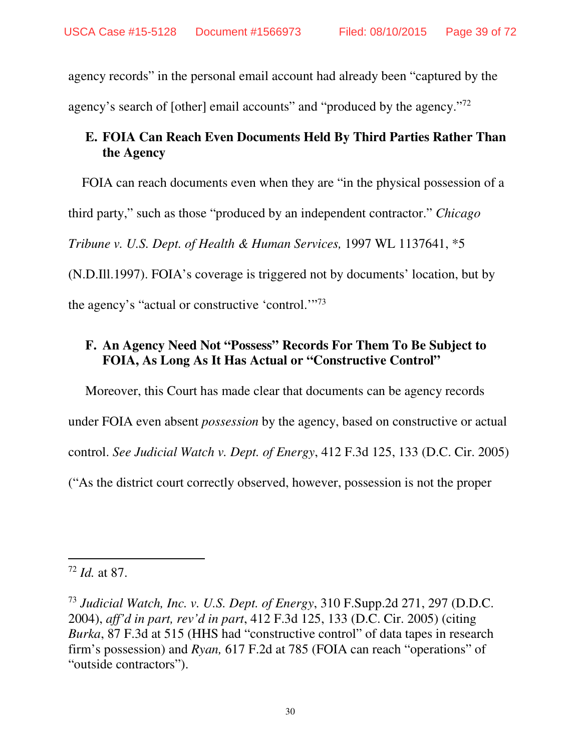agency records" in the personal email account had already been "captured by the agency's search of [other] email accounts" and "produced by the agency."[72]

### E. FOIA Can Reach Even Documents Held By Third Parties Rather Than the Agency

FOIA can reach documents even when they are "in the physical possession of a third party," such as those "produced by an independent contractor." *Chicago Tribune v. U.S. Dept. of Health & Human Services,* 1997 WL 1137641, *5 (N.D.Ill.1997). FOIA's coverage is triggered not by documents' location, but by the agency's "actual or constructive 'control.'"[73]

### F. An Agency Need Not "Possess" Records For Them To Be Subject to FOIA, As Long As It Has Actual or "Constructive Control"

Moreover, this Court has made clear that documents can be agency records under FOIA even absent *possession* by the agency, based on constructive or actual control. *See Judicial Watch v. Dept. of Energy*, 412 F.3d 125, 133 (D.C. Cir. 2005) ("As the district court correctly observed, however, possession is not the proper

---

[72] *Id.* at 87.

[73] *Judicial Watch, Inc. v. U.S. Dept. of Energy*, 310 F.Supp.2d 271, 297 (D.D.C. 2004), *aff'd in part, rev'd in part*, 412 F.3d 125, 133 (D.C. Cir. 2005) (citing *Burka*, 87 F.3d at 515 (HHS had "constructive control" of data tapes in research firm's possession) and *Ryan,* 617 F.2d at 785 (FOIA can reach "operations" of "outside contractors").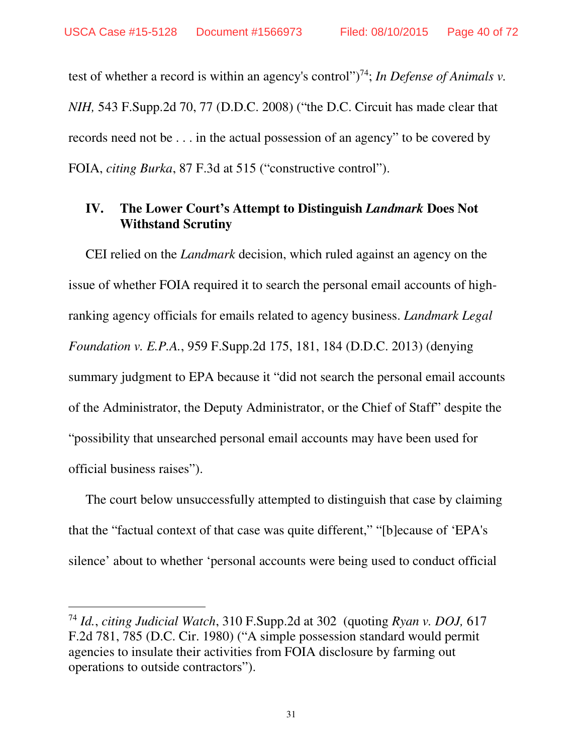test of whether a record is within an agency's control")[74]; *In Defense of Animals v. NIH,* 543 F.Supp.2d 70, 77 (D.D.C. 2008) ("the D.C. Circuit has made clear that records need not be . . . in the actual possession of an agency" to be covered by FOIA, *citing Burka*, 87 F.3d at 515 ("constructive control").

## IV. The Lower Court's Attempt to Distinguish *Landmark* Does Not Withstand Scrutiny

CEI relied on the *Landmark* decision, which ruled against an agency on the issue of whether FOIA required it to search the personal email accounts of high-ranking agency officials for emails related to agency business. *Landmark Legal Foundation v. E.P.A.*, 959 F.Supp.2d 175, 181, 184 (D.D.C. 2013) (denying summary judgment to EPA because it "did not search the personal email accounts of the Administrator, the Deputy Administrator, or the Chief of Staff" despite the "possibility that unsearched personal email accounts may have been used for official business raises").

The court below unsuccessfully attempted to distinguish that case by claiming that the "factual context of that case was quite different," "[b]ecause of 'EPA's silence' about to whether 'personal accounts were being used to conduct official

---

[74] *Id.*, *citing Judicial Watch*, 310 F.Supp.2d at 302 (quoting *Ryan v. DOJ,* 617 F.2d 781, 785 (D.C. Cir. 1980) ("A simple possession standard would permit agencies to insulate their activities from FOIA disclosure by farming out operations to outside contractors").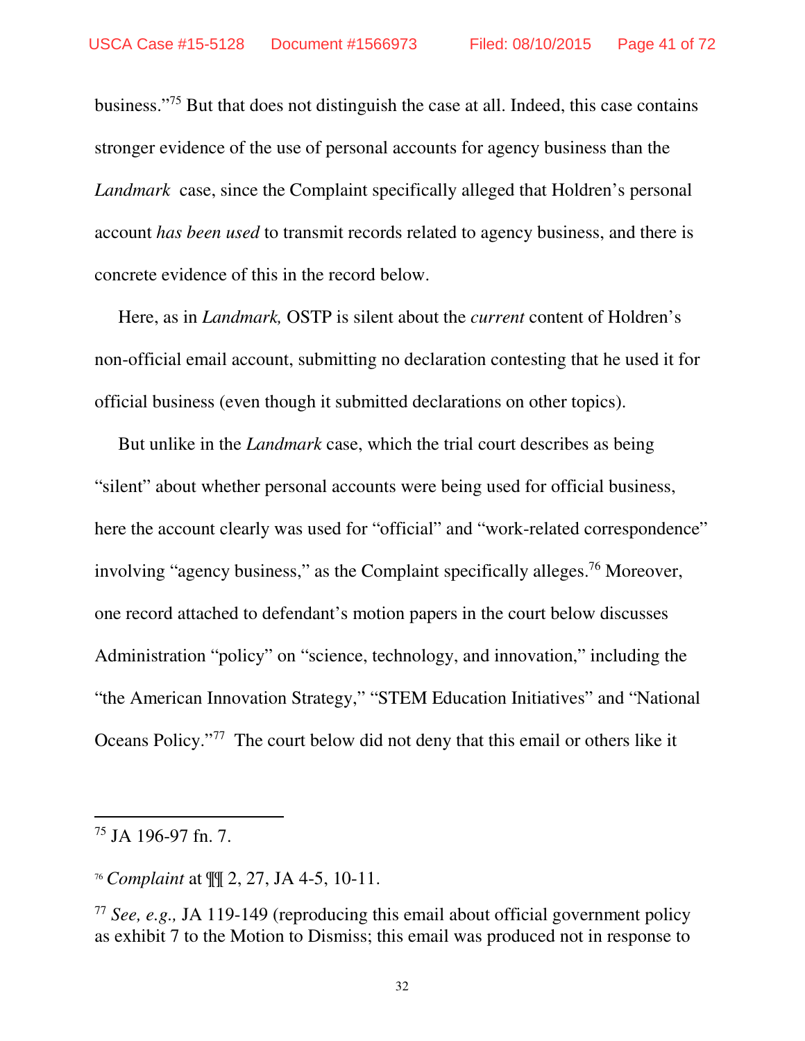business."[75] But that does not distinguish the case at all. Indeed, this case contains stronger evidence of the use of personal accounts for agency business than the *Landmark* case, since the Complaint specifically alleged that Holdren's personal account *has been used* to transmit records related to agency business, and there is concrete evidence of this in the record below.

Here, as in *Landmark,* OSTP is silent about the *current* content of Holdren's non-official email account, submitting no declaration contesting that he used it for official business (even though it submitted declarations on other topics).

But unlike in the *Landmark* case, which the trial court describes as being "silent" about whether personal accounts were being used for official business, here the account clearly was used for "official" and "work-related correspondence" involving "agency business," as the Complaint specifically alleges.[76] Moreover, one record attached to defendant's motion papers in the court below discusses Administration "policy" on "science, technology, and innovation," including the "the American Innovation Strategy," "STEM Education Initiatives" and "National Oceans Policy."[77] The court below did not deny that this email or others like it

---

[75] JA 196-97 fn. 7.

[76] *Complaint* at ¶¶ 2, 27, JA 4-5, 10-11.

[77] *See, e.g.,* JA 119-149 (reproducing this email about official government policy as exhibit 7 to the Motion to Dismiss; this email was produced not in response to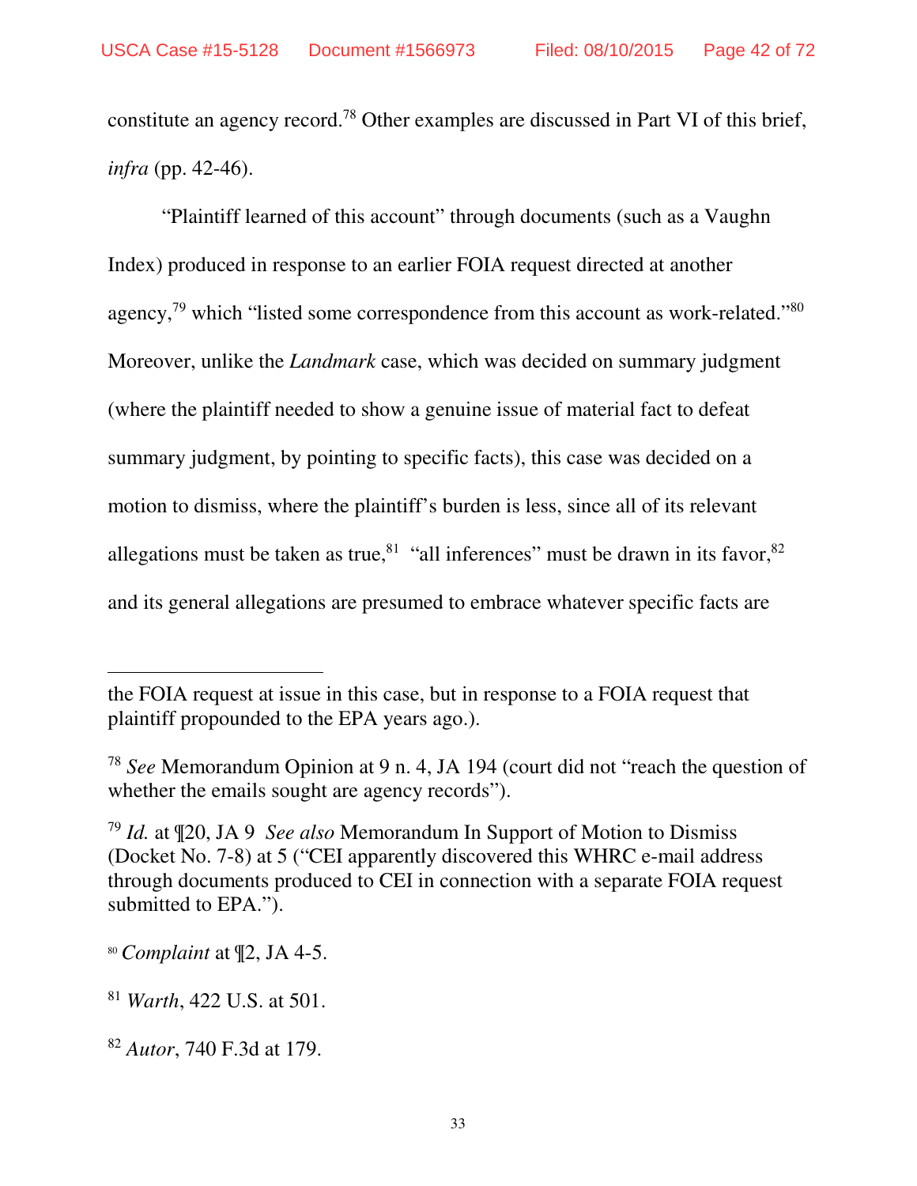constitute an agency record.[78] Other examples are discussed in Part VI of this brief, *infra* (pp. 42-46).

"Plaintiff learned of this account" through documents (such as a Vaughn Index) produced in response to an earlier FOIA request directed at another agency,[79] which "listed some correspondence from this account as work-related."[80] Moreover, unlike the *Landmark* case, which was decided on summary judgment (where the plaintiff needed to show a genuine issue of material fact to defeat summary judgment, by pointing to specific facts), this case was decided on a motion to dismiss, where the plaintiff's burden is less, since all of its relevant allegations must be taken as true,[81] "all inferences" must be drawn in its favor,[82] and its general allegations are presumed to embrace whatever specific facts are

---

the FOIA request at issue in this case, but in response to a FOIA request that plaintiff propounded to the EPA years ago.).

[78] *See* Memorandum Opinion at 9 n. 4, JA 194 (court did not "reach the question of whether the emails sought are agency records").

[79] *Id.* at ¶20, JA 9 *See also* Memorandum In Support of Motion to Dismiss (Docket No. 7-8) at 5 ("CEI apparently discovered this WHRC e-mail address through documents produced to CEI in connection with a separate FOIA request submitted to EPA.").

[80] *Complaint* at ¶2, JA 4-5.

[81] *Warth*, 422 U.S. at 501.

[82] *Autor*, 740 F.3d at 179.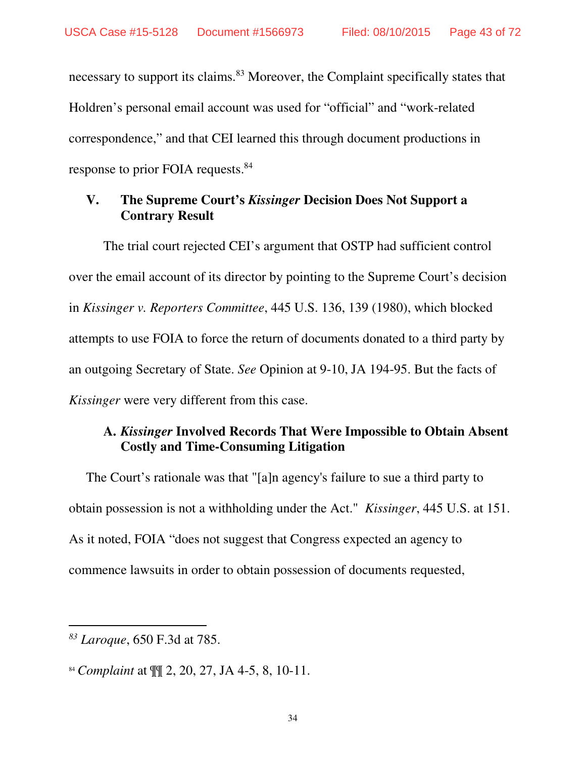necessary to support its claims.[83] Moreover, the Complaint specifically states that Holdren's personal email account was used for "official" and "work-related correspondence," and that CEI learned this through document productions in response to prior FOIA requests.[84]

## V. The Supreme Court's *Kissinger* Decision Does Not Support a Contrary Result

The trial court rejected CEI's argument that OSTP had sufficient control over the email account of its director by pointing to the Supreme Court's decision in *Kissinger v. Reporters Committee*, 445 U.S. 136, 139 (1980), which blocked attempts to use FOIA to force the return of documents donated to a third party by an outgoing Secretary of State. *See* Opinion at 9-10, JA 194-95. But the facts of *Kissinger* were very different from this case.

### A. *Kissinger* Involved Records That Were Impossible to Obtain Absent Costly and Time-Consuming Litigation

The Court's rationale was that "[a]n agency's failure to sue a third party to obtain possession is not a withholding under the Act." *Kissinger*, 445 U.S. at 151. As it noted, FOIA "does not suggest that Congress expected an agency to commence lawsuits in order to obtain possession of documents requested,

---

[83] *Laroque*, 650 F.3d at 785.

[84] *Complaint* at ¶¶ 2, 20, 27, JA 4-5, 8, 10-11.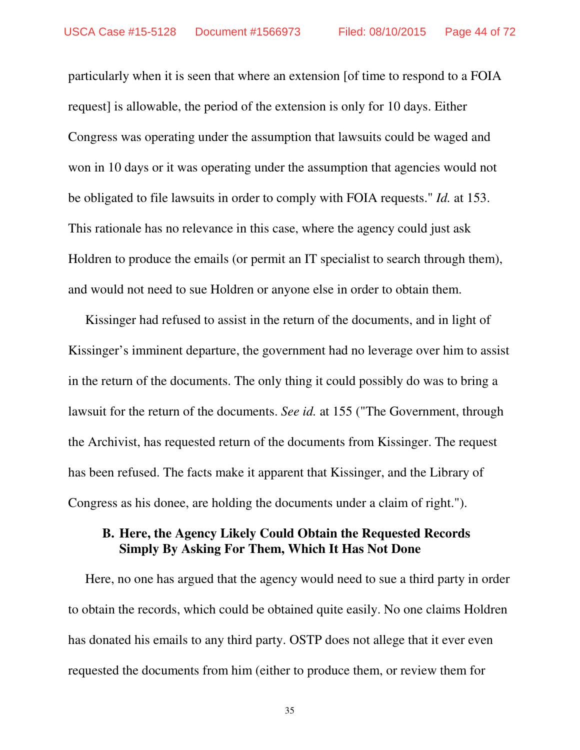particularly when it is seen that where an extension [of time to respond to a FOIA request] is allowable, the period of the extension is only for 10 days. Either Congress was operating under the assumption that lawsuits could be waged and won in 10 days or it was operating under the assumption that agencies would not be obligated to file lawsuits in order to comply with FOIA requests." *Id.* at 153. This rationale has no relevance in this case, where the agency could just ask Holdren to produce the emails (or permit an IT specialist to search through them), and would not need to sue Holdren or anyone else in order to obtain them.

Kissinger had refused to assist in the return of the documents, and in light of Kissinger's imminent departure, the government had no leverage over him to assist in the return of the documents. The only thing it could possibly do was to bring a lawsuit for the return of the documents. *See id.* at 155 ("The Government, through the Archivist, has requested return of the documents from Kissinger. The request has been refused. The facts make it apparent that Kissinger, and the Library of Congress as his donee, are holding the documents under a claim of right.").

### B. Here, the Agency Likely Could Obtain the Requested Records Simply By Asking For Them, Which It Has Not Done

Here, no one has argued that the agency would need to sue a third party in order to obtain the records, which could be obtained quite easily. No one claims Holdren has donated his emails to any third party. OSTP does not allege that it ever even requested the documents from him (either to produce them, or review them for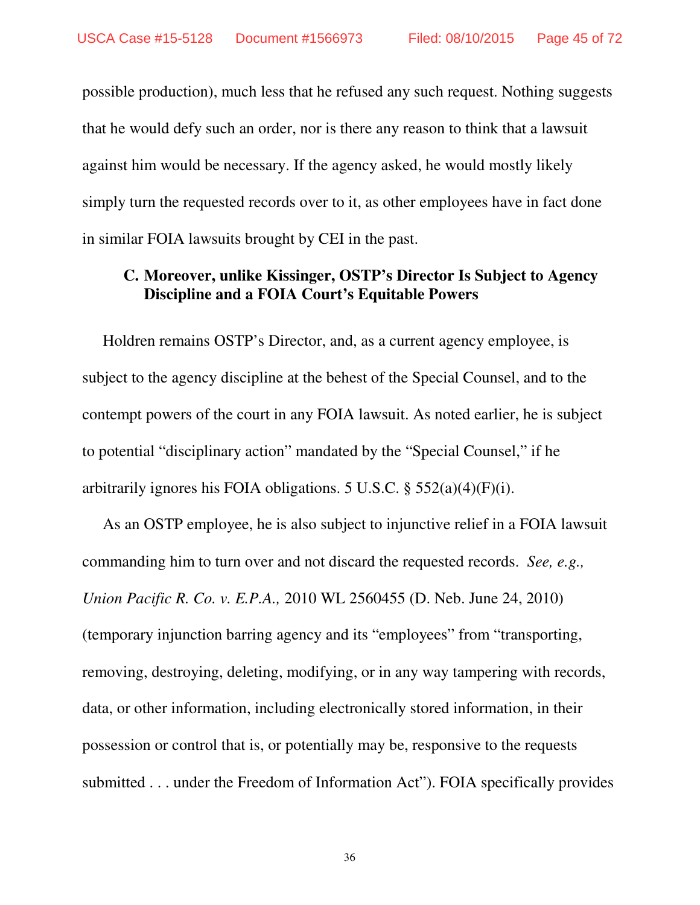possible production), much less that he refused any such request. Nothing suggests that he would defy such an order, nor is there any reason to think that a lawsuit against him would be necessary. If the agency asked, he would mostly likely simply turn the requested records over to it, as other employees have in fact done in similar FOIA lawsuits brought by CEI in the past.

### C. Moreover, unlike Kissinger, OSTP's Director Is Subject to Agency Discipline and a FOIA Court's Equitable Powers

Holdren remains OSTP's Director, and, as a current agency employee, is subject to the agency discipline at the behest of the Special Counsel, and to the contempt powers of the court in any FOIA lawsuit. As noted earlier, he is subject to potential "disciplinary action" mandated by the "Special Counsel," if he arbitrarily ignores his FOIA obligations. 5 U.S.C. § 552(a)(4)(F)(i).

As an OSTP employee, he is also subject to injunctive relief in a FOIA lawsuit commanding him to turn over and not discard the requested records. *See, e.g., Union Pacific R. Co. v. E.P.A.,* 2010 WL 2560455 (D. Neb. June 24, 2010) (temporary injunction barring agency and its "employees" from "transporting, removing, destroying, deleting, modifying, or in any way tampering with records, data, or other information, including electronically stored information, in their possession or control that is, or potentially may be, responsive to the requests submitted . . . under the Freedom of Information Act"). FOIA specifically provides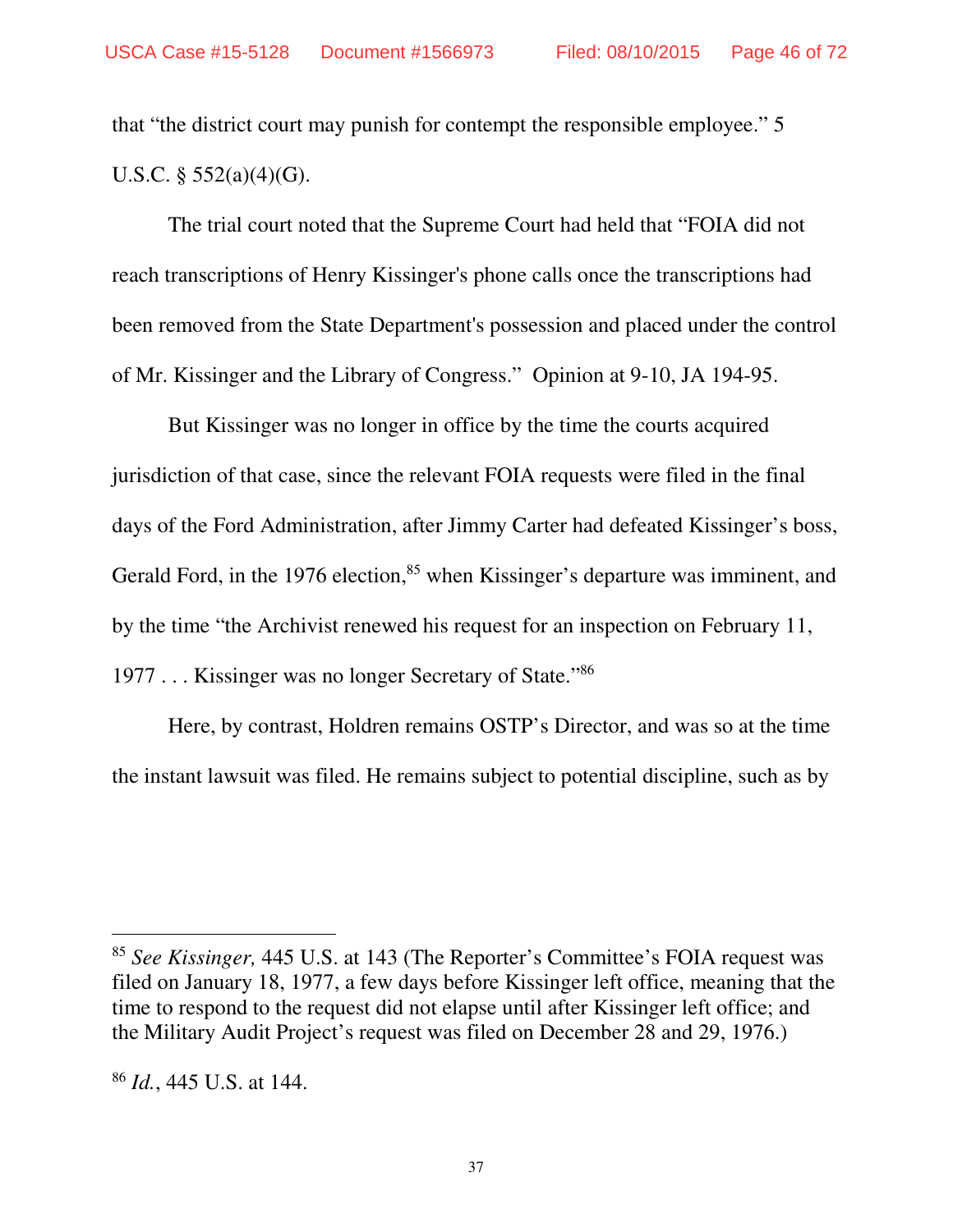that "the district court may punish for contempt the responsible employee." 5 U.S.C. § 552(a)(4)(G).

The trial court noted that the Supreme Court had held that "FOIA did not reach transcriptions of Henry Kissinger's phone calls once the transcriptions had been removed from the State Department's possession and placed under the control of Mr. Kissinger and the Library of Congress." Opinion at 9-10, JA 194-95.

But Kissinger was no longer in office by the time the courts acquired jurisdiction of that case, since the relevant FOIA requests were filed in the final days of the Ford Administration, after Jimmy Carter had defeated Kissinger's boss, Gerald Ford, in the 1976 election,[85] when Kissinger's departure was imminent, and by the time "the Archivist renewed his request for an inspection on February 11, 1977 . . . Kissinger was no longer Secretary of State."[86]

Here, by contrast, Holdren remains OSTP's Director, and was so at the time the instant lawsuit was filed. He remains subject to potential discipline, such as by

---

[85] *See Kissinger,* 445 U.S. at 143 (The Reporter's Committee's FOIA request was filed on January 18, 1977, a few days before Kissinger left office, meaning that the time to respond to the request did not elapse until after Kissinger left office; and the Military Audit Project's request was filed on December 28 and 29, 1976.)

[86] *Id.*, 445 U.S. at 144.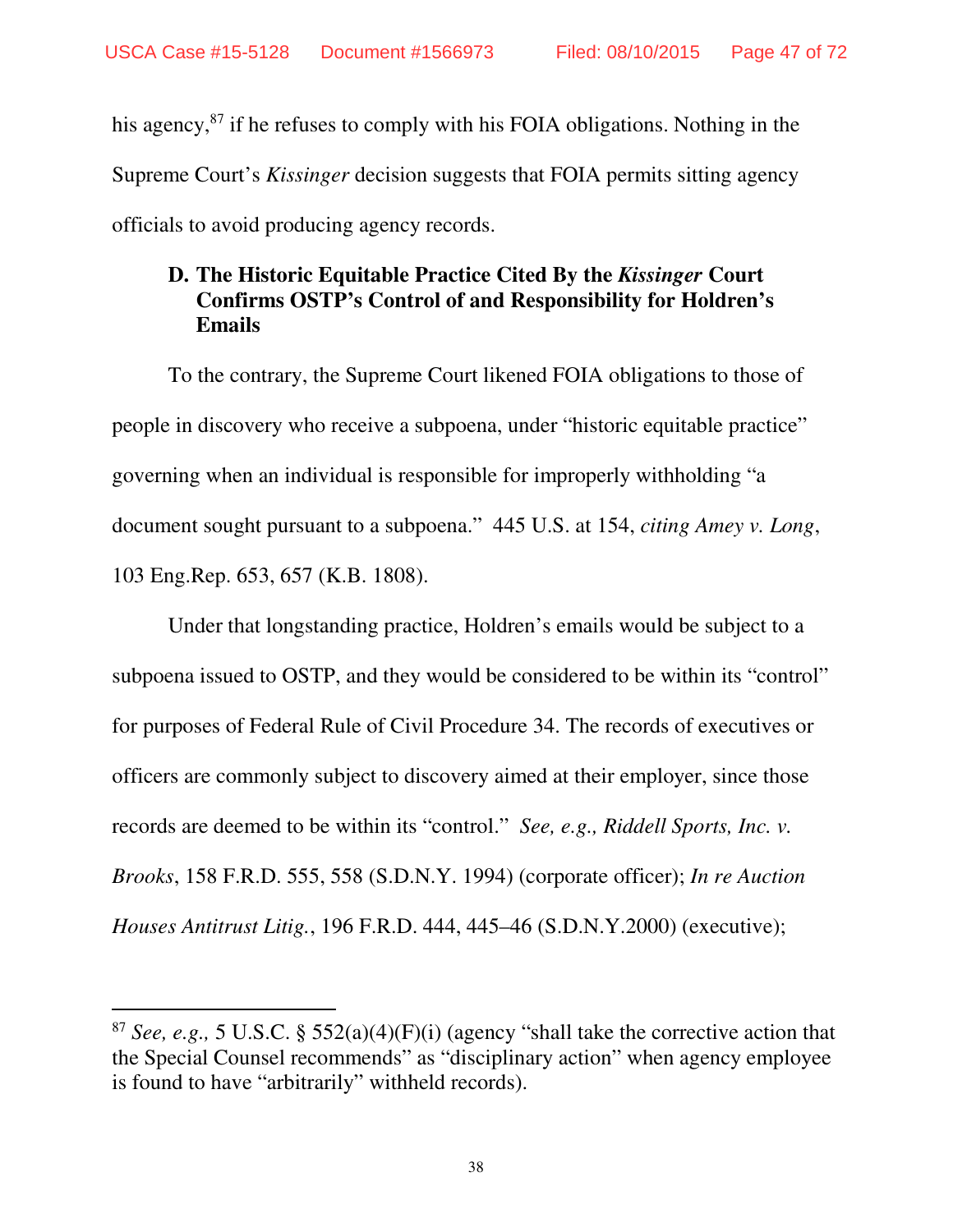his agency,[87] if he refuses to comply with his FOIA obligations. Nothing in the Supreme Court's *Kissinger* decision suggests that FOIA permits sitting agency officials to avoid producing agency records.

### D. The Historic Equitable Practice Cited By the *Kissinger* Court Confirms OSTP's Control of and Responsibility for Holdren's Emails

To the contrary, the Supreme Court likened FOIA obligations to those of people in discovery who receive a subpoena, under "historic equitable practice" governing when an individual is responsible for improperly withholding "a document sought pursuant to a subpoena." 445 U.S. at 154, *citing Amey v. Long*, 103 Eng.Rep. 653, 657 (K.B. 1808).

Under that longstanding practice, Holdren's emails would be subject to a subpoena issued to OSTP, and they would be considered to be within its "control" for purposes of Federal Rule of Civil Procedure 34. The records of executives or officers are commonly subject to discovery aimed at their employer, since those records are deemed to be within its "control." *See, e.g., Riddell Sports, Inc. v. Brooks*, 158 F.R.D. 555, 558 (S.D.N.Y. 1994) (corporate officer); *In re Auction Houses Antitrust Litig.*, 196 F.R.D. 444, 445–46 (S.D.N.Y.2000) (executive);

---

[87] *See, e.g.,* 5 U.S.C. § 552(a)(4)(F)(i) (agency "shall take the corrective action that the Special Counsel recommends" as "disciplinary action" when agency employee is found to have "arbitrarily" withheld records).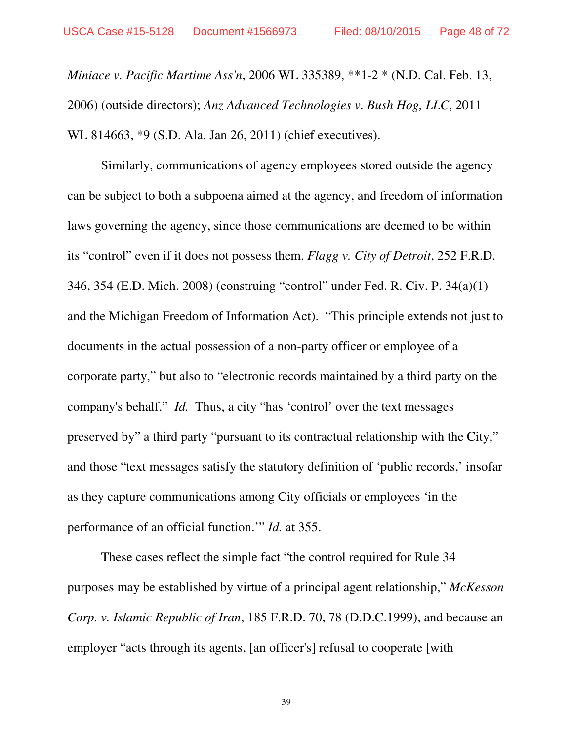*Miniace v. Pacific Martime Ass'n*, 2006 WL 335389, **1-2 * (N.D. Cal. Feb. 13, 2006) (outside directors); *Anz Advanced Technologies v. Bush Hog, LLC*, 2011 WL 814663, *9 (S.D. Ala. Jan 26, 2011) (chief executives).

Similarly, communications of agency employees stored outside the agency can be subject to both a subpoena aimed at the agency, and freedom of information laws governing the agency, since those communications are deemed to be within its "control" even if it does not possess them. *Flagg v. City of Detroit*, 252 F.R.D. 346, 354 (E.D. Mich. 2008) (construing "control" under Fed. R. Civ. P. 34(a)(1) and the Michigan Freedom of Information Act). "This principle extends not just to documents in the actual possession of a non-party officer or employee of a corporate party," but also to "electronic records maintained by a third party on the company's behalf." *Id.* Thus, a city "has 'control' over the text messages preserved by" a third party "pursuant to its contractual relationship with the City," and those "text messages satisfy the statutory definition of 'public records,' insofar as they capture communications among City officials or employees 'in the performance of an official function.'" *Id.* at 355.

These cases reflect the simple fact "the control required for Rule 34 purposes may be established by virtue of a principal agent relationship," *McKesson Corp. v. Islamic Republic of Iran*, 185 F.R.D. 70, 78 (D.D.C.1999), and because an employer "acts through its agents, [an officer's] refusal to cooperate [with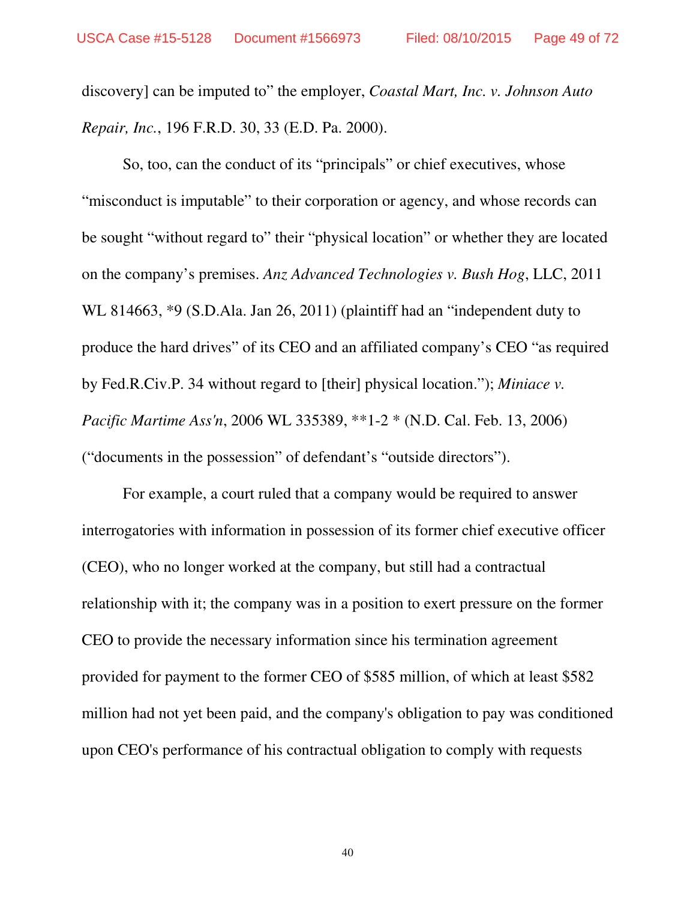discovery] can be imputed to" the employer, *Coastal Mart, Inc. v. Johnson Auto Repair, Inc.*, 196 F.R.D. 30, 33 (E.D. Pa. 2000).

So, too, can the conduct of its "principals" or chief executives, whose "misconduct is imputable" to their corporation or agency, and whose records can be sought "without regard to" their "physical location" or whether they are located on the company's premises. *Anz Advanced Technologies v. Bush Hog*, LLC, 2011 WL 814663, *9 (S.D.Ala. Jan 26, 2011) (plaintiff had an "independent duty to produce the hard drives" of its CEO and an affiliated company's CEO "as required by Fed.R.Civ.P. 34 without regard to [their] physical location."); *Miniace v. Pacific Martime Ass'n*, 2006 WL 335389, **1-2 * (N.D. Cal. Feb. 13, 2006) ("documents in the possession" of defendant's "outside directors").

For example, a court ruled that a company would be required to answer interrogatories with information in possession of its former chief executive officer (CEO), who no longer worked at the company, but still had a contractual relationship with it; the company was in a position to exert pressure on the former CEO to provide the necessary information since his termination agreement provided for payment to the former CEO of $585 million, of which at least $582 million had not yet been paid, and the company's obligation to pay was conditioned upon CEO's performance of his contractual obligation to comply with requests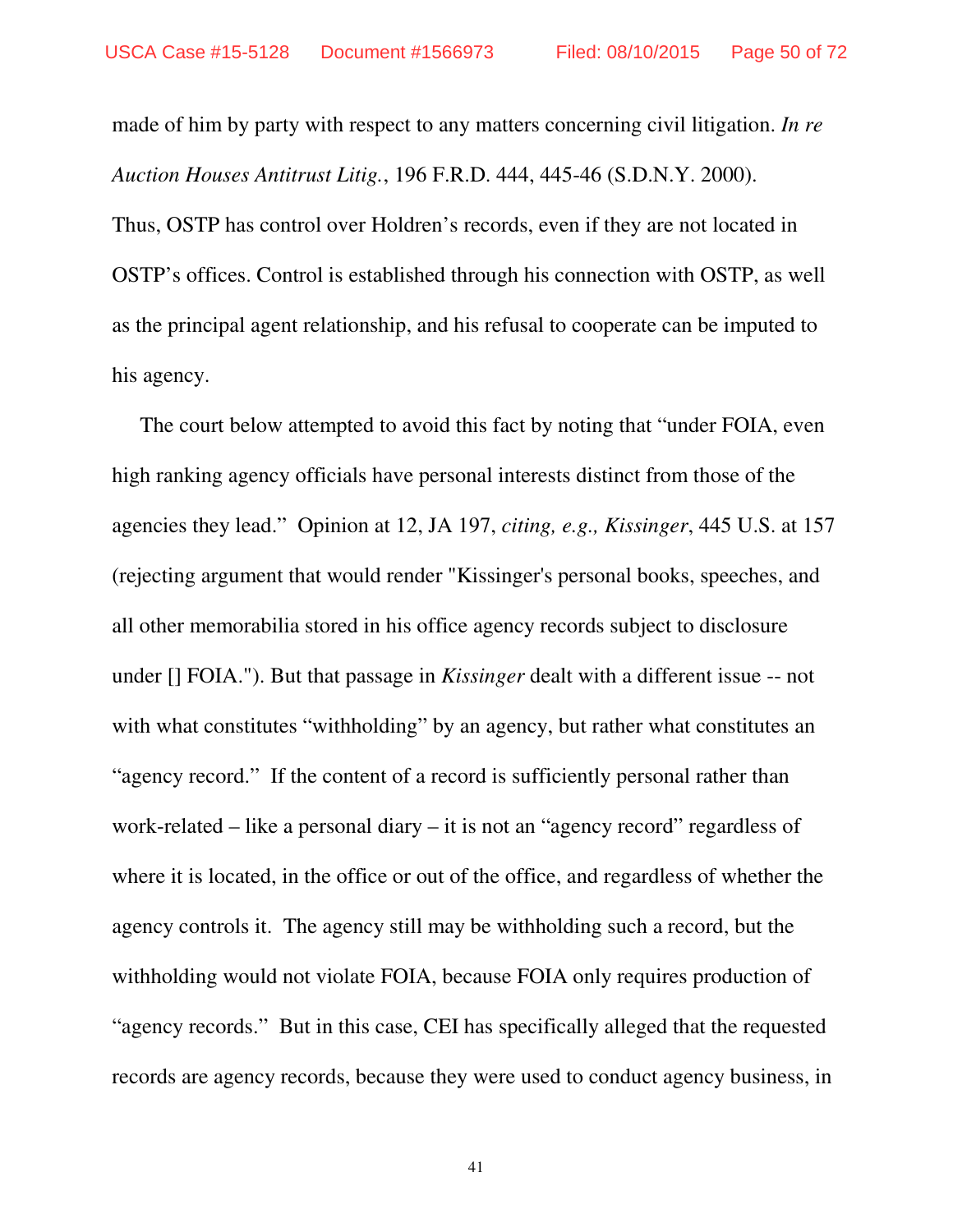made of him by party with respect to any matters concerning civil litigation. *In re Auction Houses Antitrust Litig.*, 196 F.R.D. 444, 445-46 (S.D.N.Y. 2000).
Thus, OSTP has control over Holdren's records, even if they are not located in OSTP's offices. Control is established through his connection with OSTP, as well as the principal agent relationship, and his refusal to cooperate can be imputed to his agency.

The court below attempted to avoid this fact by noting that "under FOIA, even high ranking agency officials have personal interests distinct from those of the agencies they lead." Opinion at 12, JA 197, *citing, e.g., Kissinger*, 445 U.S. at 157 (rejecting argument that would render "Kissinger's personal books, speeches, and all other memorabilia stored in his office agency records subject to disclosure under [] FOIA."). But that passage in *Kissinger* dealt with a different issue -- not with what constitutes "withholding" by an agency, but rather what constitutes an "agency record." If the content of a record is sufficiently personal rather than work-related – like a personal diary – it is not an "agency record" regardless of where it is located, in the office or out of the office, and regardless of whether the agency controls it. The agency still may be withholding such a record, but the withholding would not violate FOIA, because FOIA only requires production of "agency records." But in this case, CEI has specifically alleged that the requested records are agency records, because they were used to conduct agency business, in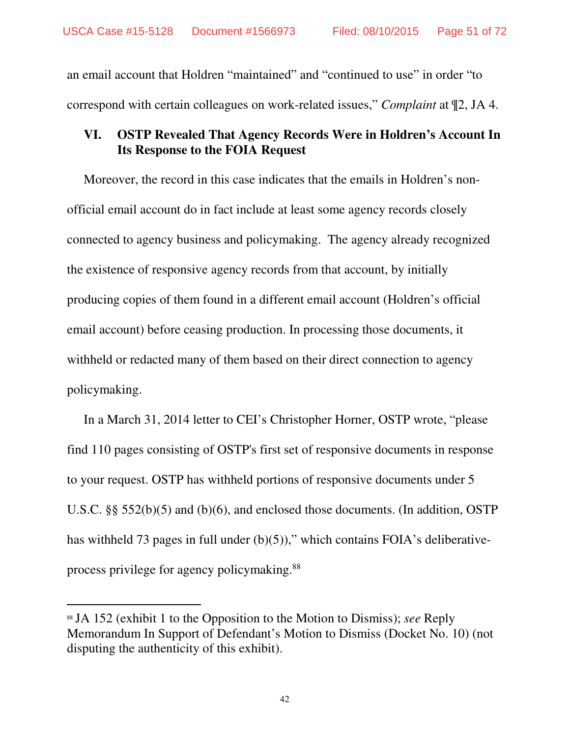an email account that Holdren "maintained" and "continued to use" in order "to correspond with certain colleagues on work-related issues," *Complaint* at ¶2, JA 4.

## VI. OSTP Revealed That Agency Records Were in Holdren's Account In Its Response to the FOIA Request

Moreover, the record in this case indicates that the emails in Holdren's non-official email account do in fact include at least some agency records closely connected to agency business and policymaking. The agency already recognized the existence of responsive agency records from that account, by initially producing copies of them found in a different email account (Holdren's official email account) before ceasing production. In processing those documents, it withheld or redacted many of them based on their direct connection to agency policymaking.

In a March 31, 2014 letter to CEI's Christopher Horner, OSTP wrote, "please find 110 pages consisting of OSTP's first set of responsive documents in response to your request. OSTP has withheld portions of responsive documents under 5 U.S.C. §§ 552(b)(5) and (b)(6), and enclosed those documents. (In addition, OSTP has withheld 73 pages in full under (b)(5))," which contains FOIA's deliberative-process privilege for agency policymaking.[88]

---

[88] JA 152 (exhibit 1 to the Opposition to the Motion to Dismiss); *see* Reply Memorandum In Support of Defendant's Motion to Dismiss (Docket No. 10) (not disputing the authenticity of this exhibit).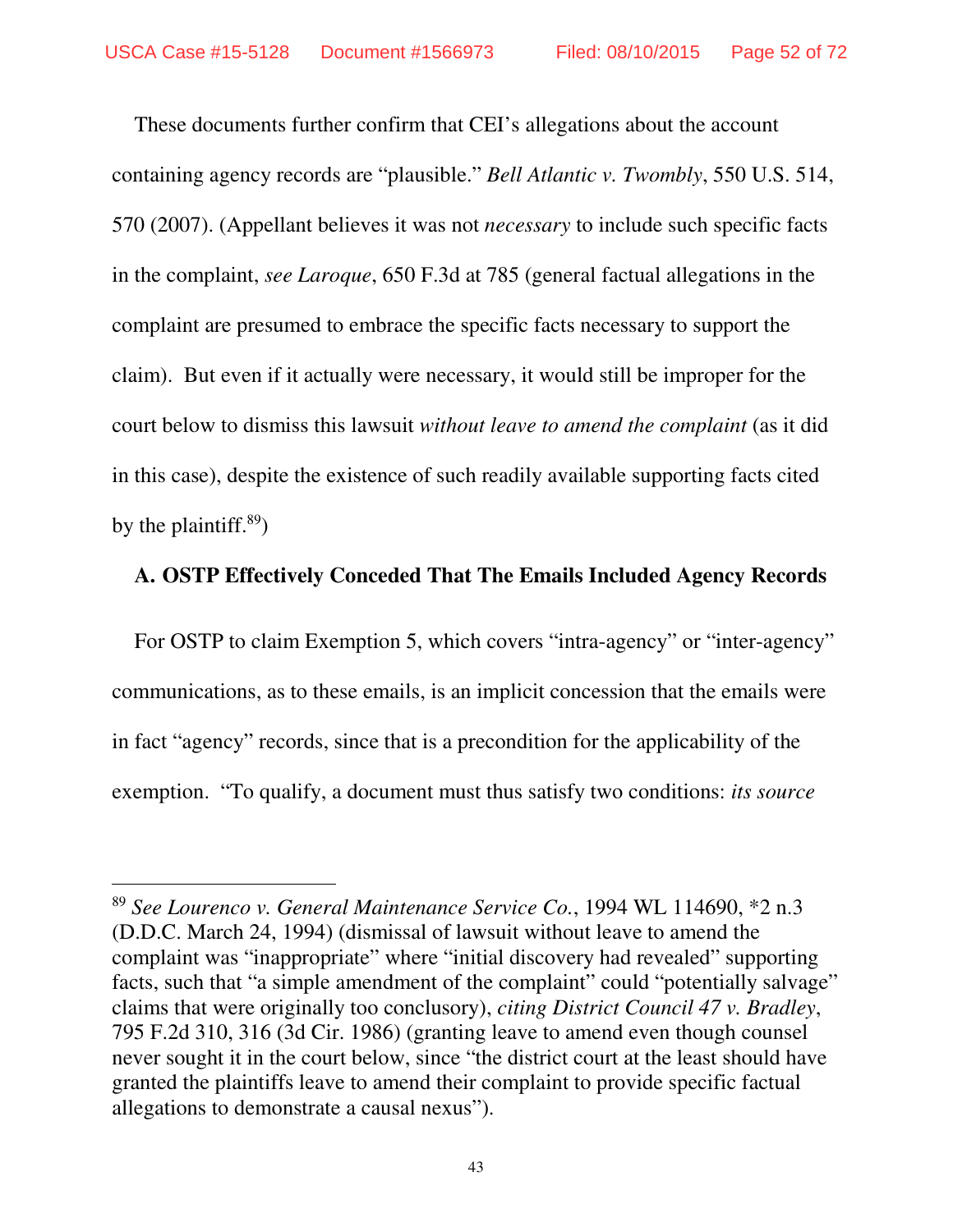These documents further confirm that CEI's allegations about the account containing agency records are "plausible." *Bell Atlantic v. Twombly*, 550 U.S. 514, 570 (2007). (Appellant believes it was not *necessary* to include such specific facts in the complaint, *see Laroque*, 650 F.3d at 785 (general factual allegations in the complaint are presumed to embrace the specific facts necessary to support the claim). But even if it actually were necessary, it would still be improper for the court below to dismiss this lawsuit *without leave to amend the complaint* (as it did in this case), despite the existence of such readily available supporting facts cited by the plaintiff.[89])

**A. OSTP Effectively Conceded That The Emails Included Agency Records**

For OSTP to claim Exemption 5, which covers "intra-agency" or "inter-agency" communications, as to these emails, is an implicit concession that the emails were in fact "agency" records, since that is a precondition for the applicability of the exemption. "To qualify, a document must thus satisfy two conditions: *its source*

---

[89] *See Lourenco v. General Maintenance Service Co.*, 1994 WL 114690, *2 n.3 (D.D.C. March 24, 1994) (dismissal of lawsuit without leave to amend the complaint was "inappropriate" where "initial discovery had revealed" supporting facts, such that "a simple amendment of the complaint" could "potentially salvage" claims that were originally too conclusory), *citing District Council 47 v. Bradley*, 795 F.2d 310, 316 (3d Cir. 1986) (granting leave to amend even though counsel never sought it in the court below, since "the district court at the least should have granted the plaintiffs leave to amend their complaint to provide specific factual allegations to demonstrate a causal nexus").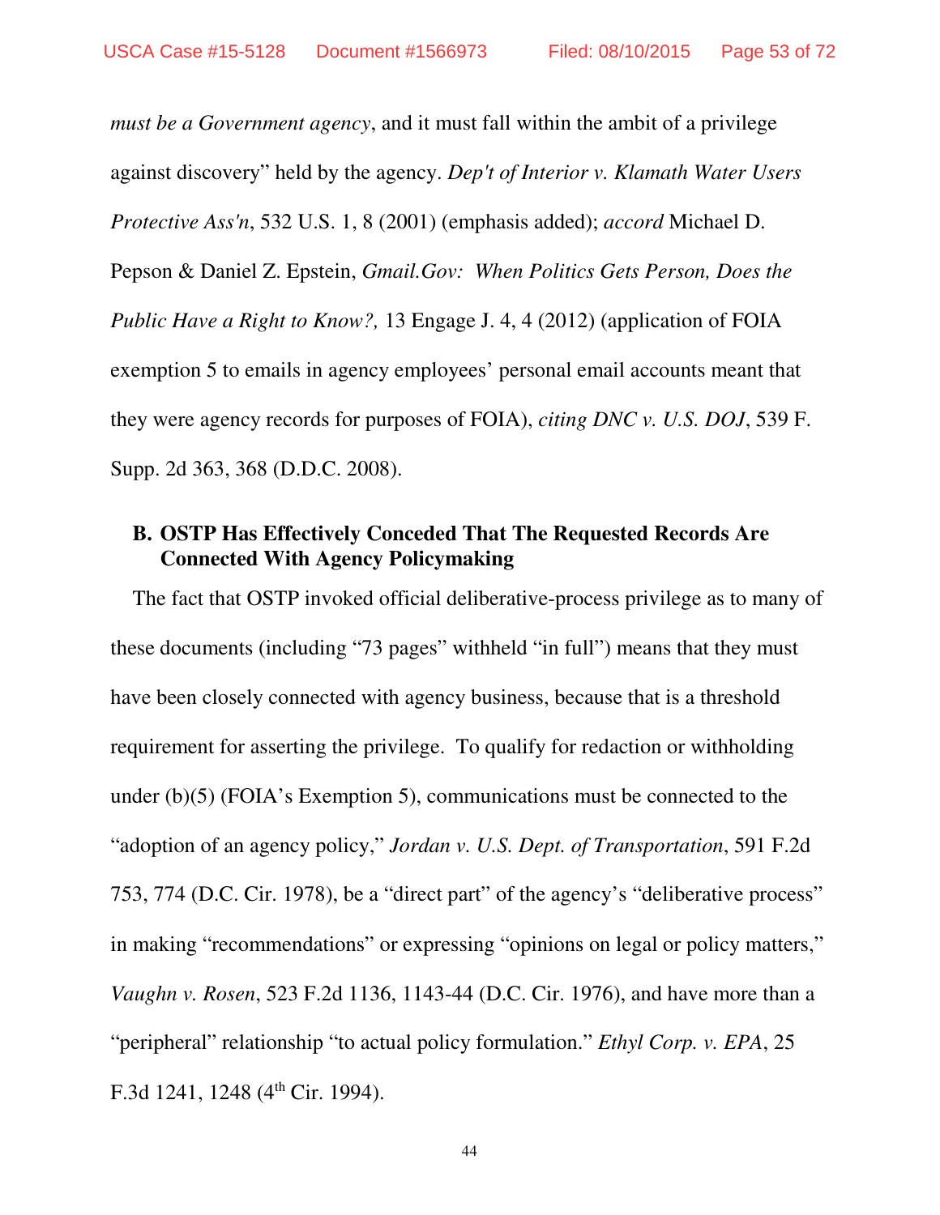*must be a Government agency*, and it must fall within the ambit of a privilege against discovery" held by the agency. *Dep't of Interior v. Klamath Water Users Protective Ass'n*, 532 U.S. 1, 8 (2001) (emphasis added); *accord* Michael D. Pepson & Daniel Z. Epstein, *Gmail.Gov: When Politics Gets Person, Does the Public Have a Right to Know?,* 13 Engage J. 4, 4 (2012) (application of FOIA exemption 5 to emails in agency employees' personal email accounts meant that they were agency records for purposes of FOIA), *citing DNC v. U.S. DOJ*, 539 F. Supp. 2d 363, 368 (D.D.C. 2008).

### B. OSTP Has Effectively Conceded That The Requested Records Are Connected With Agency Policymaking

The fact that OSTP invoked official deliberative-process privilege as to many of these documents (including "73 pages" withheld "in full") means that they must have been closely connected with agency business, because that is a threshold requirement for asserting the privilege. To qualify for redaction or withholding under (b)(5) (FOIA's Exemption 5), communications must be connected to the "adoption of an agency policy," *Jordan v. U.S. Dept. of Transportation*, 591 F.2d 753, 774 (D.C. Cir. 1978), be a "direct part" of the agency's "deliberative process" in making "recommendations" or expressing "opinions on legal or policy matters," *Vaughn v. Rosen*, 523 F.2d 1136, 1143-44 (D.C. Cir. 1976), and have more than a "peripheral" relationship "to actual policy formulation." *Ethyl Corp. v. EPA*, 25 F.3d 1241, 1248 (4th Cir. 1994).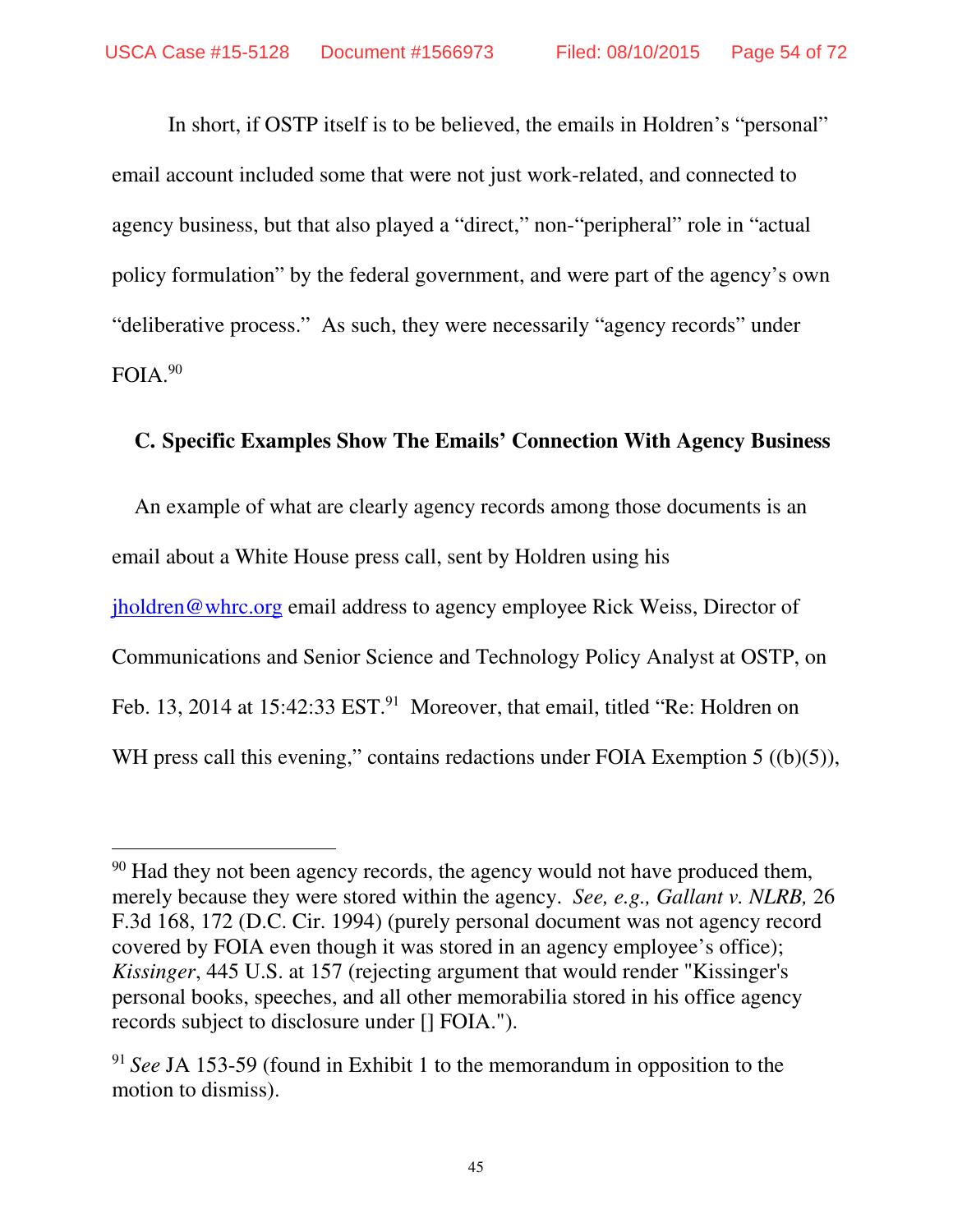In short, if OSTP itself is to be believed, the emails in Holdren's "personal" email account included some that were not just work-related, and connected to agency business, but that also played a "direct," non-"peripheral" role in "actual policy formulation" by the federal government, and were part of the agency's own "deliberative process." As such, they were necessarily "agency records" under FOIA.[90]

### C. Specific Examples Show The Emails' Connection With Agency Business

An example of what are clearly agency records among those documents is an email about a White House press call, sent by Holdren using his jholdren@whrc.org email address to agency employee Rick Weiss, Director of Communications and Senior Science and Technology Policy Analyst at OSTP, on Feb. 13, 2014 at 15:42:33 EST.[91] Moreover, that email, titled "Re: Holdren on WH press call this evening," contains redactions under FOIA Exemption 5 ((b)(5)),

---

[90] Had they not been agency records, the agency would not have produced them, merely because they were stored within the agency. *See, e.g., Gallant v. NLRB,* 26 F.3d 168, 172 (D.C. Cir. 1994) (purely personal document was not agency record covered by FOIA even though it was stored in an agency employee's office); *Kissinger*, 445 U.S. at 157 (rejecting argument that would render "Kissinger's personal books, speeches, and all other memorabilia stored in his office agency records subject to disclosure under [] FOIA.").

[91] *See* JA 153-59 (found in Exhibit 1 to the memorandum in opposition to the motion to dismiss).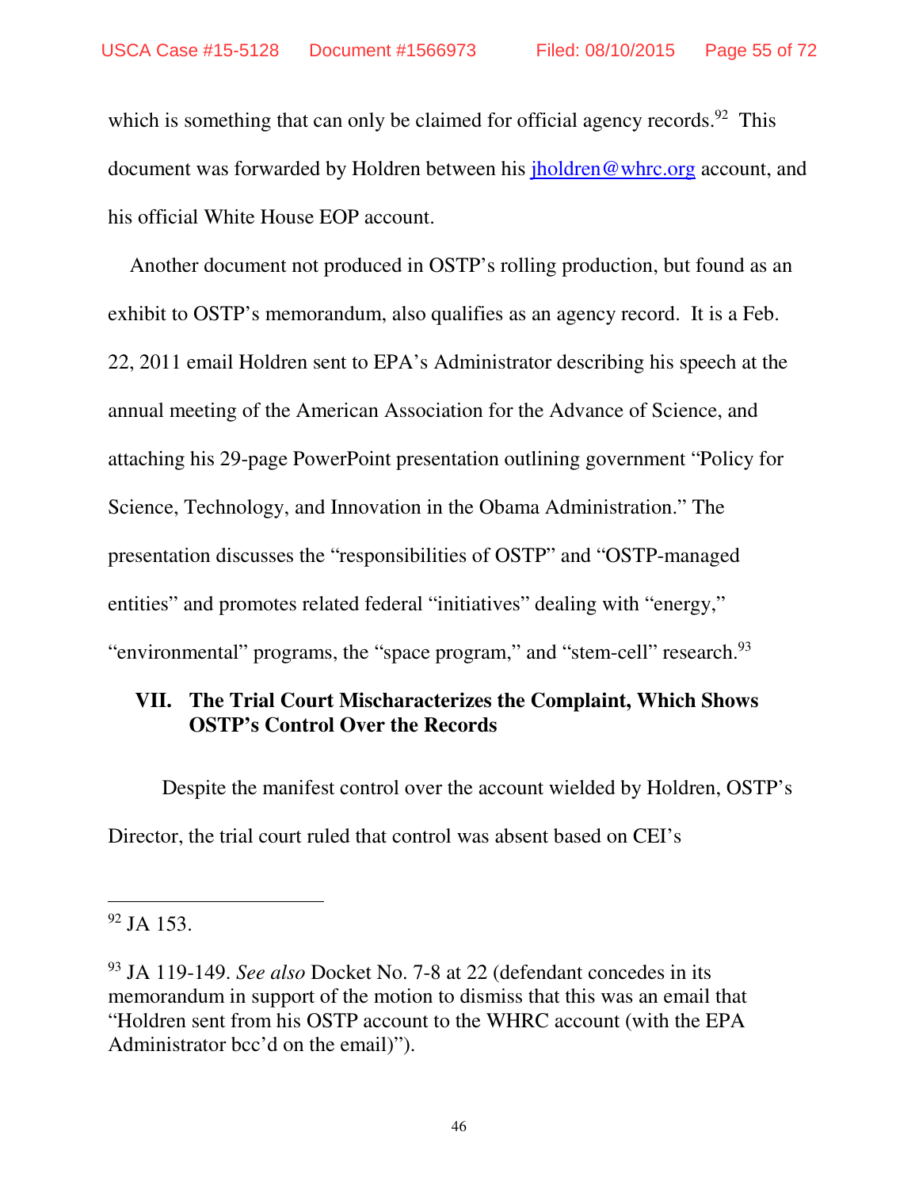which is something that can only be claimed for official agency records.[92] This document was forwarded by Holdren between his jholdren@whrc.org account, and his official White House EOP account.

Another document not produced in OSTP's rolling production, but found as an exhibit to OSTP's memorandum, also qualifies as an agency record. It is a Feb. 22, 2011 email Holdren sent to EPA's Administrator describing his speech at the annual meeting of the American Association for the Advance of Science, and attaching his 29-page PowerPoint presentation outlining government "Policy for Science, Technology, and Innovation in the Obama Administration." The presentation discusses the "responsibilities of OSTP" and "OSTP-managed entities" and promotes related federal "initiatives" dealing with "energy," "environmental" programs, the "space program," and "stem-cell" research.[93]

## VII. The Trial Court Mischaracterizes the Complaint, Which Shows OSTP's Control Over the Records

Despite the manifest control over the account wielded by Holdren, OSTP's Director, the trial court ruled that control was absent based on CEI's

---

[92] JA 153.

[93] JA 119-149. *See also* Docket No. 7-8 at 22 (defendant concedes in its memorandum in support of the motion to dismiss that this was an email that "Holdren sent from his OSTP account to the WHRC account (with the EPA Administrator bcc'd on the email)").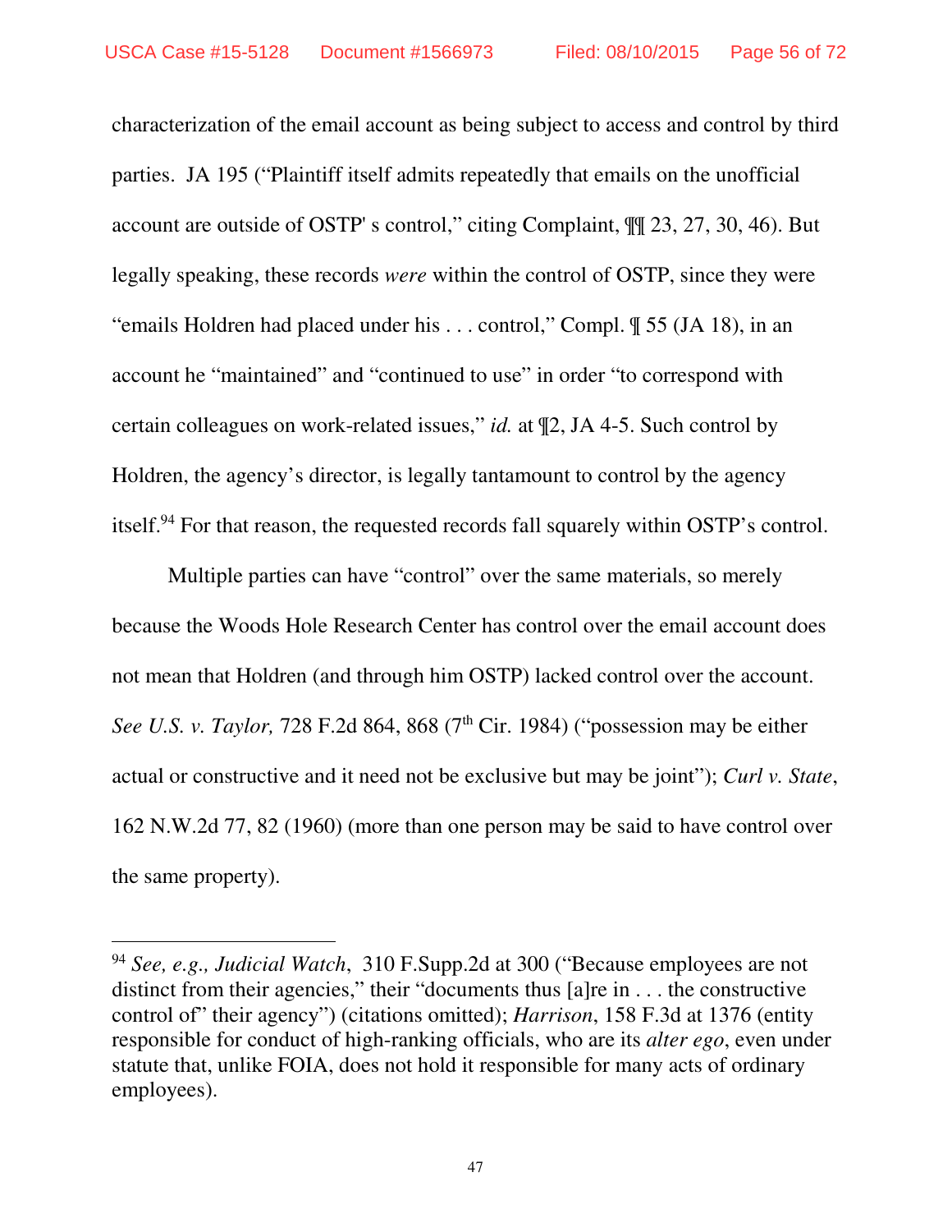characterization of the email account as being subject to access and control by third parties. JA 195 ("Plaintiff itself admits repeatedly that emails on the unofficial account are outside of OSTP' s control," citing Complaint, ¶¶ 23, 27, 30, 46). But legally speaking, these records *were* within the control of OSTP, since they were "emails Holdren had placed under his . . . control," Compl. ¶ 55 (JA 18), in an account he "maintained" and "continued to use" in order "to correspond with certain colleagues on work-related issues," *id.* at ¶2, JA 4-5. Such control by Holdren, the agency's director, is legally tantamount to control by the agency itself.[94] For that reason, the requested records fall squarely within OSTP's control.

Multiple parties can have "control" over the same materials, so merely because the Woods Hole Research Center has control over the email account does not mean that Holdren (and through him OSTP) lacked control over the account. *See U.S. v. Taylor,* 728 F.2d 864, 868 (7th Cir. 1984) ("possession may be either actual or constructive and it need not be exclusive but may be joint"); *Curl v. State*, 162 N.W.2d 77, 82 (1960) (more than one person may be said to have control over the same property).

---

[94] *See, e.g., Judicial Watch*, 310 F.Supp.2d at 300 ("Because employees are not distinct from their agencies," their "documents thus [a]re in . . . the constructive control of" their agency") (citations omitted); *Harrison*, 158 F.3d at 1376 (entity responsible for conduct of high-ranking officials, who are its *alter ego*, even under statute that, unlike FOIA, does not hold it responsible for many acts of ordinary employees).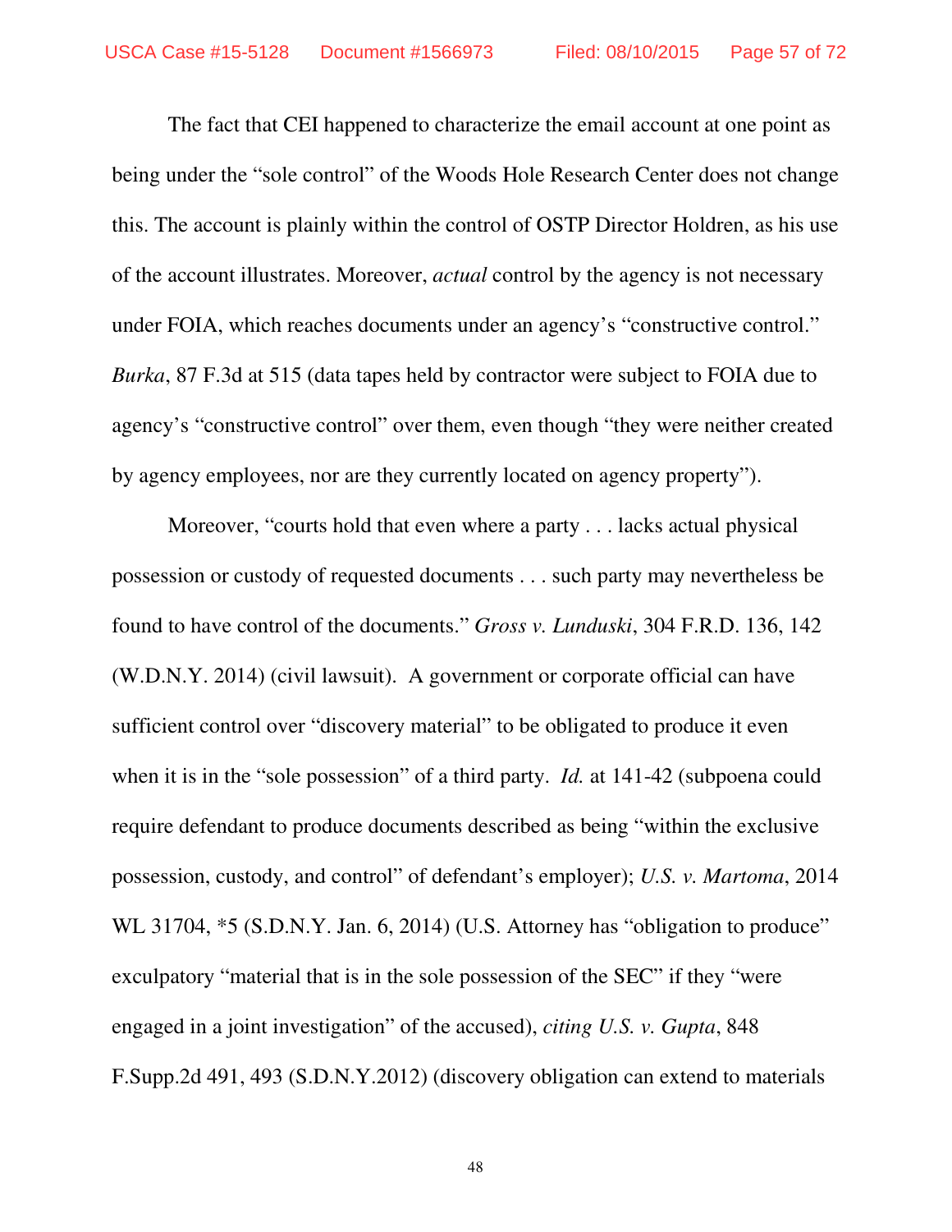The fact that CEI happened to characterize the email account at one point as being under the "sole control" of the Woods Hole Research Center does not change this. The account is plainly within the control of OSTP Director Holdren, as his use of the account illustrates. Moreover, *actual* control by the agency is not necessary under FOIA, which reaches documents under an agency's "constructive control." *Burka*, 87 F.3d at 515 (data tapes held by contractor were subject to FOIA due to agency's "constructive control" over them, even though "they were neither created by agency employees, nor are they currently located on agency property").

Moreover, "courts hold that even where a party . . . lacks actual physical possession or custody of requested documents . . . such party may nevertheless be found to have control of the documents." *Gross v. Lunduski*, 304 F.R.D. 136, 142 (W.D.N.Y. 2014) (civil lawsuit). A government or corporate official can have sufficient control over "discovery material" to be obligated to produce it even when it is in the "sole possession" of a third party. *Id.* at 141-42 (subpoena could require defendant to produce documents described as being "within the exclusive possession, custody, and control" of defendant's employer); *U.S. v. Martoma*, 2014 WL 31704, *5 (S.D.N.Y. Jan. 6, 2014) (U.S. Attorney has "obligation to produce" exculpatory "material that is in the sole possession of the SEC" if they "were engaged in a joint investigation" of the accused), *citing U.S. v. Gupta*, 848 F.Supp.2d 491, 493 (S.D.N.Y.2012) (discovery obligation can extend to materials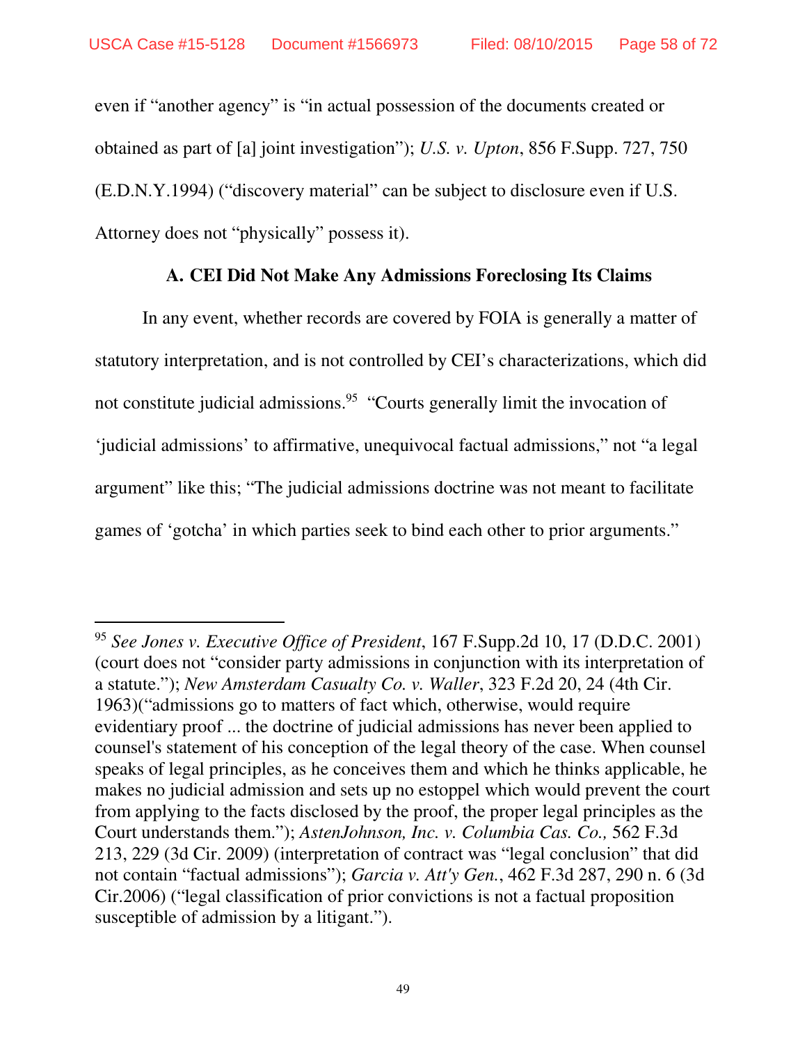even if "another agency" is "in actual possession of the documents created or obtained as part of [a] joint investigation"); *U.S. v. Upton*, 856 F.Supp. 727, 750 (E.D.N.Y.1994) ("discovery material" can be subject to disclosure even if U.S. Attorney does not "physically" possess it).

### A. CEI Did Not Make Any Admissions Foreclosing Its Claims

In any event, whether records are covered by FOIA is generally a matter of statutory interpretation, and is not controlled by CEI's characterizations, which did not constitute judicial admissions.[95] "Courts generally limit the invocation of 'judicial admissions' to affirmative, unequivocal factual admissions," not "a legal argument" like this; "The judicial admissions doctrine was not meant to facilitate games of 'gotcha' in which parties seek to bind each other to prior arguments."

---

[95] *See Jones v. Executive Office of President*, 167 F.Supp.2d 10, 17 (D.D.C. 2001) (court does not "consider party admissions in conjunction with its interpretation of a statute."); *New Amsterdam Casualty Co. v. Waller*, 323 F.2d 20, 24 (4th Cir. 1963)("admissions go to matters of fact which, otherwise, would require evidentiary proof ... the doctrine of judicial admissions has never been applied to counsel's statement of his conception of the legal theory of the case. When counsel speaks of legal principles, as he conceives them and which he thinks applicable, he makes no judicial admission and sets up no estoppel which would prevent the court from applying to the facts disclosed by the proof, the proper legal principles as the Court understands them."); *AstenJohnson, Inc. v. Columbia Cas. Co.,* 562 F.3d 213, 229 (3d Cir. 2009) (interpretation of contract was "legal conclusion" that did not contain "factual admissions"); *Garcia v. Att'y Gen.*, 462 F.3d 287, 290 n. 6 (3d Cir.2006) ("legal classification of prior convictions is not a factual proposition susceptible of admission by a litigant.").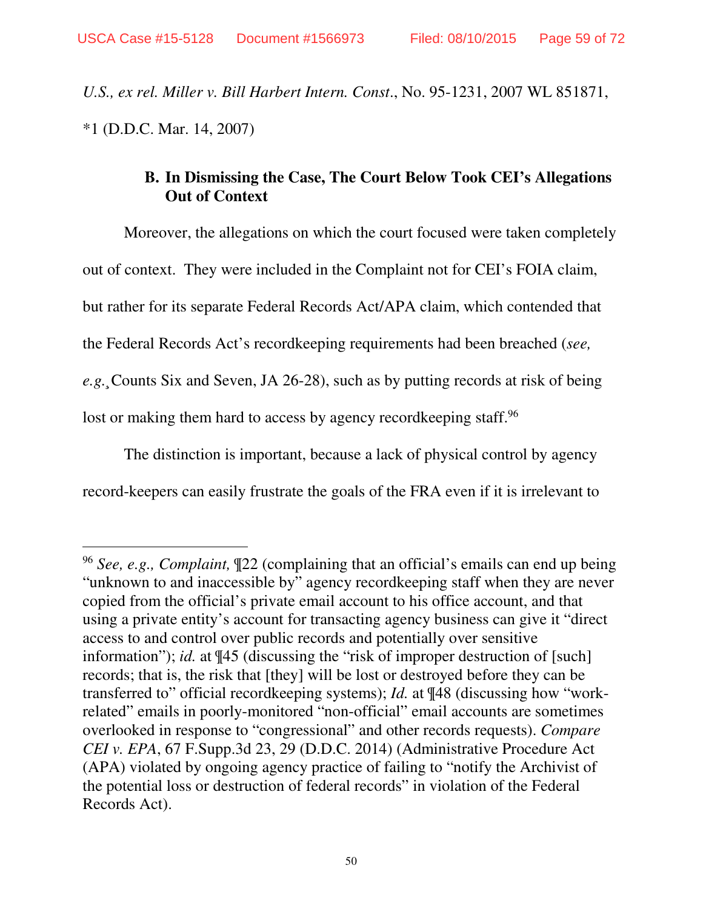*U.S., ex rel. Miller v. Bill Harbert Intern. Const.*, No. 95-1231, 2007 WL 851871, *1 (D.D.C. Mar. 14, 2007)

### B. In Dismissing the Case, The Court Below Took CEI's Allegations Out of Context

Moreover, the allegations on which the court focused were taken completely out of context. They were included in the Complaint not for CEI's FOIA claim, but rather for its separate Federal Records Act/APA claim, which contended that the Federal Records Act's recordkeeping requirements had been breached (*see, e.g.*¸Counts Six and Seven, JA 26-28), such as by putting records at risk of being lost or making them hard to access by agency recordkeeping staff.[96]

The distinction is important, because a lack of physical control by agency record-keepers can easily frustrate the goals of the FRA even if it is irrelevant to

---

[96] *See, e.g., Complaint,* ¶22 (complaining that an official's emails can end up being "unknown to and inaccessible by" agency recordkeeping staff when they are never copied from the official's private email account to his office account, and that using a private entity's account for transacting agency business can give it "direct access to and control over public records and potentially over sensitive information"); *id.* at ¶45 (discussing the "risk of improper destruction of [such] records; that is, the risk that [they] will be lost or destroyed before they can be transferred to" official recordkeeping systems); *Id.* at ¶48 (discussing how "work-related" emails in poorly-monitored "non-official" email accounts are sometimes overlooked in response to "congressional" and other records requests). *Compare CEI v. EPA*, 67 F.Supp.3d 23, 29 (D.D.C. 2014) (Administrative Procedure Act (APA) violated by ongoing agency practice of failing to "notify the Archivist of the potential loss or destruction of federal records" in violation of the Federal Records Act).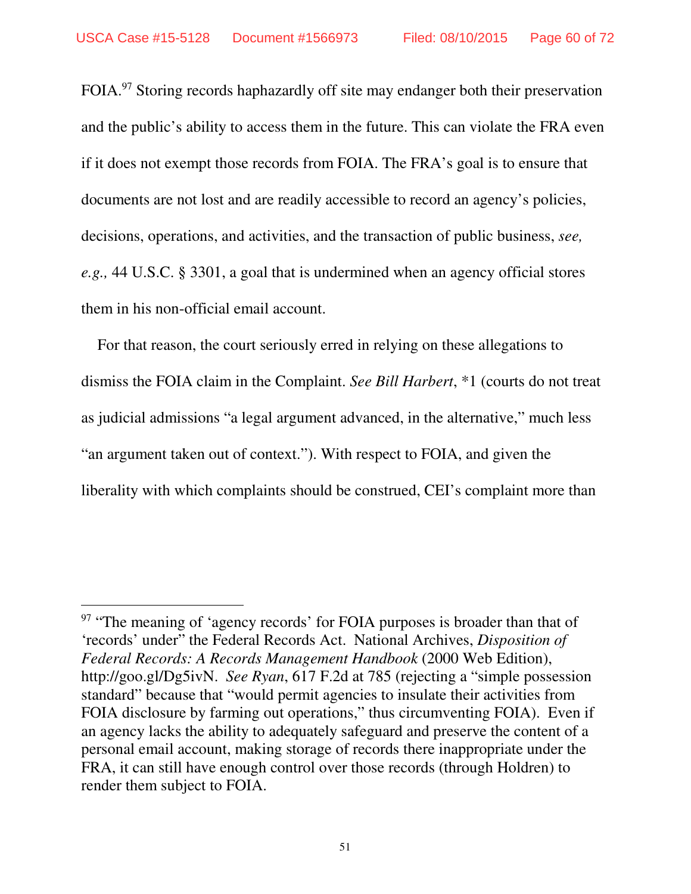FOIA.[97] Storing records haphazardly off site may endanger both their preservation and the public's ability to access them in the future. This can violate the FRA even if it does not exempt those records from FOIA. The FRA's goal is to ensure that documents are not lost and are readily accessible to record an agency's policies, decisions, operations, and activities, and the transaction of public business, *see, e.g.,* 44 U.S.C. § 3301, a goal that is undermined when an agency official stores them in his non-official email account.

For that reason, the court seriously erred in relying on these allegations to dismiss the FOIA claim in the Complaint. *See Bill Harbert*, *1 (courts do not treat as judicial admissions "a legal argument advanced, in the alternative," much less "an argument taken out of context."). With respect to FOIA, and given the liberality with which complaints should be construed, CEI's complaint more than

---

[97] "The meaning of 'agency records' for FOIA purposes is broader than that of 'records' under" the Federal Records Act. National Archives, *Disposition of Federal Records: A Records Management Handbook* (2000 Web Edition), http://goo.gl/Dg5ivN. *See Ryan*, 617 F.2d at 785 (rejecting a "simple possession standard" because that "would permit agencies to insulate their activities from FOIA disclosure by farming out operations," thus circumventing FOIA). Even if an agency lacks the ability to adequately safeguard and preserve the content of a personal email account, making storage of records there inappropriate under the FRA, it can still have enough control over those records (through Holdren) to render them subject to FOIA.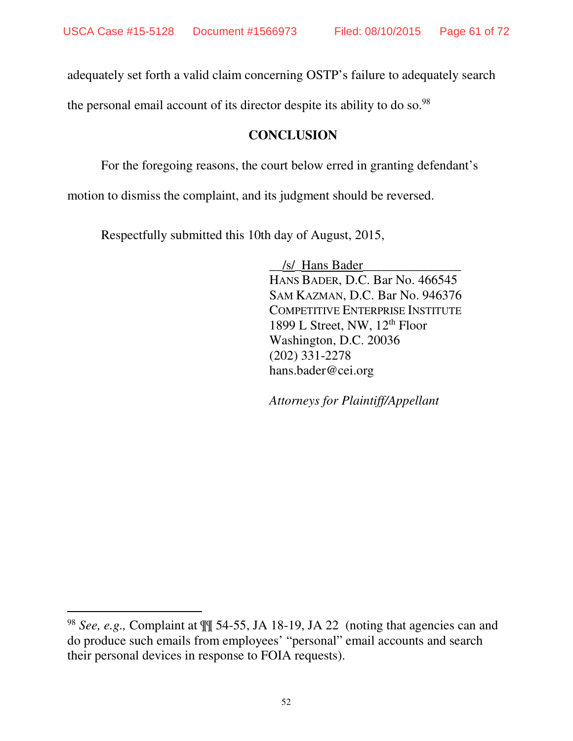adequately set forth a valid claim concerning OSTP's failure to adequately search the personal email account of its director despite its ability to do so.[98]

## CONCLUSION

For the foregoing reasons, the court below erred in granting defendant's motion to dismiss the complaint, and its judgment should be reversed.

Respectfully submitted this 10th day of August, 2015,

/s/ Hans Bader
HANS BADER, D.C. Bar No. 466545
SAM KAZMAN, D.C. Bar No. 946376
COMPETITIVE ENTERPRISE INSTITUTE
1899 L Street, NW, 12th Floor
Washington, D.C. 20036
(202) 331-2278
hans.bader@cei.org

*Attorneys for Plaintiff/Appellant*

---

[98] *See, e.g.,* Complaint at ¶¶ 54-55, JA 18-19, JA 22 (noting that agencies can and do produce such emails from employees' "personal" email accounts and search their personal devices in response to FOIA requests).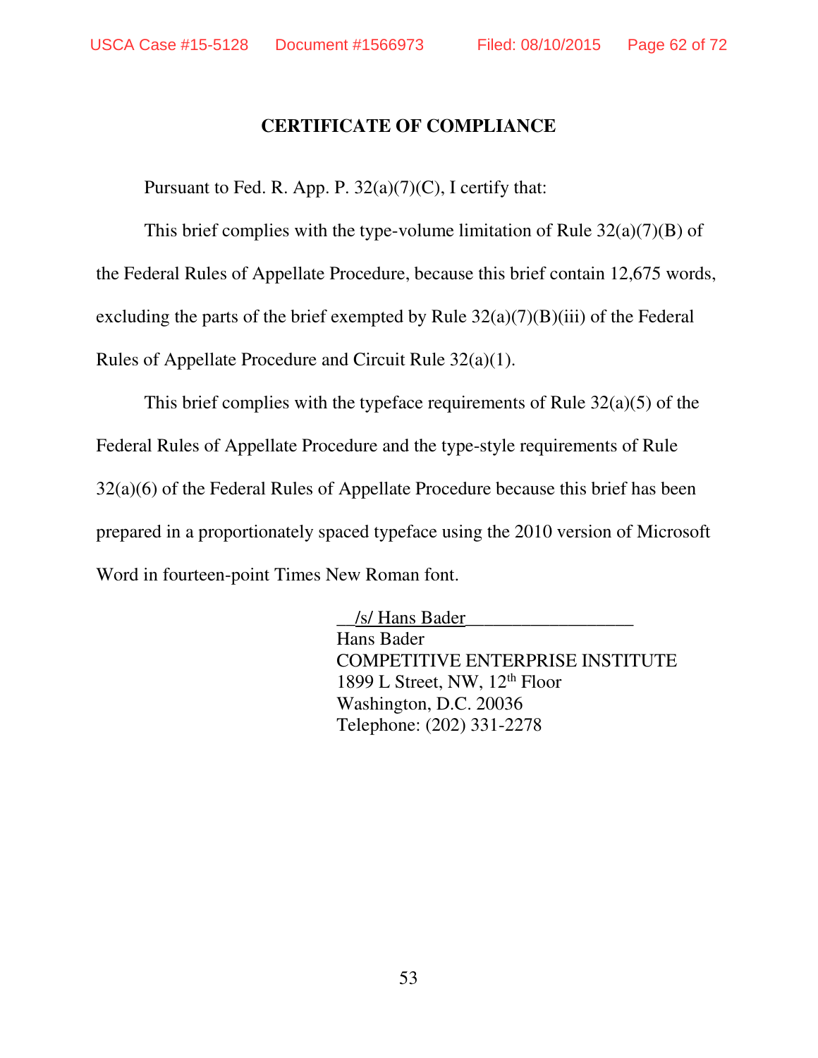# CERTIFICATE OF COMPLIANCE

Pursuant to Fed. R. App. P. 32(a)(7)(C), I certify that:

This brief complies with the type-volume limitation of Rule 32(a)(7)(B) of the Federal Rules of Appellate Procedure, because this brief contain 12,675 words, excluding the parts of the brief exempted by Rule 32(a)(7)(B)(iii) of the Federal Rules of Appellate Procedure and Circuit Rule 32(a)(1).

This brief complies with the typeface requirements of Rule 32(a)(5) of the Federal Rules of Appellate Procedure and the type-style requirements of Rule 32(a)(6) of the Federal Rules of Appellate Procedure because this brief has been prepared in a proportionately spaced typeface using the 2010 version of Microsoft Word in fourteen-point Times New Roman font.

/s/ Hans Bader
Hans Bader
COMPETITIVE ENTERPRISE INSTITUTE
1899 L Street, NW, 12th Floor
Washington, D.C. 20036
Telephone: (202) 331-2278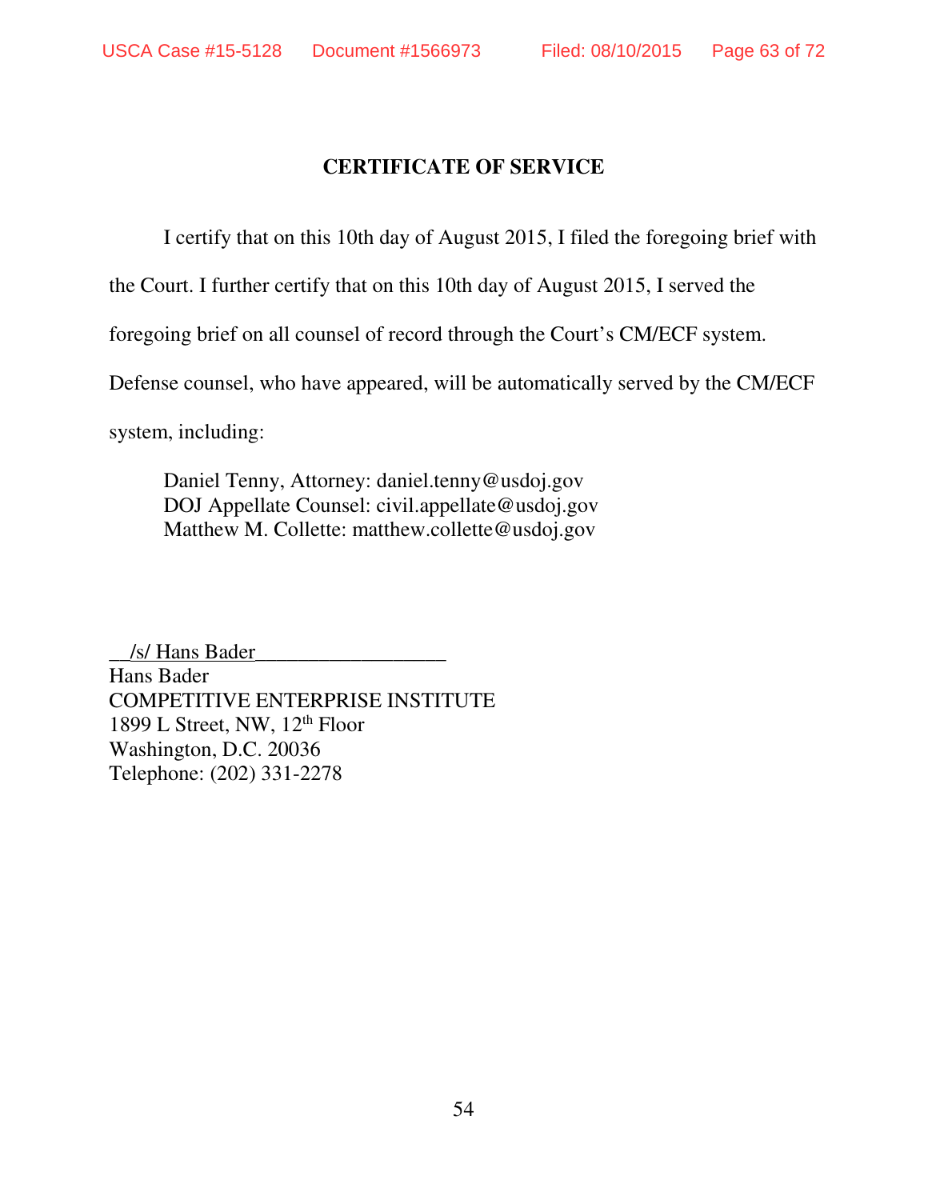## CERTIFICATE OF SERVICE

I certify that on this 10th day of August 2015, I filed the foregoing brief with the Court. I further certify that on this 10th day of August 2015, I served the foregoing brief on all counsel of record through the Court's CM/ECF system. Defense counsel, who have appeared, will be automatically served by the CM/ECF system, including:

Daniel Tenny, Attorney: daniel.tenny@usdoj.gov
DOJ Appellate Counsel: civil.appellate@usdoj.gov
Matthew M. Collette: matthew.collette@usdoj.gov

__/s/ Hans Bader__________________
Hans Bader
COMPETITIVE ENTERPRISE INSTITUTE
1899 L Street, NW, 12th Floor
Washington, D.C. 20036
Telephone: (202) 331-2278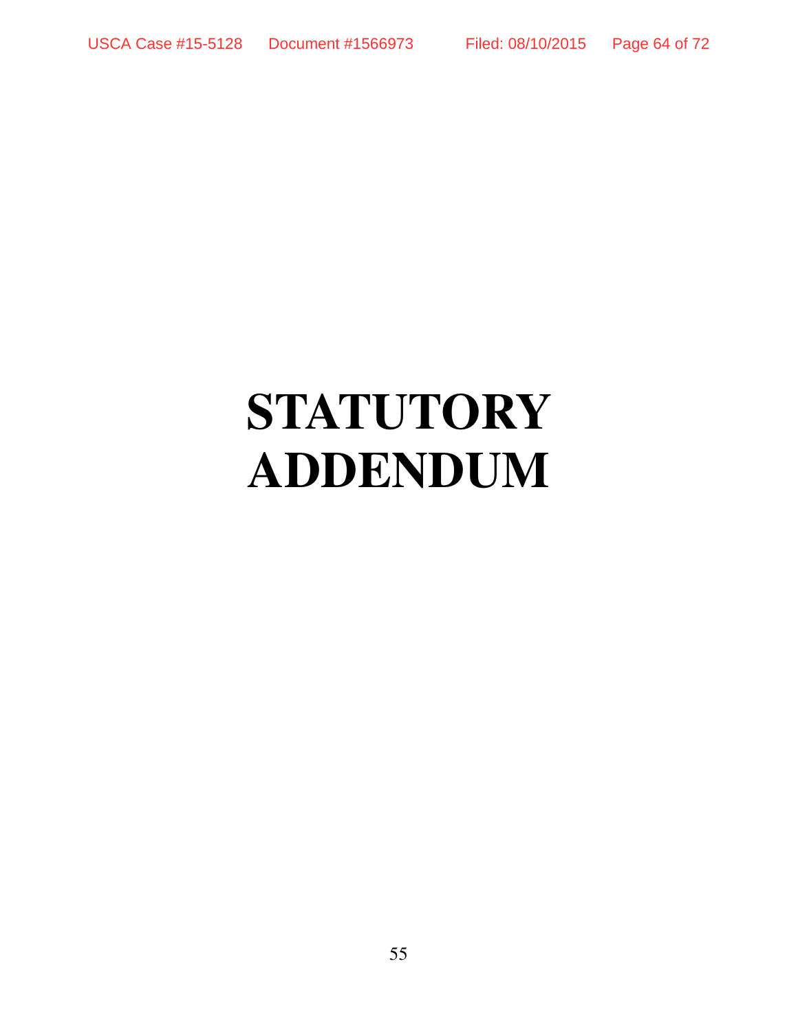# STATUTORY ADDENDUM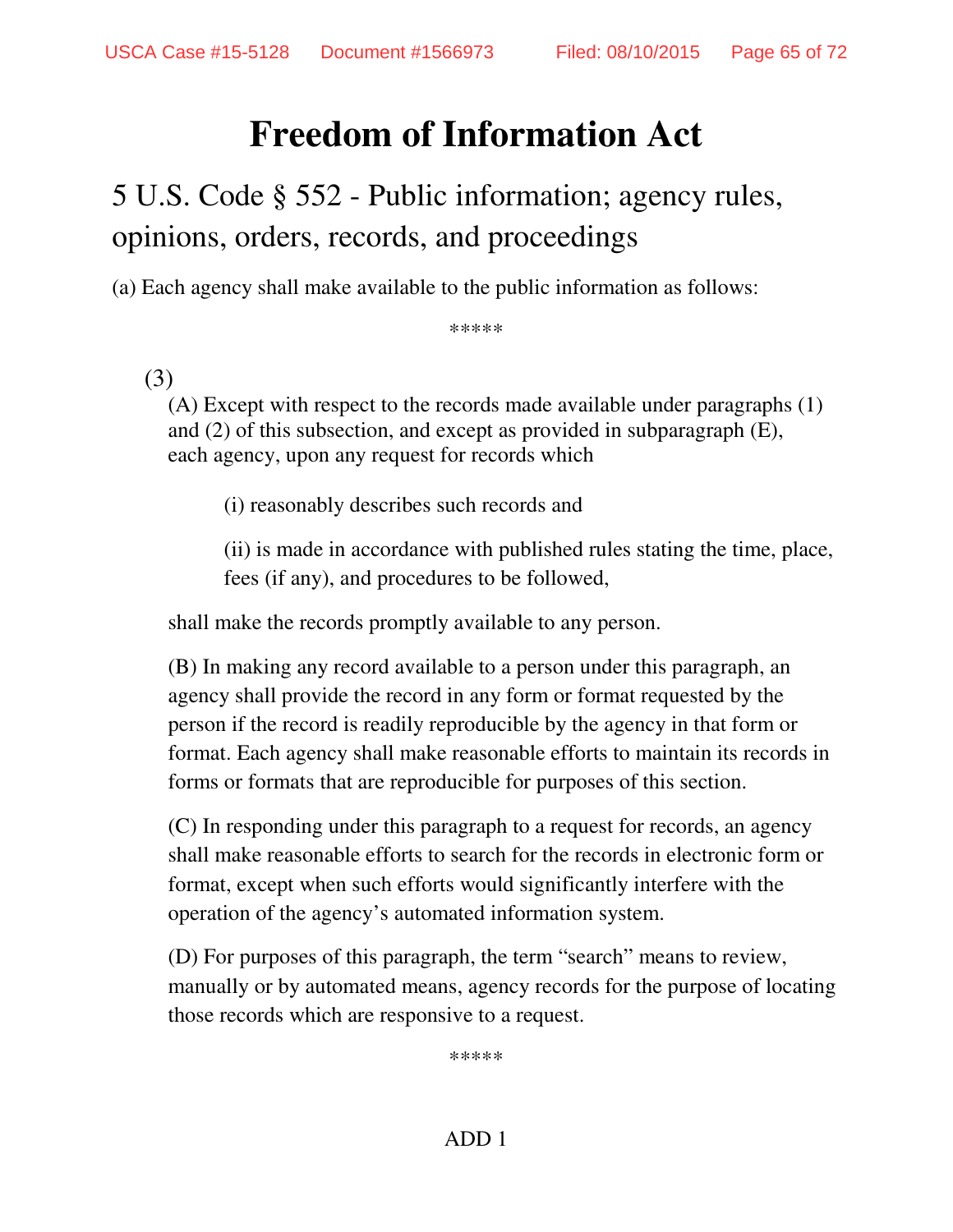# Freedom of Information Act

## 5 U.S. Code § 552 - Public information; agency rules, opinions, orders, records, and proceedings

(a) Each agency shall make available to the public information as follows:

*****

(3)

(A) Except with respect to the records made available under paragraphs (1) and (2) of this subsection, and except as provided in subparagraph (E), each agency, upon any request for records which

(i) reasonably describes such records and

(ii) is made in accordance with published rules stating the time, place, fees (if any), and procedures to be followed,

shall make the records promptly available to any person.

(B) In making any record available to a person under this paragraph, an agency shall provide the record in any form or format requested by the person if the record is readily reproducible by the agency in that form or format. Each agency shall make reasonable efforts to maintain its records in forms or formats that are reproducible for purposes of this section.

(C) In responding under this paragraph to a request for records, an agency shall make reasonable efforts to search for the records in electronic form or format, except when such efforts would significantly interfere with the operation of the agency's automated information system.

(D) For purposes of this paragraph, the term "search" means to review, manually or by automated means, agency records for the purpose of locating those records which are responsive to a request.

*****

ADD 1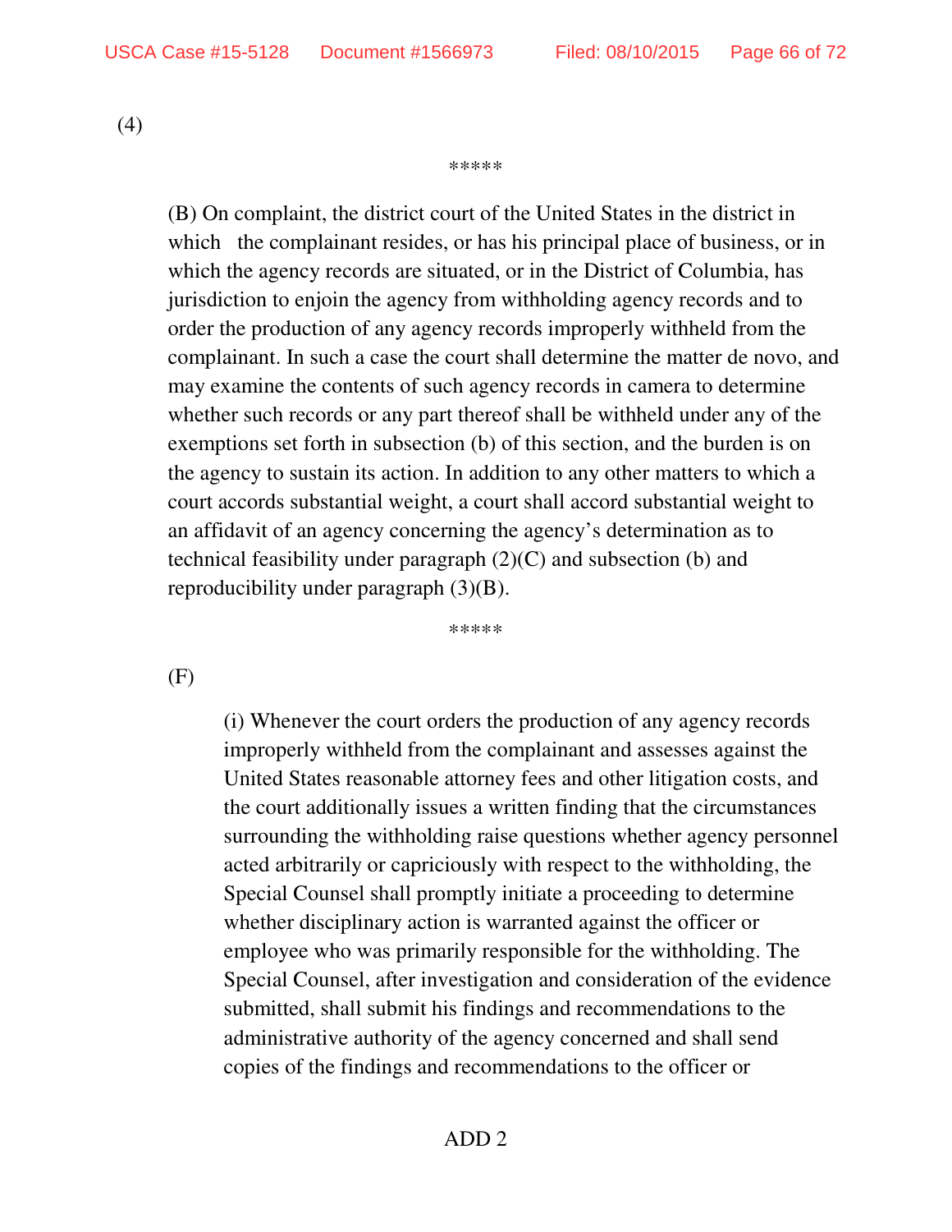(4)

*****

(B) On complaint, the district court of the United States in the district in which the complainant resides, or has his principal place of business, or in which the agency records are situated, or in the District of Columbia, has jurisdiction to enjoin the agency from withholding agency records and to order the production of any agency records improperly withheld from the complainant. In such a case the court shall determine the matter de novo, and may examine the contents of such agency records in camera to determine whether such records or any part thereof shall be withheld under any of the exemptions set forth in subsection (b) of this section, and the burden is on the agency to sustain its action. In addition to any other matters to which a court accords substantial weight, a court shall accord substantial weight to an affidavit of an agency concerning the agency's determination as to technical feasibility under paragraph (2)(C) and subsection (b) and reproducibility under paragraph (3)(B).

*****

(F)

(i) Whenever the court orders the production of any agency records improperly withheld from the complainant and assesses against the United States reasonable attorney fees and other litigation costs, and the court additionally issues a written finding that the circumstances surrounding the withholding raise questions whether agency personnel acted arbitrarily or capriciously with respect to the withholding, the Special Counsel shall promptly initiate a proceeding to determine whether disciplinary action is warranted against the officer or employee who was primarily responsible for the withholding. The Special Counsel, after investigation and consideration of the evidence submitted, shall submit his findings and recommendations to the administrative authority of the agency concerned and shall send copies of the findings and recommendations to the officer or

ADD 2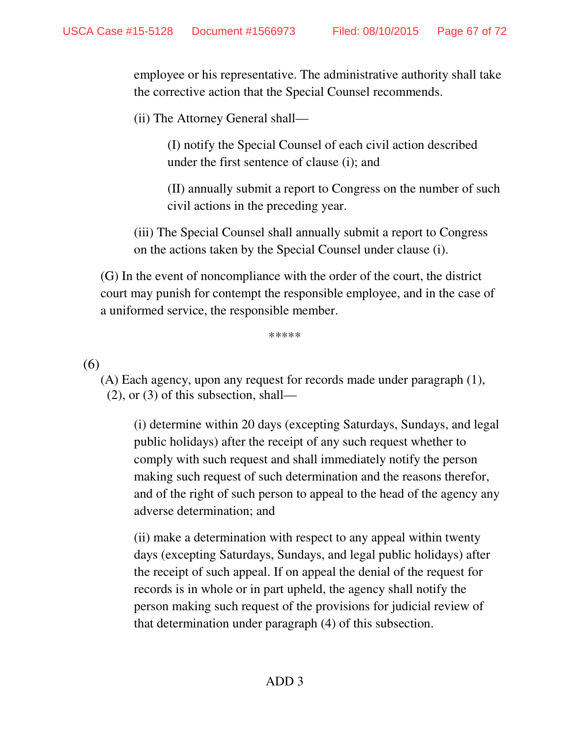employee or his representative. The administrative authority shall take the corrective action that the Special Counsel recommends.

(ii) The Attorney General shall—

(I) notify the Special Counsel of each civil action described under the first sentence of clause (i); and

(II) annually submit a report to Congress on the number of such civil actions in the preceding year.

(iii) The Special Counsel shall annually submit a report to Congress on the actions taken by the Special Counsel under clause (i).

(G) In the event of noncompliance with the order of the court, the district court may punish for contempt the responsible employee, and in the case of a uniformed service, the responsible member.

*****

(6)

(A) Each agency, upon any request for records made under paragraph (1), (2), or (3) of this subsection, shall—

(i) determine within 20 days (excepting Saturdays, Sundays, and legal public holidays) after the receipt of any such request whether to comply with such request and shall immediately notify the person making such request of such determination and the reasons therefor, and of the right of such person to appeal to the head of the agency any adverse determination; and

(ii) make a determination with respect to any appeal within twenty days (excepting Saturdays, Sundays, and legal public holidays) after the receipt of such appeal. If on appeal the denial of the request for records is in whole or in part upheld, the agency shall notify the person making such request of the provisions for judicial review of that determination under paragraph (4) of this subsection.

ADD 3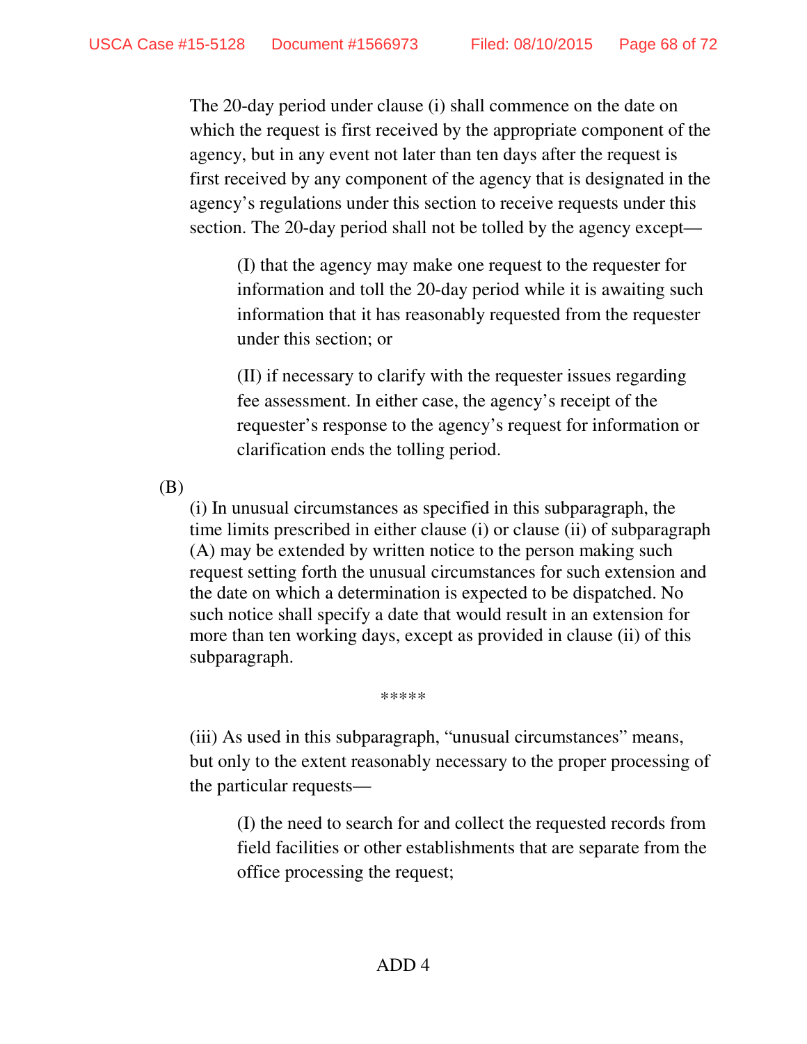The 20-day period under clause (i) shall commence on the date on which the request is first received by the appropriate component of the agency, but in any event not later than ten days after the request is first received by any component of the agency that is designated in the agency's regulations under this section to receive requests under this section. The 20-day period shall not be tolled by the agency except—

> (I) that the agency may make one request to the requester for information and toll the 20-day period while it is awaiting such information that it has reasonably requested from the requester under this section; or
>
> (II) if necessary to clarify with the requester issues regarding fee assessment. In either case, the agency's receipt of the requester's response to the agency's request for information or clarification ends the tolling period.

(B)

(i) In unusual circumstances as specified in this subparagraph, the time limits prescribed in either clause (i) or clause (ii) of subparagraph (A) may be extended by written notice to the person making such request setting forth the unusual circumstances for such extension and the date on which a determination is expected to be dispatched. No such notice shall specify a date that would result in an extension for more than ten working days, except as provided in clause (ii) of this subparagraph.

*****

(iii) As used in this subparagraph, "unusual circumstances" means, but only to the extent reasonably necessary to the proper processing of the particular requests—

> (I) the need to search for and collect the requested records from field facilities or other establishments that are separate from the office processing the request;

ADD 4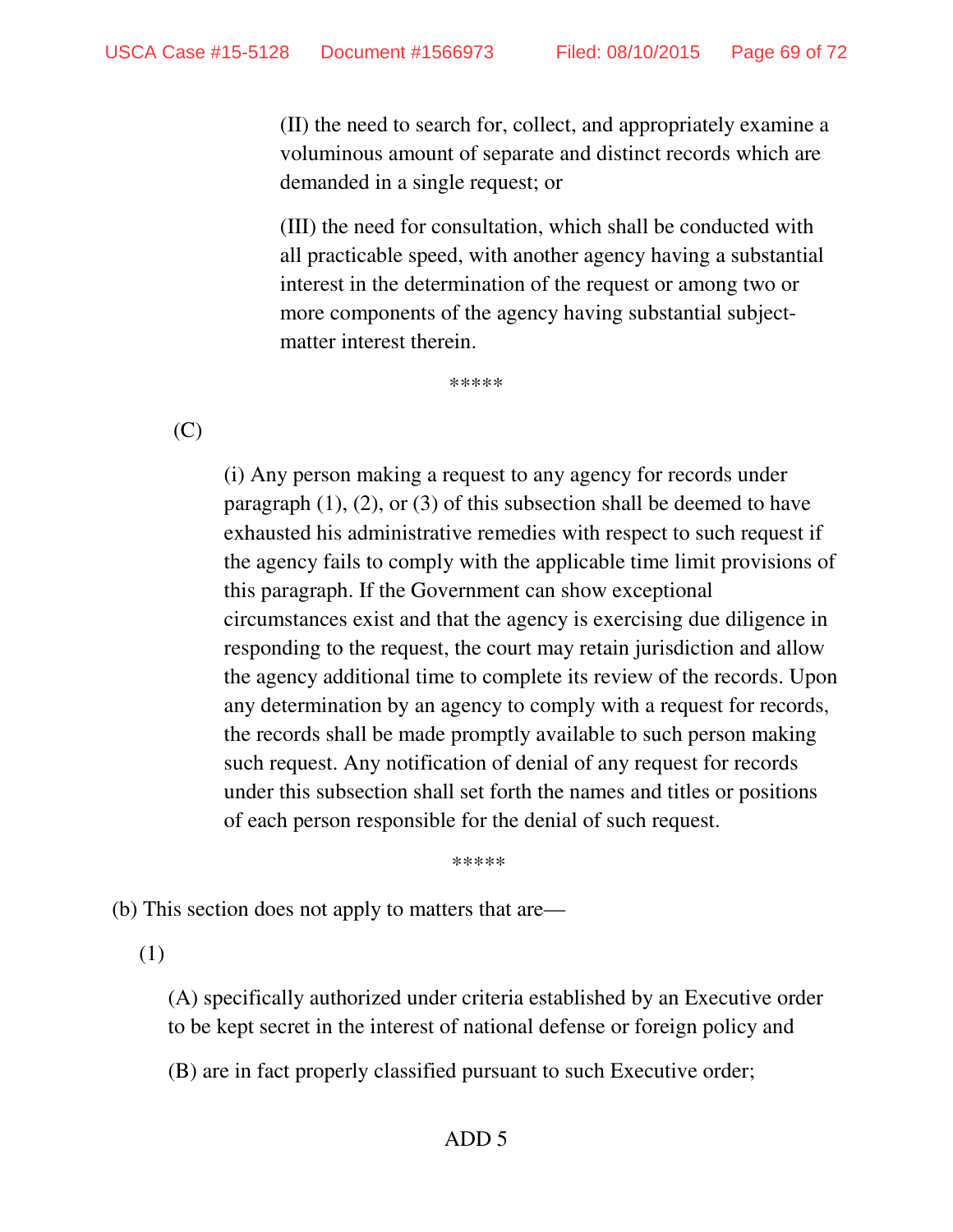(II) the need to search for, collect, and appropriately examine a voluminous amount of separate and distinct records which are demanded in a single request; or

(III) the need for consultation, which shall be conducted with all practicable speed, with another agency having a substantial interest in the determination of the request or among two or more components of the agency having substantial subject-matter interest therein.

*****

(C)

(i) Any person making a request to any agency for records under paragraph (1), (2), or (3) of this subsection shall be deemed to have exhausted his administrative remedies with respect to such request if the agency fails to comply with the applicable time limit provisions of this paragraph. If the Government can show exceptional circumstances exist and that the agency is exercising due diligence in responding to the request, the court may retain jurisdiction and allow the agency additional time to complete its review of the records. Upon any determination by an agency to comply with a request for records, the records shall be made promptly available to such person making such request. Any notification of denial of any request for records under this subsection shall set forth the names and titles or positions of each person responsible for the denial of such request.

*****

(b) This section does not apply to matters that are—

(1)

(A) specifically authorized under criteria established by an Executive order to be kept secret in the interest of national defense or foreign policy and

(B) are in fact properly classified pursuant to such Executive order;

ADD 5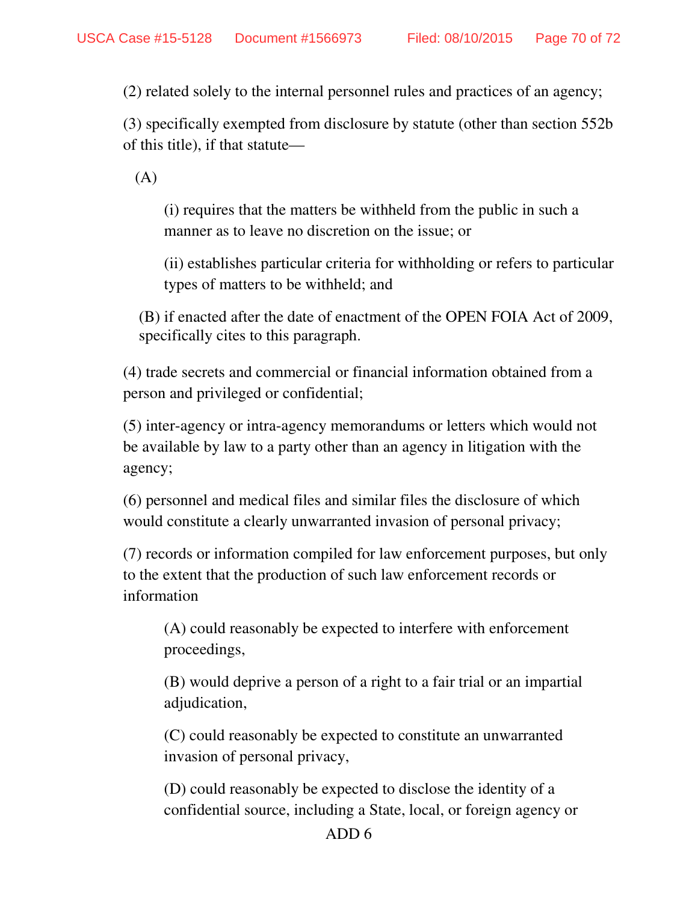(2) related solely to the internal personnel rules and practices of an agency;

(3) specifically exempted from disclosure by statute (other than section 552b of this title), if that statute—

(A)

(i) requires that the matters be withheld from the public in such a manner as to leave no discretion on the issue; or

(ii) establishes particular criteria for withholding or refers to particular types of matters to be withheld; and

(B) if enacted after the date of enactment of the OPEN FOIA Act of 2009, specifically cites to this paragraph.

(4) trade secrets and commercial or financial information obtained from a person and privileged or confidential;

(5) inter-agency or intra-agency memorandums or letters which would not be available by law to a party other than an agency in litigation with the agency;

(6) personnel and medical files and similar files the disclosure of which would constitute a clearly unwarranted invasion of personal privacy;

(7) records or information compiled for law enforcement purposes, but only to the extent that the production of such law enforcement records or information

(A) could reasonably be expected to interfere with enforcement proceedings,

(B) would deprive a person of a right to a fair trial or an impartial adjudication,

(C) could reasonably be expected to constitute an unwarranted invasion of personal privacy,

(D) could reasonably be expected to disclose the identity of a confidential source, including a State, local, or foreign agency or

ADD 6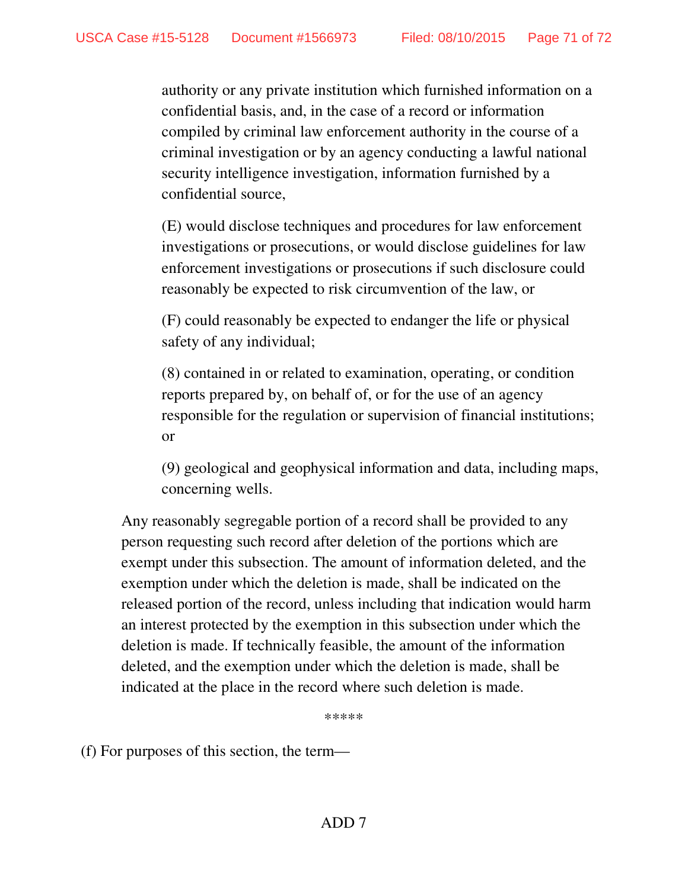authority or any private institution which furnished information on a confidential basis, and, in the case of a record or information compiled by criminal law enforcement authority in the course of a criminal investigation or by an agency conducting a lawful national security intelligence investigation, information furnished by a confidential source,

(E) would disclose techniques and procedures for law enforcement investigations or prosecutions, or would disclose guidelines for law enforcement investigations or prosecutions if such disclosure could reasonably be expected to risk circumvention of the law, or

(F) could reasonably be expected to endanger the life or physical safety of any individual;

(8) contained in or related to examination, operating, or condition reports prepared by, on behalf of, or for the use of an agency responsible for the regulation or supervision of financial institutions; or

(9) geological and geophysical information and data, including maps, concerning wells.

Any reasonably segregable portion of a record shall be provided to any person requesting such record after deletion of the portions which are exempt under this subsection. The amount of information deleted, and the exemption under which the deletion is made, shall be indicated on the released portion of the record, unless including that indication would harm an interest protected by the exemption in this subsection under which the deletion is made. If technically feasible, the amount of the information deleted, and the exemption under which the deletion is made, shall be indicated at the place in the record where such deletion is made.

*****

(f) For purposes of this section, the term—

ADD 7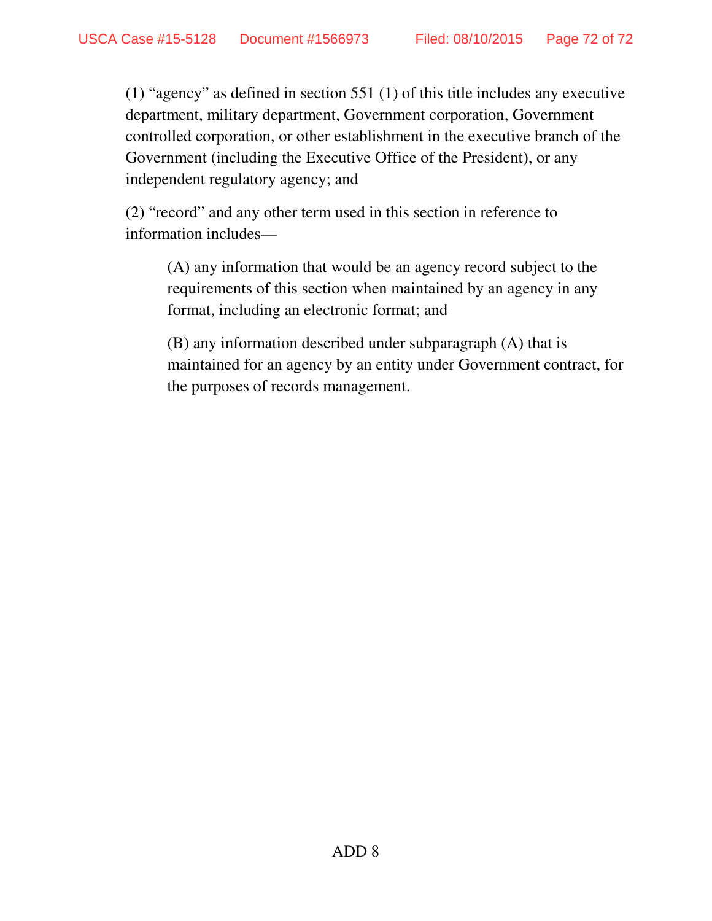(1) “agency” as defined in section 551 (1) of this title includes any executive department, military department, Government corporation, Government controlled corporation, or other establishment in the executive branch of the Government (including the Executive Office of the President), or any independent regulatory agency; and

(2) “record” and any other term used in this section in reference to information includes—

> (A) any information that would be an agency record subject to the requirements of this section when maintained by an agency in any format, including an electronic format; and
>
> (B) any information described under subparagraph (A) that is maintained for an agency by an entity under Government contract, for the purposes of records management.

ADD 8